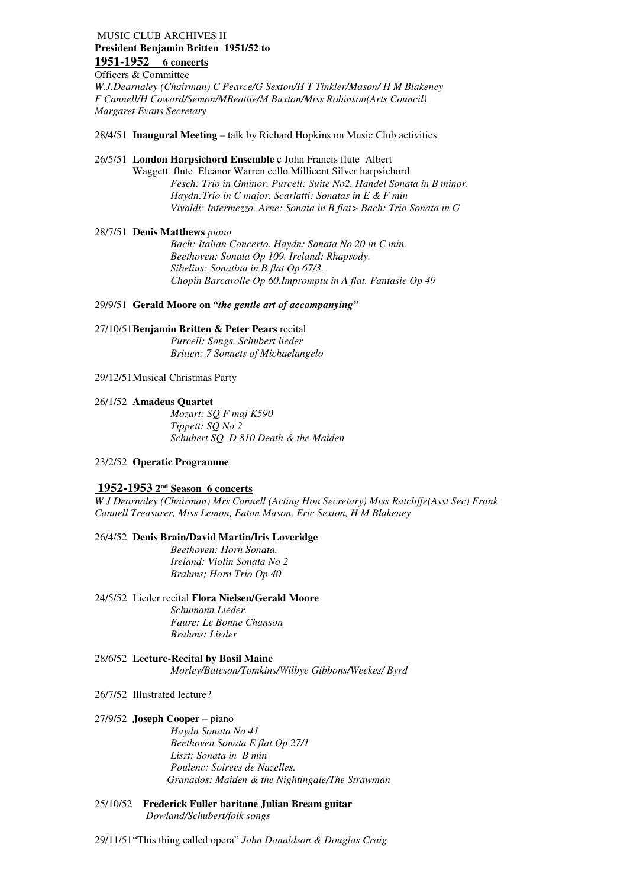MUSIC CLUB ARCHIVES II

**President Benjamin Britten 1951/52 to**

## 1951-1952 6 concerts

Officers & Committee

*W.J.Dearnaley (Chairman) C Pearce/G Sexton/H T Tinkler/Mason/ H M Blakeney*
*F Cannell/H Coward/Semon/MBeattie/M Buxton/Miss Robinson(Arts Council)*
*Margaret Evans Secretary*

28/4/51 **Inaugural Meeting** – talk by Richard Hopkins on Music Club activities

26/5/51 **London Harpsichord Ensemble** c John Francis flute Albert Waggett flute Eleanor Warren cello Millicent Silver harpsichord
*Fesch: Trio in Gminor. Purcell: Suite No2. Handel Sonata in B minor.*
*Haydn:Trio in C major. Scarlatti: Sonatas in E & F min*
*Vivaldi: Intermezzo. Arne: Sonata in B flat> Bach: Trio Sonata in G*

28/7/51 **Denis Matthews** *piano*
*Bach: Italian Concerto. Haydn: Sonata No 20 in C min.*
*Beethoven: Sonata Op 109. Ireland: Rhapsody.*
*Sibelius: Sonatina in B flat Op 67/3.*
*Chopin Barcarolle Op 60.Impromptu in A flat. Fantasie Op 49*

29/9/51 **Gerald Moore on *"the gentle art of accompanying"***

27/10/51 **Benjamin Britten & Peter Pears** recital
*Purcell: Songs, Schubert lieder*
*Britten: 7 Sonnets of Michaelangelo*

29/12/51 Musical Christmas Party

26/1/52 **Amadeus Quartet**
*Mozart: SQ F maj K590*
*Tippett: SQ No 2*
*Schubert SQ D 810 Death & the Maiden*

23/2/52 **Operatic Programme**

## 1952-1953 2nd Season 6 concerts

*W J Dearnaley (Chairman) Mrs Cannell (Acting Hon Secretary) Miss Ratcliffe(Asst Sec) Frank Cannell Treasurer, Miss Lemon, Eaton Mason, Eric Sexton, H M Blakeney*

26/4/52 **Denis Brain/David Martin/Iris Loveridge**
*Beethoven: Horn Sonata.*
*Ireland: Violin Sonata No 2*
*Brahms; Horn Trio Op 40*

24/5/52 Lieder recital **Flora Nielsen/Gerald Moore**
*Schumann Lieder.*
*Faure: Le Bonne Chanson*
*Brahms: Lieder*

28/6/52 **Lecture-Recital by Basil Maine**
*Morley/Bateson/Tomkins/Wilbye Gibbons/Weekes/ Byrd*

26/7/52 Illustrated lecture?

27/9/52 **Joseph Cooper** – piano
*Haydn Sonata No 41*
*Beethoven Sonata E flat Op 27/1*
*Liszt: Sonata in B min*
*Poulenc: Soirees de Nazelles.*
*Granados: Maiden & the Nightingale/The Strawman*

25/10/52 **Frederick Fuller baritone Julian Bream guitar**
*Dowland/Schubert/folk songs*

29/11/51 "This thing called opera" *John Donaldson & Douglas Craig*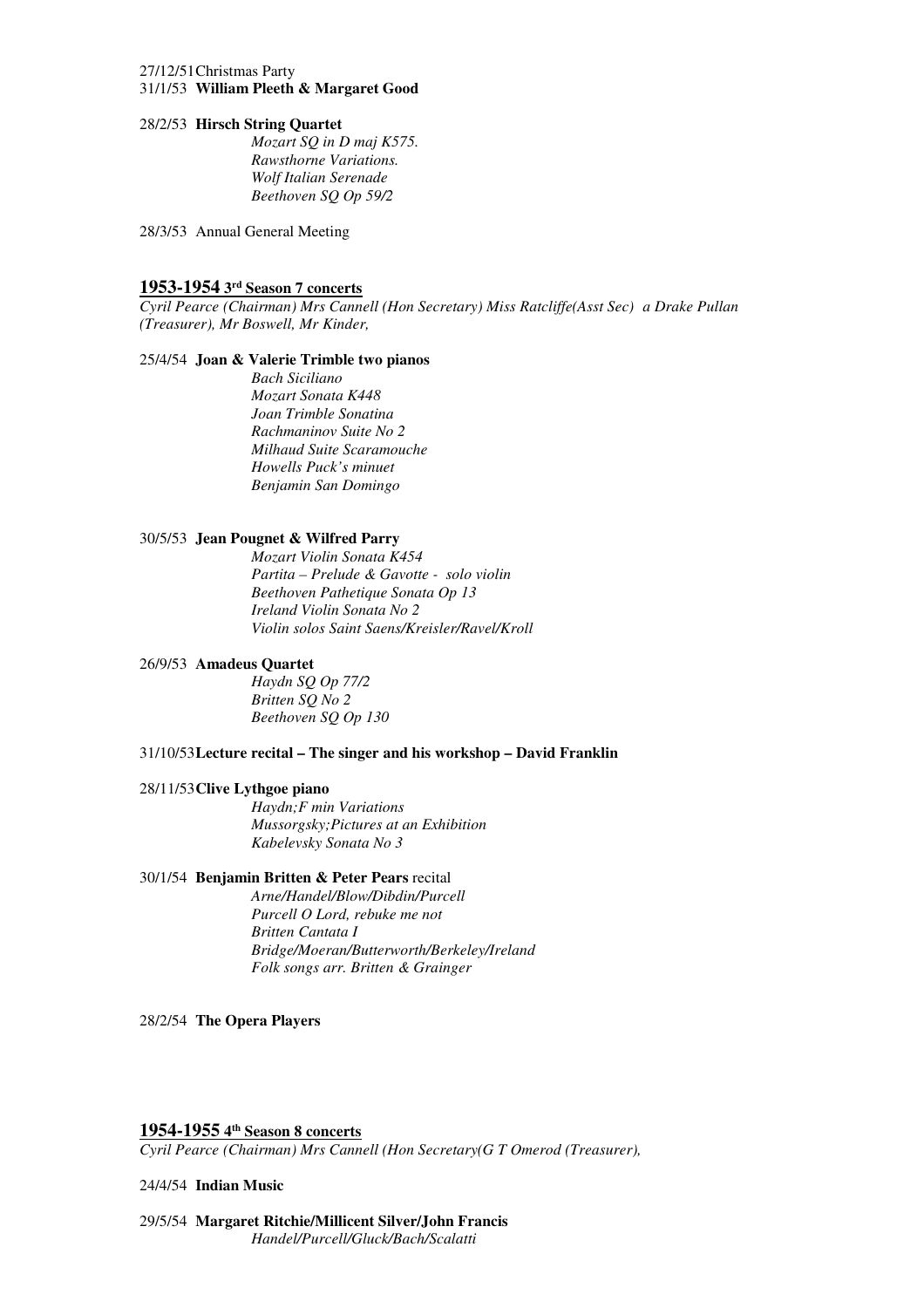27/12/51 Christmas Party

31/1/53 **William Pleeth & Margaret Good**

28/2/53 **Hirsch String Quartet**

*Mozart SQ in D maj K575.*
*Rawsthorne Variations.*
*Wolf Italian Serenade*
*Beethoven SQ Op 59/2*

28/3/53 Annual General Meeting

## 1953-1954 3rd Season 7 concerts

*Cyril Pearce (Chairman) Mrs Cannell (Hon Secretary) Miss Ratcliffe(Asst Sec) a Drake Pullan (Treasurer), Mr Boswell, Mr Kinder,*

25/4/54 **Joan & Valerie Trimble two pianos**

*Bach Siciliano*
*Mozart Sonata K448*
*Joan Trimble Sonatina*
*Rachmaninov Suite No 2*
*Milhaud Suite Scaramouche*
*Howells Puck's minuet*
*Benjamin San Domingo*

30/5/53 **Jean Pougnet & Wilfred Parry**

*Mozart Violin Sonata K454*
*Partita – Prelude & Gavotte - solo violin*
*Beethoven Pathetique Sonata Op 13*
*Ireland Violin Sonata No 2*
*Violin solos Saint Saens/Kreisler/Ravel/Kroll*

26/9/53 **Amadeus Quartet**

*Haydn SQ Op 77/2*
*Britten SQ No 2*
*Beethoven SQ Op 130*

31/10/53 **Lecture recital – The singer and his workshop – David Franklin**

28/11/53 **Clive Lythgoe piano**

*Haydn;F min Variations*
*Mussorgsky;Pictures at an Exhibition*
*Kabelevsky Sonata No 3*

30/1/54 **Benjamin Britten & Peter Pears** recital

*Arne/Handel/Blow/Dibdin/Purcell*
*Purcell O Lord, rebuke me not*
*Britten Cantata I*
*Bridge/Moeran/Butterworth/Berkeley/Ireland*
*Folk songs arr. Britten & Grainger*

28/2/54 **The Opera Players**

## 1954-1955 4th Season 8 concerts

*Cyril Pearce (Chairman) Mrs Cannell (Hon Secretary(G T Omerod (Treasurer),*

24/4/54 **Indian Music**

29/5/54 **Margaret Ritchie/Millicent Silver/John Francis**

*Handel/Purcell/Gluck/Bach/Scalatti*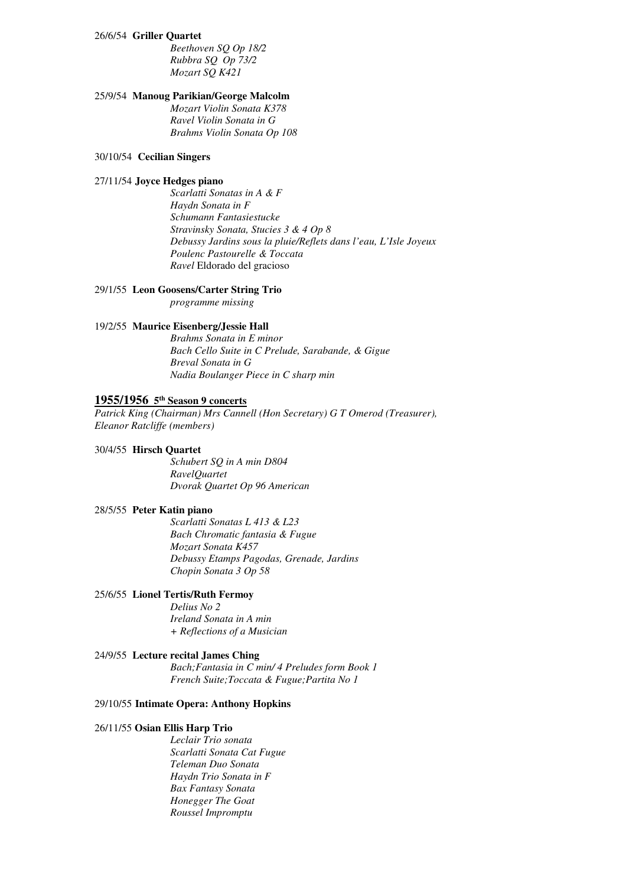26/6/54 **Griller Quartet**

*Beethoven SQ Op 18/2*
*Rubbra SQ Op 73/2*
*Mozart SQ K421*

25/9/54 **Manoug Parikian/George Malcolm**

*Mozart Violin Sonata K378*
*Ravel Violin Sonata in G*
*Brahms Violin Sonata Op 108*

30/10/54 **Cecilian Singers**

27/11/54 **Joyce Hedges piano**

*Scarlatti Sonatas in A & F*
*Haydn Sonata in F*
*Schumann Fantasiestucke*
*Stravinsky Sonata, Stucies 3 & 4 Op 8*
*Debussy Jardins sous la pluie/Reflets dans l'eau, L'Isle Joyeux*
*Poulenc Pastourelle & Toccata*
*Ravel* Eldorado del gracioso

29/1/55 **Leon Goosens/Carter String Trio**

*programme missing*

19/2/55 **Maurice Eisenberg/Jessie Hall**

*Brahms Sonata in E minor*
*Bach Cello Suite in C Prelude, Sarabande, & Gigue*
*Breval Sonata in G*
*Nadia Boulanger Piece in C sharp min*

## 1955/1956 5th Season 9 concerts

*Patrick King (Chairman) Mrs Cannell (Hon Secretary) G T Omerod (Treasurer), Eleanor Ratcliffe (members)*

30/4/55 **Hirsch Quartet**

*Schubert SQ in A min D804*
*RavelQuartet*
*Dvorak Quartet Op 96 American*

28/5/55 **Peter Katin piano**

*Scarlatti Sonatas L 413 & L23*
*Bach Chromatic fantasia & Fugue*
*Mozart Sonata K457*
*Debussy Etamps Pagodas, Grenade, Jardins*
*Chopin Sonata 3 Op 58*

25/6/55 **Lionel Tertis/Ruth Fermoy**

*Delius No 2*
*Ireland Sonata in A min*
*+ Reflections of a Musician*

24/9/55 **Lecture recital James Ching**

*Bach;Fantasia in C min/ 4 Preludes form Book 1*
*French Suite;Toccata & Fugue;Partita No 1*

29/10/55 **Intimate Opera: Anthony Hopkins**

26/11/55 **Osian Ellis Harp Trio**

*Leclair Trio sonata*
*Scarlatti Sonata Cat Fugue*
*Teleman Duo Sonata*
*Haydn Trio Sonata in F*
*Bax Fantasy Sonata*
*Honegger The Goat*
*Roussel Impromptu*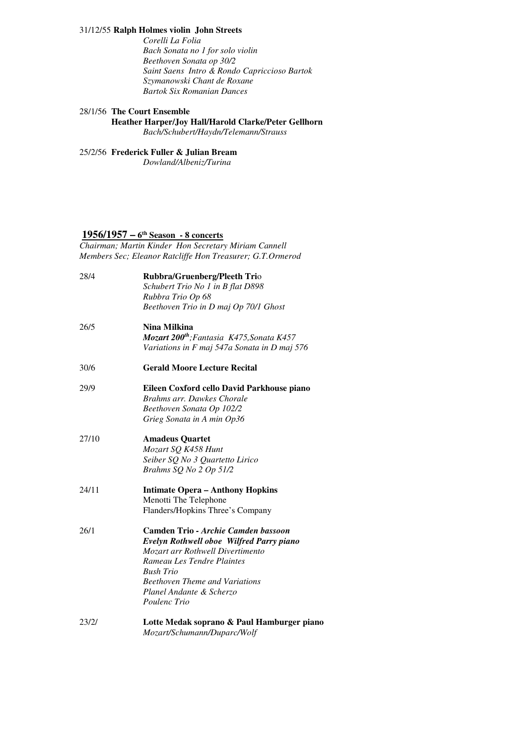31/12/55 **Ralph Holmes violin John Streets**

*Corelli La Folia*
*Bach Sonata no 1 for solo violin*
*Beethoven Sonata op 30/2*
*Saint Saens Intro & Rondo Capriccioso Bartok*
*Szymanowski Chant de Roxane*
*Bartok Six Romanian Dances*

28/1/56 **The Court Ensemble**
**Heather Harper/Joy Hall/Harold Clarke/Peter Gellhorn**
*Bach/Schubert/Haydn/Telemann/Strauss*

25/2/56 **Frederick Fuller & Julian Bream**
*Dowland/Albeniz/Turina*

## 1956/1957 – 6th Season - 8 concerts

*Chairman; Martin Kinder Hon Secretary Miriam Cannell*
*Members Sec; Eleanor Ratcliffe Hon Treasurer; G.T.Ormerod*

28/4 **Rubbra/Gruenberg/Pleeth Trio**
*Schubert Trio No 1 in B flat D898*
*Rubbra Trio Op 68*
*Beethoven Trio in D maj Op 70/1 Ghost*

26/5 **Nina Milkina**
***Mozart 200th**; Fantasia K475, Sonata K457*
*Variations in F maj 547a Sonata in D maj 576*

30/6 **Gerald Moore Lecture Recital**

29/9 **Eileen Coxford cello David Parkhouse piano**
*Brahms arr. Dawkes Chorale*
*Beethoven Sonata Op 102/2*
*Grieg Sonata in A min Op36*

27/10 **Amadeus Quartet**
*Mozart SQ K458 Hunt*
*Seiber SQ No 3 Quartetto Lirico*
*Brahms SQ No 2 Op 51/2*

24/11 **Intimate Opera – Anthony Hopkins**
Menotti The Telephone
Flanders/Hopkins Three's Company

26/1 **Camden Trio - *Archie Camden bassoon***
***Evelyn Rothwell oboe Wilfred Parry piano***
*Mozart arr Rothwell Divertimento*
*Rameau Les Tendre Plaintes*
*Bush Trio*
*Beethoven Theme and Variations*
*Planel Andante & Scherzo*
*Poulenc Trio*

23/2/ **Lotte Medak soprano & Paul Hamburger piano**
*Mozart/Schumann/Duparc/Wolf*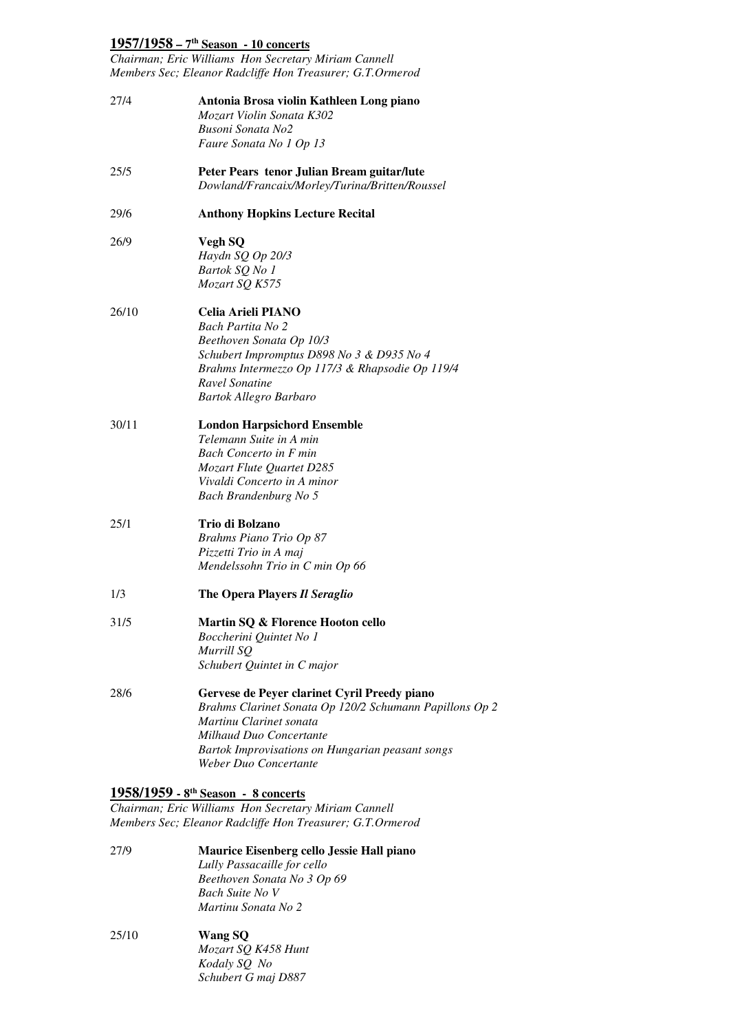## 1957/1958 – 7th Season - 10 concerts

*Chairman; Eric Williams Hon Secretary Miriam Cannell*
*Members Sec; Eleanor Radcliffe Hon Treasurer; G.T.Ormerod*

27/4 **Antonia Brosa violin Kathleen Long piano**
*Mozart Violin Sonata K302*
*Busoni Sonata No2*
*Faure Sonata No 1 Op 13*

25/5 **Peter Pears tenor Julian Bream guitar/lute**
*Dowland/Francaix/Morley/Turina/Britten/Roussel*

29/6 **Anthony Hopkins Lecture Recital**

26/9 **Vegh SQ**
*Haydn SQ Op 20/3*
*Bartok SQ No 1*
*Mozart SQ K575*

26/10 **Celia Arieli PIANO**
*Bach Partita No 2*
*Beethoven Sonata Op 10/3*
*Schubert Impromptus D898 No 3 & D935 No 4*
*Brahms Intermezzo Op 117/3 & Rhapsodie Op 119/4*
*Ravel Sonatine*
*Bartok Allegro Barbaro*

30/11 **London Harpsichord Ensemble**
*Telemann Suite in A min*
*Bach Concerto in F min*
*Mozart Flute Quartet D285*
*Vivaldi Concerto in A minor*
*Bach Brandenburg No 5*

25/1 **Trio di Bolzano**
*Brahms Piano Trio Op 87*
*Pizzetti Trio in A maj*
*Mendelssohn Trio in C min Op 66*

1/3 **The Opera Players *Il Seraglio***

31/5 **Martin SQ & Florence Hooton cello**
*Boccherini Quintet No 1*
*Murrill SQ*
*Schubert Quintet in C major*

28/6 **Gervese de Peyer clarinet Cyril Preedy piano**
*Brahms Clarinet Sonata Op 120/2 Schumann Papillons Op 2*
*Martinu Clarinet sonata*
*Milhaud Duo Concertante*
*Bartok Improvisations on Hungarian peasant songs*
*Weber Duo Concertante*

## 1958/1959 - 8th Season - 8 concerts

*Chairman; Eric Williams Hon Secretary Miriam Cannell*
*Members Sec; Eleanor Radcliffe Hon Treasurer; G.T.Ormerod*

27/9 **Maurice Eisenberg cello Jessie Hall piano**
*Lully Passacaille for cello*
*Beethoven Sonata No 3 Op 69*
*Bach Suite No V*
*Martinu Sonata No 2*

25/10 **Wang SQ**
*Mozart SQ K458 Hunt*
*Kodaly SQ No*
*Schubert G maj D887*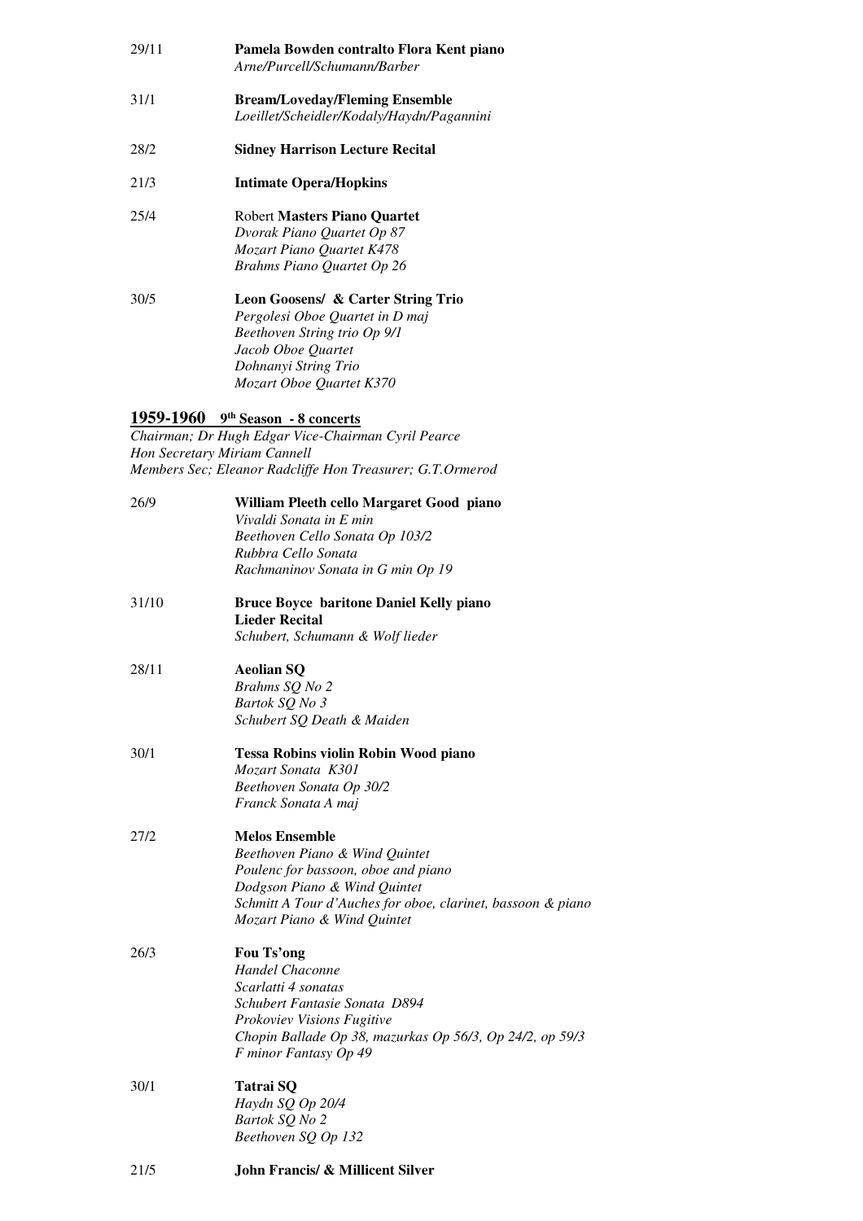29/11 **Pamela Bowden contralto Flora Kent piano**
*Arne/Purcell/Schumann/Barber*

31/1 **Bream/Loveday/Fleming Ensemble**
*Loeillet/Scheidler/Kodaly/Haydn/Pagannini*

28/2 **Sidney Harrison Lecture Recital**

21/3 **Intimate Opera/Hopkins**

25/4 Robert **Masters Piano Quartet**
*Dvorak Piano Quartet Op 87*
*Mozart Piano Quartet K478*
*Brahms Piano Quartet Op 26*

30/5 **Leon Goosens/ & Carter String Trio**
*Pergolesi Oboe Quartet in D maj*
*Beethoven String trio Op 9/1*
*Jacob Oboe Quartet*
*Dohnanyi String Trio*
*Mozart Oboe Quartet K370*

## 1959-1960 9th Season - 8 concerts

*Chairman; Dr Hugh Edgar Vice-Chairman Cyril Pearce*
*Hon Secretary Miriam Cannell*
*Members Sec; Eleanor Radcliffe Hon Treasurer; G.T.Ormerod*

26/9 **William Pleeth cello Margaret Good piano**
*Vivaldi Sonata in E min*
*Beethoven Cello Sonata Op 103/2*
*Rubbra Cello Sonata*
*Rachmaninov Sonata in G min Op 19*

31/10 **Bruce Boyce baritone Daniel Kelly piano**
**Lieder Recital**
*Schubert, Schumann & Wolf lieder*

28/11 **Aeolian SQ**
*Brahms SQ No 2*
*Bartok SQ No 3*
*Schubert SQ Death & Maiden*

30/1 **Tessa Robins violin Robin Wood piano**
*Mozart Sonata K301*
*Beethoven Sonata Op 30/2*
*Franck Sonata A maj*

27/2 **Melos Ensemble**
*Beethoven Piano & Wind Quintet*
*Poulenc for bassoon, oboe and piano*
*Dodgson Piano & Wind Quintet*
*Schmitt A Tour d'Auches for oboe, clarinet, bassoon & piano*
*Mozart Piano & Wind Quintet*

26/3 **Fou Ts'ong**
*Handel Chaconne*
*Scarlatti 4 sonatas*
*Schubert Fantasie Sonata D894*
*Prokoviev Visions Fugitive*
*Chopin Ballade Op 38, mazurkas Op 56/3, Op 24/2, op 59/3*
*F minor Fantasy Op 49*

30/1 **Tatrai SQ**
*Haydn SQ Op 20/4*
*Bartok SQ No 2*
*Beethoven SQ Op 132*

21/5 **John Francis/ & Millicent Silver**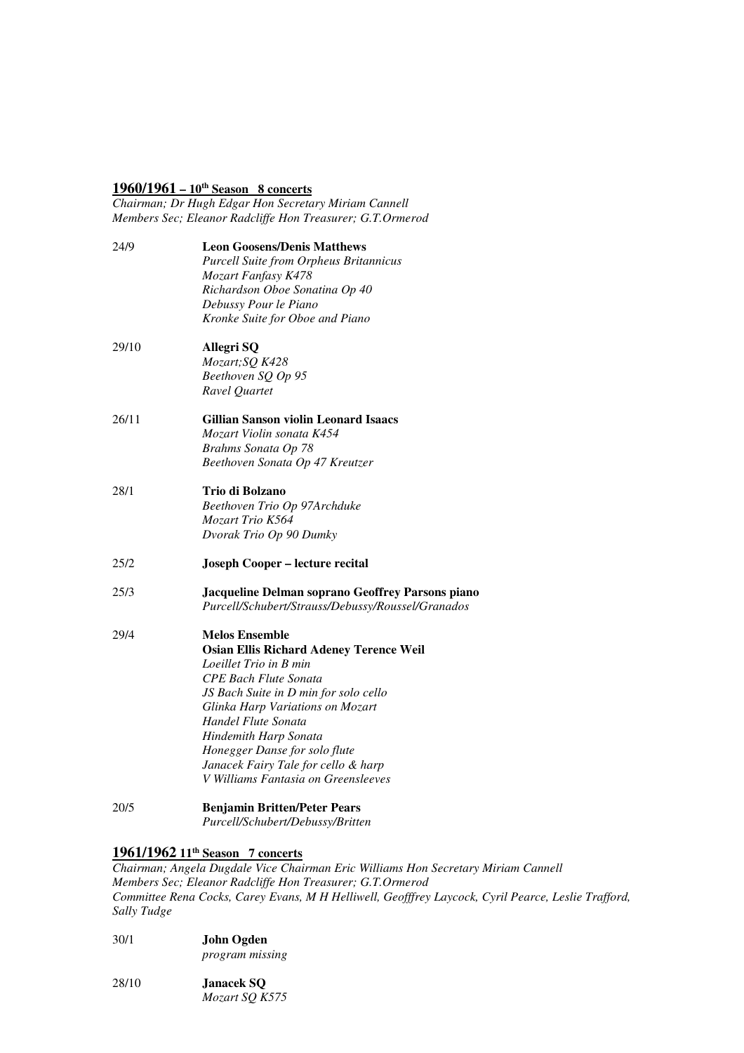## 1960/1961 – 10th Season 8 concerts

*Chairman; Dr Hugh Edgar Hon Secretary Miriam Cannell*
*Members Sec; Eleanor Radcliffe Hon Treasurer; G.T.Ormerod*

24/9 **Leon Goosens/Denis Matthews**
*Purcell Suite from Orpheus Britannicus*
*Mozart Fanfasy K478*
*Richardson Oboe Sonatina Op 40*
*Debussy Pour le Piano*
*Kronke Suite for Oboe and Piano*

29/10 **Allegri SQ**
*Mozart;SQ K428*
*Beethoven SQ Op 95*
*Ravel Quartet*

26/11 **Gillian Sanson violin Leonard Isaacs**
*Mozart Violin sonata K454*
*Brahms Sonata Op 78*
*Beethoven Sonata Op 47 Kreutzer*

28/1 **Trio di Bolzano**
*Beethoven Trio Op 97Archduke*
*Mozart Trio K564*
*Dvorak Trio Op 90 Dumky*

25/2 **Joseph Cooper – lecture recital**

25/3 **Jacqueline Delman soprano Geoffrey Parsons piano**
*Purcell/Schubert/Strauss/Debussy/Roussel/Granados*

29/4 **Melos Ensemble**
**Osian Ellis Richard Adeney Terence Weil**
*Loeillet Trio in B min*
*CPE Bach Flute Sonata*
*JS Bach Suite in D min for solo cello*
*Glinka Harp Variations on Mozart*
*Handel Flute Sonata*
*Hindemith Harp Sonata*
*Honegger Danse for solo flute*
*Janacek Fairy Tale for cello & harp*
*V Williams Fantasia on Greensleeves*

20/5 **Benjamin Britten/Peter Pears**
*Purcell/Schubert/Debussy/Britten*

## 1961/1962 11th Season 7 concerts

*Chairman; Angela Dugdale Vice Chairman Eric Williams Hon Secretary Miriam Cannell*
*Members Sec; Eleanor Radcliffe Hon Treasurer; G.T.Ormerod*
*Committee Rena Cocks, Carey Evans, M H Helliwell, Geofffrey Laycock, Cyril Pearce, Leslie Trafford, Sally Tudge*

30/1 **John Ogden**
*program missing*

28/10 **Janacek SQ**
*Mozart SQ K575*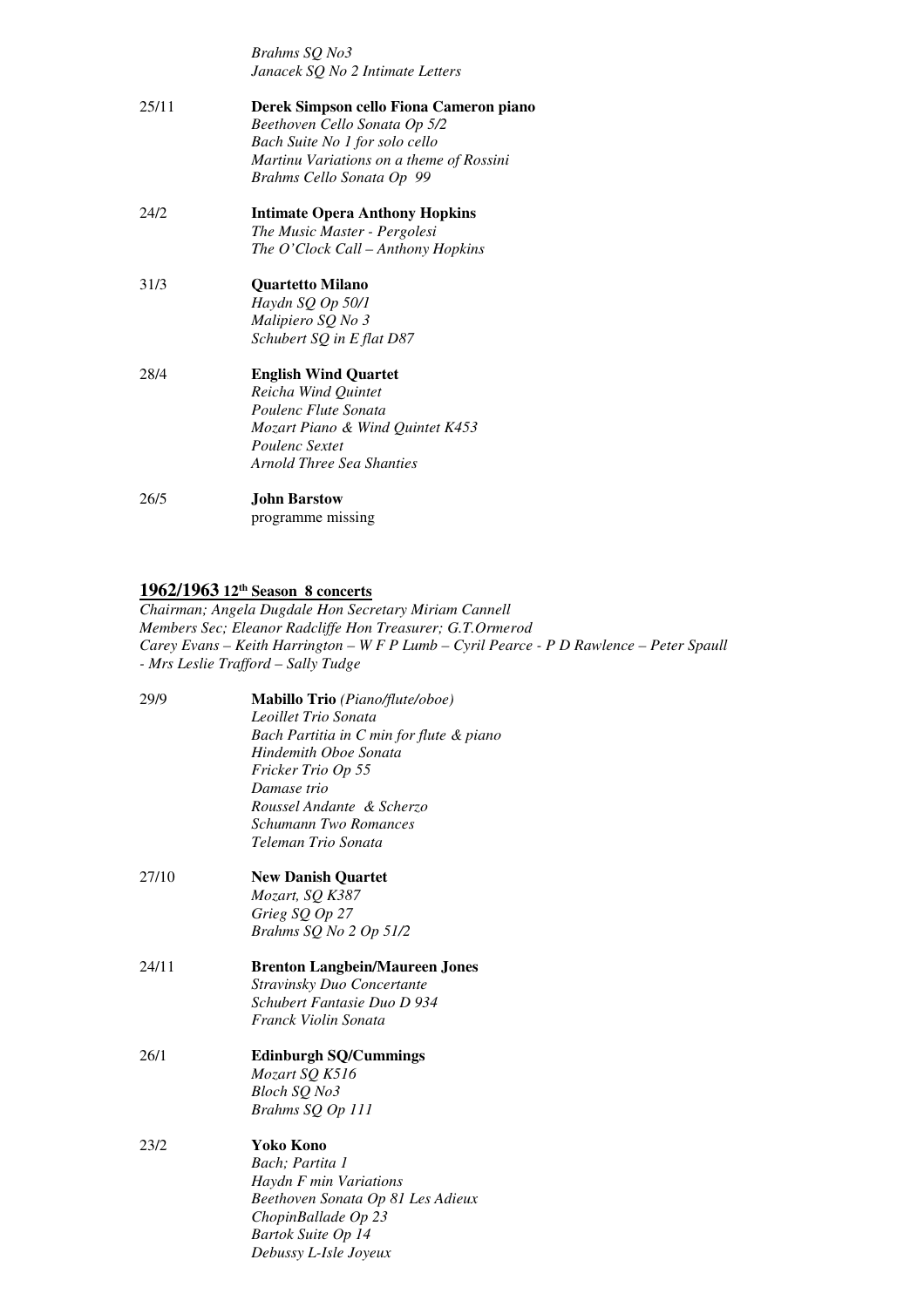*Brahms SQ No3*
*Janacek SQ No 2 Intimate Letters*

25/11 **Derek Simpson cello Fiona Cameron piano**
*Beethoven Cello Sonata Op 5/2*
*Bach Suite No 1 for solo cello*
*Martinu Variations on a theme of Rossini*
*Brahms Cello Sonata Op 99*

24/2 **Intimate Opera Anthony Hopkins**
*The Music Master - Pergolesi*
*The O'Clock Call – Anthony Hopkins*

31/3 **Quartetto Milano**
*Haydn SQ Op 50/1*
*Malipiero SQ No 3*
*Schubert SQ in E flat D87*

28/4 **English Wind Quartet**
*Reicha Wind Quintet*
*Poulenc Flute Sonata*
*Mozart Piano & Wind Quintet K453*
*Poulenc Sextet*
*Arnold Three Sea Shanties*

26/5 **John Barstow**
programme missing

## 1962/1963 12th Season 8 concerts

*Chairman; Angela Dugdale Hon Secretary Miriam Cannell*
*Members Sec; Eleanor Radcliffe Hon Treasurer; G.T.Ormerod*
*Carey Evans – Keith Harrington – W F P Lumb – Cyril Pearce - P D Rawlence – Peter Spaull - Mrs Leslie Trafford – Sally Tudge*

29/9 **Mabillo Trio** *(Piano/flute/oboe)*
*Leoillet Trio Sonata*
*Bach Partitia in C min for flute & piano*
*Hindemith Oboe Sonata*
*Fricker Trio Op 55*
*Damase trio*
*Roussel Andante & Scherzo*
*Schumann Two Romances*
*Teleman Trio Sonata*

27/10 **New Danish Quartet**
*Mozart, SQ K387*
*Grieg SQ Op 27*
*Brahms SQ No 2 Op 51/2*

24/11 **Brenton Langbein/Maureen Jones**
*Stravinsky Duo Concertante*
*Schubert Fantasie Duo D 934*
*Franck Violin Sonata*

26/1 **Edinburgh SQ/Cummings**
*Mozart SQ K516*
*Bloch SQ No3*
*Brahms SQ Op 111*

23/2 **Yoko Kono**
*Bach; Partita 1*
*Haydn F min Variations*
*Beethoven Sonata Op 81 Les Adieux*
*ChopinBallade Op 23*
*Bartok Suite Op 14*
*Debussy L-Isle Joyeux*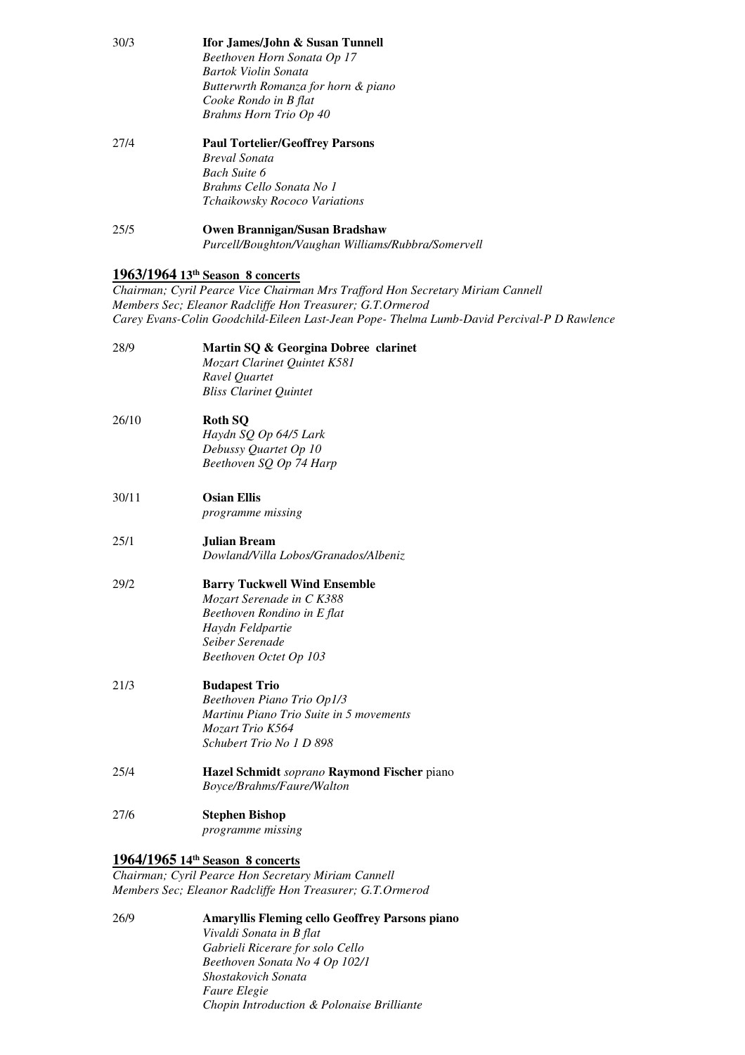30/3 **Ifor James/John & Susan Tunnell**
*Beethoven Horn Sonata Op 17*
*Bartok Violin Sonata*
*Butterwrth Romanza for horn & piano*
*Cooke Rondo in B flat*
*Brahms Horn Trio Op 40*

27/4 **Paul Tortelier/Geoffrey Parsons**
*Breval Sonata*
*Bach Suite 6*
*Brahms Cello Sonata No 1*
*Tchaikowsky Rococo Variations*

25/5 **Owen Brannigan/Susan Bradshaw**
*Purcell/Boughton/Vaughan Williams/Rubbra/Somervell*

## 1963/1964 13th Season 8 concerts

*Chairman; Cyril Pearce Vice Chairman Mrs Trafford Hon Secretary Miriam Cannell*
*Members Sec; Eleanor Radcliffe Hon Treasurer; G.T.Ormerod*
*Carey Evans-Colin Goodchild-Eileen Last-Jean Pope- Thelma Lumb-David Percival-P D Rawlence*

28/9 **Martin SQ & Georgina Dobree clarinet**
*Mozart Clarinet Quintet K581*
*Ravel Quartet*
*Bliss Clarinet Quintet*

26/10 **Roth SQ**
*Haydn SQ Op 64/5 Lark*
*Debussy Quartet Op 10*
*Beethoven SQ Op 74 Harp*

30/11 **Osian Ellis**
*programme missing*

25/1 **Julian Bream**
*Dowland/Villa Lobos/Granados/Albeniz*

29/2 **Barry Tuckwell Wind Ensemble**
*Mozart Serenade in C K388*
*Beethoven Rondino in E flat*
*Haydn Feldpartie*
*Seiber Serenade*
*Beethoven Octet Op 103*

21/3 **Budapest Trio**
*Beethoven Piano Trio Op1/3*
*Martinu Piano Trio Suite in 5 movements*
*Mozart Trio K564*
*Schubert Trio No 1 D 898*

25/4 **Hazel Schmidt** *soprano* **Raymond Fischer** piano
*Boyce/Brahms/Faure/Walton*

27/6 **Stephen Bishop**
*programme missing*

## 1964/1965 14th Season 8 concerts

*Chairman; Cyril Pearce Hon Secretary Miriam Cannell*
*Members Sec; Eleanor Radcliffe Hon Treasurer; G.T.Ormerod*

26/9 **Amaryllis Fleming cello Geoffrey Parsons piano**
*Vivaldi Sonata in B flat*
*Gabrieli Ricerare for solo Cello*
*Beethoven Sonata No 4 Op 102/1*
*Shostakovich Sonata*
*Faure Elegie*
*Chopin Introduction & Polonaise Brilliante*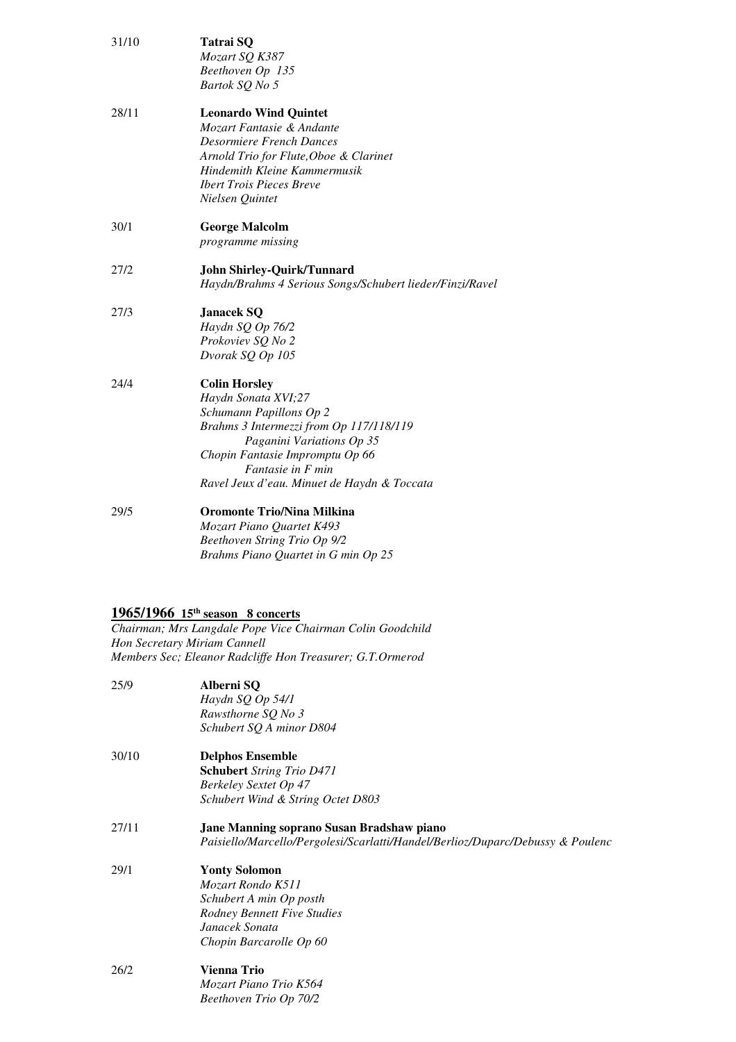31/10 **Tatrai SQ**
*Mozart SQ K387*
*Beethoven Op 135*
*Bartok SQ No 5*

28/11 **Leonardo Wind Quintet**
*Mozart Fantasie & Andante*
*Desormiere French Dances*
*Arnold Trio for Flute,Oboe & Clarinet*
*Hindemith Kleine Kammermusik*
*Ibert Trois Pieces Breve*
*Nielsen Quintet*

30/1 **George Malcolm**
*programme missing*

27/2 **John Shirley-Quirk/Tunnard**
*Haydn/Brahms 4 Serious Songs/Schubert lieder/Finzi/Ravel*

27/3 **Janacek SQ**
*Haydn SQ Op 76/2*
*Prokoviev SQ No 2*
*Dvorak SQ Op 105*

24/4 **Colin Horsley**
*Haydn Sonata XVI;27*
*Schumann Papillons Op 2*
*Brahms 3 Intermezzi from Op 117/118/119*
*Paganini Variations Op 35*
*Chopin Fantasie Impromptu Op 66*
*Fantasie in F min*
*Ravel Jeux d'eau. Minuet de Haydn & Toccata*

29/5 **Oromonte Trio/Nina Milkina**
*Mozart Piano Quartet K493*
*Beethoven String Trio Op 9/2*
*Brahms Piano Quartet in G min Op 25*

## 1965/1966 15th season 8 concerts

*Chairman; Mrs Langdale Pope Vice Chairman Colin Goodchild*
*Hon Secretary Miriam Cannell*
*Members Sec; Eleanor Radcliffe Hon Treasurer; G.T.Ormerod*

25/9 **Alberni SQ**
*Haydn SQ Op 54/1*
*Rawsthorne SQ No 3*
*Schubert SQ A minor D804*

30/10 **Delphos Ensemble**
**Schubert** *String Trio D471*
*Berkeley Sextet Op 47*
*Schubert Wind & String Octet D803*

27/11 **Jane Manning soprano Susan Bradshaw piano**
*Paisiello/Marcello/Pergolesi/Scarlatti/Handel/Berlioz/Duparc/Debussy & Poulenc*

29/1 **Yonty Solomon**
*Mozart Rondo K511*
*Schubert A min Op posth*
*Rodney Bennett Five Studies*
*Janacek Sonata*
*Chopin Barcarolle Op 60*

26/2 **Vienna Trio**
*Mozart Piano Trio K564*
*Beethoven Trio Op 70/2*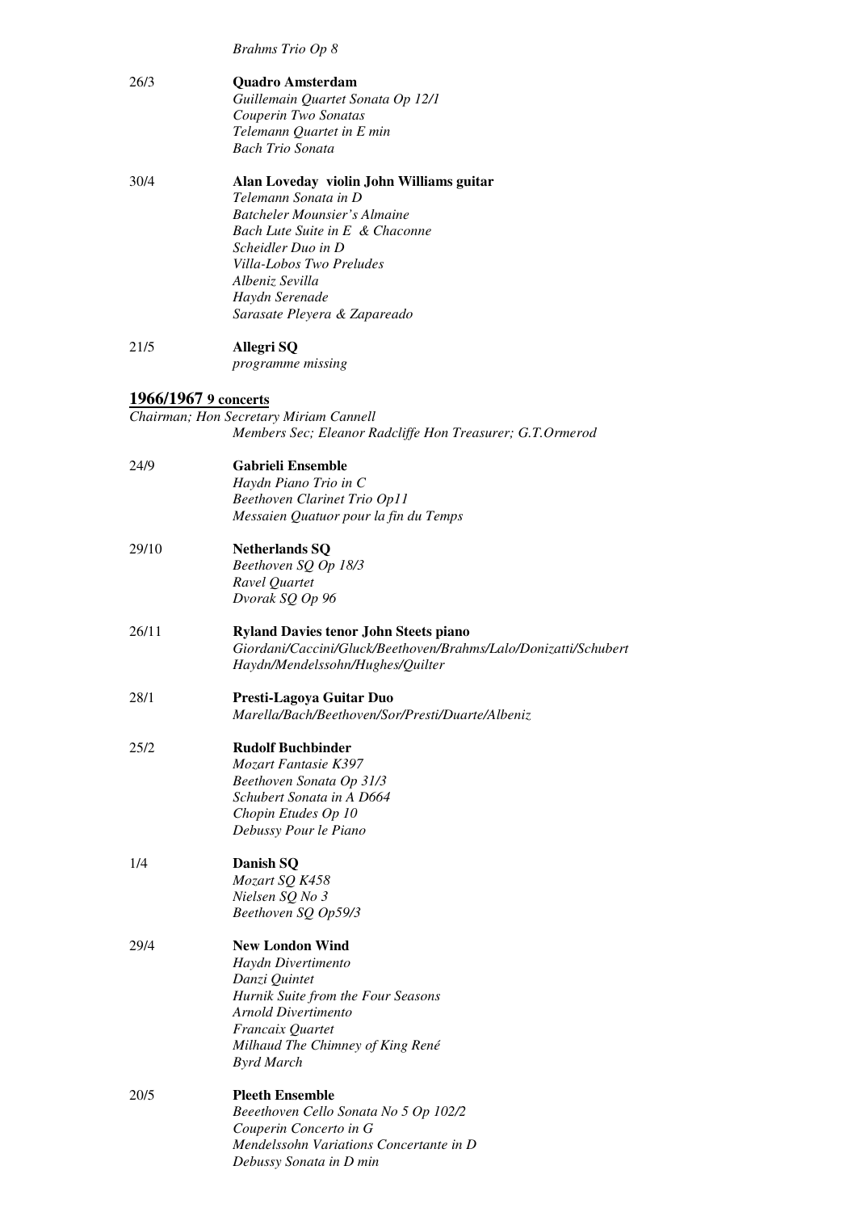*Brahms Trio Op 8*

26/3 **Quadro Amsterdam**
*Guillemain Quartet Sonata Op 12/1*
*Couperin Two Sonatas*
*Telemann Quartet in E min*
*Bach Trio Sonata*

30/4 **Alan Loveday violin John Williams guitar**
*Telemann Sonata in D*
*Batcheler Mounsier's Almaine*
*Bach Lute Suite in E & Chaconne*
*Scheidler Duo in D*
*Villa-Lobos Two Preludes*
*Albeniz Sevilla*
*Haydn Serenade*
*Sarasate Pleyera & Zapareado*

21/5 **Allegri SQ**
*programme missing*

## 1966/1967 9 concerts

*Chairman; Hon Secretary Miriam Cannell*
*Members Sec; Eleanor Radcliffe Hon Treasurer; G.T.Ormerod*

24/9 **Gabrieli Ensemble**
*Haydn Piano Trio in C*
*Beethoven Clarinet Trio Op11*
*Messaien Quatuor pour la fin du Temps*

29/10 **Netherlands SQ**
*Beethoven SQ Op 18/3*
*Ravel Quartet*
*Dvorak SQ Op 96*

26/11 **Ryland Davies tenor John Steets piano**
*Giordani/Caccini/Gluck/Beethoven/Brahms/Lalo/Donizatti/Schubert*
*Haydn/Mendelssohn/Hughes/Quilter*

28/1 **Presti-Lagoya Guitar Duo**
*Marella/Bach/Beethoven/Sor/Presti/Duarte/Albeniz*

25/2 **Rudolf Buchbinder**
*Mozart Fantasie K397*
*Beethoven Sonata Op 31/3*
*Schubert Sonata in A D664*
*Chopin Etudes Op 10*
*Debussy Pour le Piano*

1/4 **Danish SQ**
*Mozart SQ K458*
*Nielsen SQ No 3*
*Beethoven SQ Op59/3*

29/4 **New London Wind**
*Haydn Divertimento*
*Danzi Quintet*
*Hurnik Suite from the Four Seasons*
*Arnold Divertimento*
*Francaix Quartet*
*Milhaud The Chimney of King René*
*Byrd March*

20/5 **Pleeth Ensemble**
*Beeethoven Cello Sonata No 5 Op 102/2*
*Couperin Concerto in G*
*Mendelssohn Variations Concertante in D*
*Debussy Sonata in D min*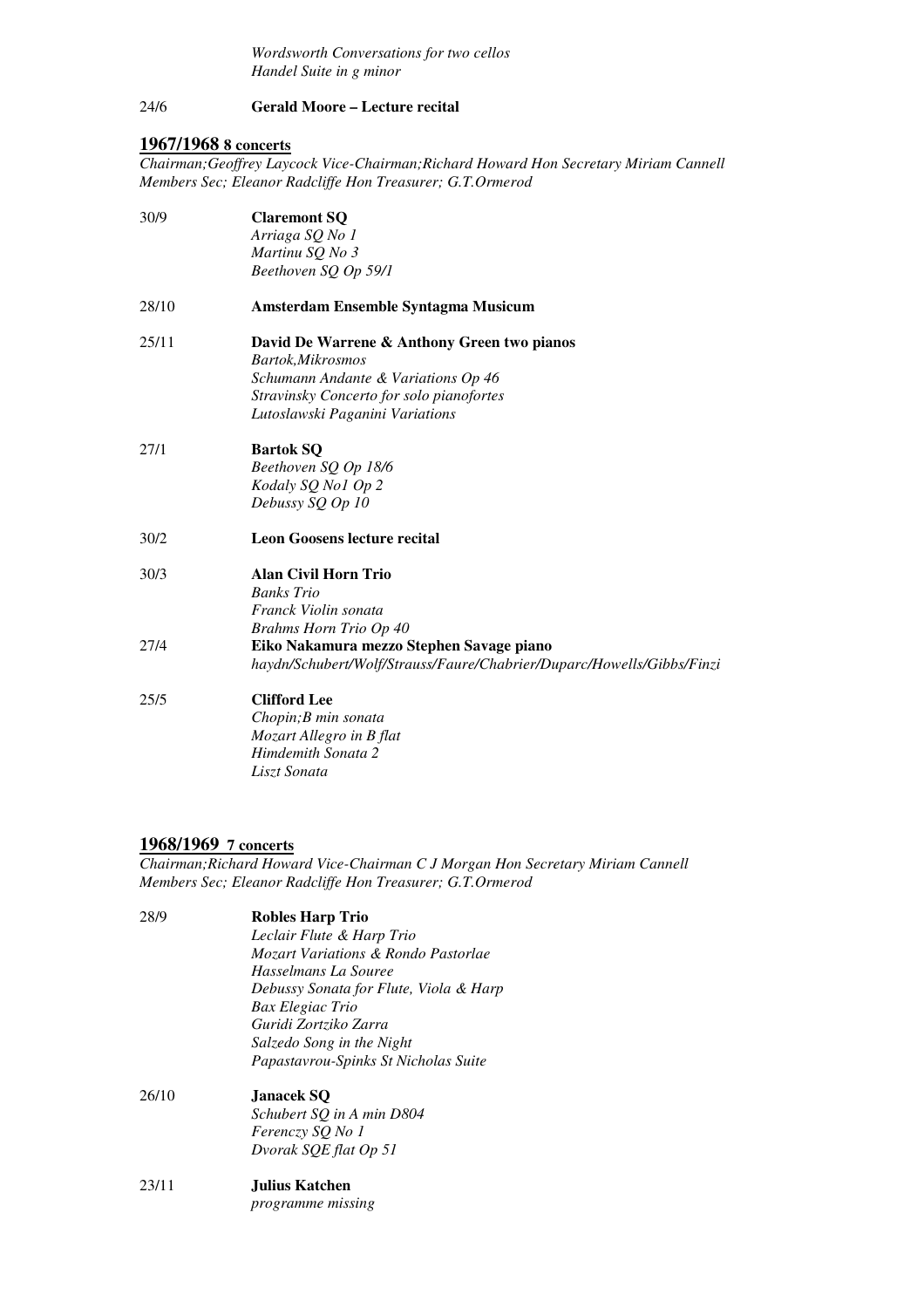*Wordsworth Conversations for two cellos*
*Handel Suite in g minor*

24/6 **Gerald Moore – Lecture recital**

## 1967/1968 8 concerts

*Chairman;Geoffrey Laycock Vice-Chairman;Richard Howard Hon Secretary Miriam Cannell Members Sec; Eleanor Radcliffe Hon Treasurer; G.T.Ormerod*

30/9 **Claremont SQ**
*Arriaga SQ No 1*
*Martinu SQ No 3*
*Beethoven SQ Op 59/1*

28/10 **Amsterdam Ensemble Syntagma Musicum**

25/11 **David De Warrene & Anthony Green two pianos**
*Bartok,Mikrosmos*
*Schumann Andante & Variations Op 46*
*Stravinsky Concerto for solo pianofortes*
*Lutoslawski Paganini Variations*

27/1 **Bartok SQ**
*Beethoven SQ Op 18/6*
*Kodaly SQ No1 Op 2*
*Debussy SQ Op 10*

30/2 **Leon Goosens lecture recital**

30/3 **Alan Civil Horn Trio**
*Banks Trio*
*Franck Violin sonata*
*Brahms Horn Trio Op 40*

27/4 **Eiko Nakamura mezzo Stephen Savage piano**
*haydn/Schubert/Wolf/Strauss/Faure/Chabrier/Duparc/Howells/Gibbs/Finzi*

25/5 **Clifford Lee**
*Chopin;B min sonata*
*Mozart Allegro in B flat*
*Himdemith Sonata 2*
*Liszt Sonata*

## 1968/1969 7 concerts

*Chairman;Richard Howard Vice-Chairman C J Morgan Hon Secretary Miriam Cannell Members Sec; Eleanor Radcliffe Hon Treasurer; G.T.Ormerod*

28/9 **Robles Harp Trio**
*Leclair Flute & Harp Trio*
*Mozart Variations & Rondo Pastorlae*
*Hasselmans La Souree*
*Debussy Sonata for Flute, Viola & Harp*
*Bax Elegiac Trio*
*Guridi Zortziko Zarra*
*Salzedo Song in the Night*
*Papastavrou-Spinks St Nicholas Suite*

26/10 **Janacek SQ**
*Schubert SQ in A min D804*
*Ferenczy SQ No 1*
*Dvorak SQE flat Op 51*

23/11 **Julius Katchen**
*programme missing*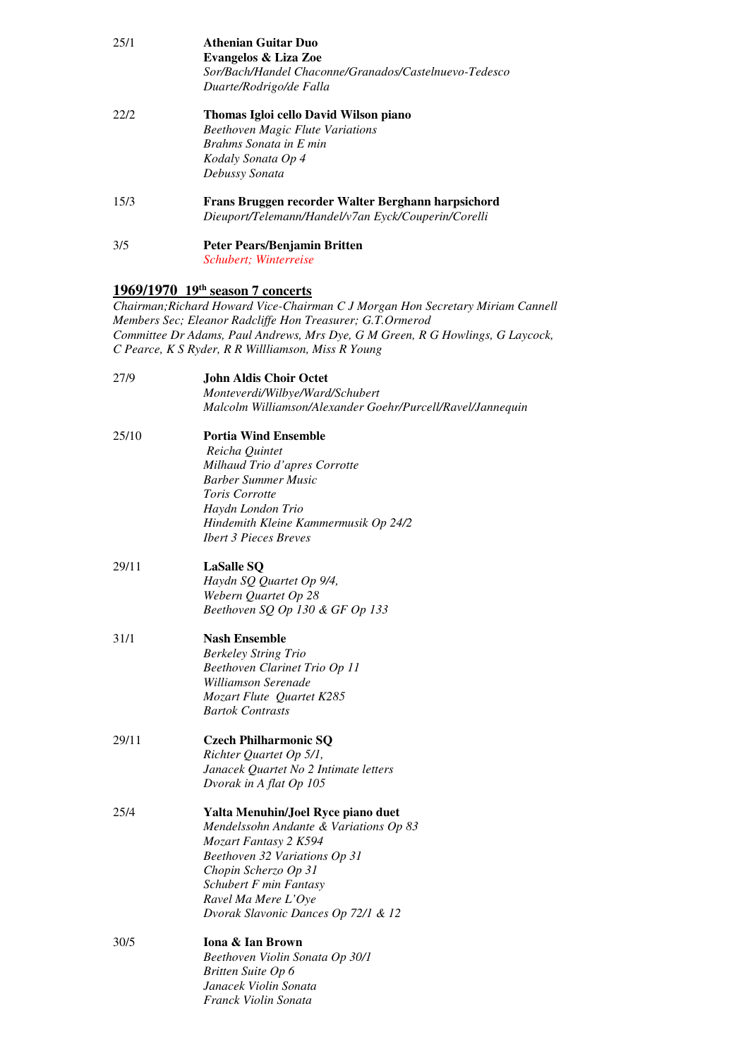25/1 **Athenian Guitar Duo**
**Evangelos & Liza Zoe**
*Sor/Bach/Handel Chaconne/Granados/Castelnuevo-Tedesco*
*Duarte/Rodrigo/de Falla*

22/2 **Thomas Igloi cello David Wilson piano**
*Beethoven Magic Flute Variations*
*Brahms Sonata in E min*
*Kodaly Sonata Op 4*
*Debussy Sonata*

15/3 **Frans Bruggen recorder Walter Berghann harpsichord**
*Dieuport/Telemann/Handel/v7an Eyck/Couperin/Corelli*

3/5 **Peter Pears/Benjamin Britten**
*Schubert; Winterreise*

## 1969/1970 19th season 7 concerts

*Chairman;Richard Howard Vice-Chairman C J Morgan Hon Secretary Miriam Cannell Members Sec; Eleanor Radcliffe Hon Treasurer; G.T.Ormerod Committee Dr Adams, Paul Andrews, Mrs Dye, G M Green, R G Howlings, G Laycock, C Pearce, K S Ryder, R R Willliamson, Miss R Young*

27/9 **John Aldis Choir Octet**
*Monteverdi/Wilbye/Ward/Schubert*
*Malcolm Williamson/Alexander Goehr/Purcell/Ravel/Jannequin*

25/10 **Portia Wind Ensemble**
*Reicha Quintet*
*Milhaud Trio d'apres Corrotte*
*Barber Summer Music*
*Toris Corrotte*
*Haydn London Trio*
*Hindemith Kleine Kammermusik Op 24/2*
*Ibert 3 Pieces Breves*

29/11 **LaSalle SQ**
*Haydn SQ Quartet Op 9/4,*
*Webern Quartet Op 28*
*Beethoven SQ Op 130 & GF Op 133*

31/1 **Nash Ensemble**
*Berkeley String Trio*
*Beethoven Clarinet Trio Op 11*
*Williamson Serenade*
*Mozart Flute Quartet K285*
*Bartok Contrasts*

29/11 **Czech Philharmonic SQ**
*Richter Quartet Op 5/1,*
*Janacek Quartet No 2 Intimate letters*
*Dvorak in A flat Op 105*

25/4 **Yalta Menuhin/Joel Ryce piano duet**
*Mendelssohn Andante & Variations Op 83*
*Mozart Fantasy 2 K594*
*Beethoven 32 Variations Op 31*
*Chopin Scherzo Op 31*
*Schubert F min Fantasy*
*Ravel Ma Mere L'Oye*
*Dvorak Slavonic Dances Op 72/1 & 12*

30/5 **Iona & Ian Brown**
*Beethoven Violin Sonata Op 30/1*
*Britten Suite Op 6*
*Janacek Violin Sonata*
*Franck Violin Sonata*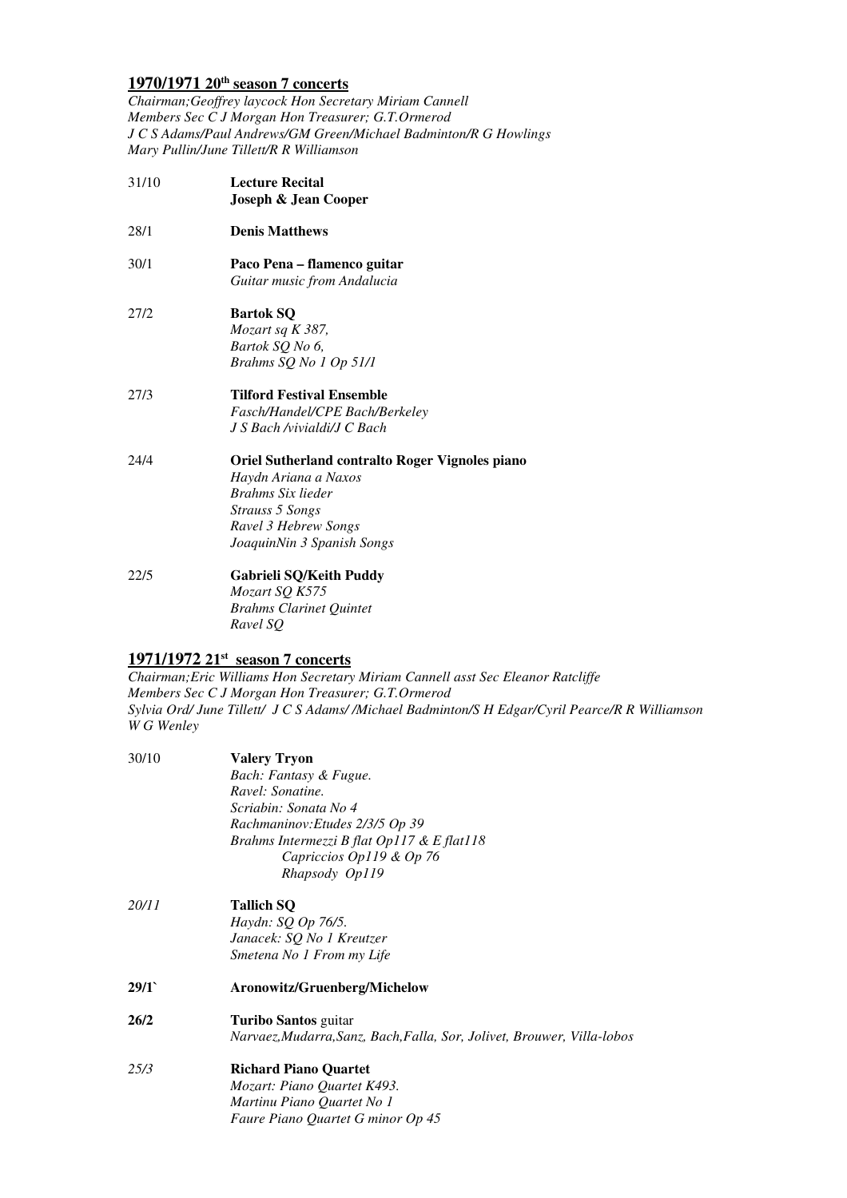## 1970/1971 20th season 7 concerts

*Chairman;Geoffrey laycock Hon Secretary Miriam Cannell*
*Members Sec C J Morgan Hon Treasurer; G.T.Ormerod*
*J C S Adams/Paul Andrews/GM Green/Michael Badminton/R G Howlings*
*Mary Pullin/June Tillett/R R Williamson*

31/10 **Lecture Recital**
**Joseph & Jean Cooper**

28/1 **Denis Matthews**

30/1 **Paco Pena – flamenco guitar**
*Guitar music from Andalucia*

27/2 **Bartok SQ**
*Mozart sq K 387,*
*Bartok SQ No 6,*
*Brahms SQ No 1 Op 51/1*

27/3 **Tilford Festival Ensemble**
*Fasch/Handel/CPE Bach/Berkeley*
*J S Bach /vivialdi/J C Bach*

24/4 **Oriel Sutherland contralto Roger Vignoles piano**
*Haydn Ariana a Naxos*
*Brahms Six lieder*
*Strauss 5 Songs*
*Ravel 3 Hebrew Songs*
*JoaquinNin 3 Spanish Songs*

22/5 **Gabrieli SQ/Keith Puddy**
*Mozart SQ K575*
*Brahms Clarinet Quintet*
*Ravel SQ*

## 1971/1972 21st season 7 concerts

*Chairman;Eric Williams Hon Secretary Miriam Cannell asst Sec Eleanor Ratcliffe*
*Members Sec C J Morgan Hon Treasurer; G.T.Ormerod*
*Sylvia Ord/ June Tillett/ J C S Adams/ /Michael Badminton/S H Edgar/Cyril Pearce/R R Williamson*
*W G Wenley*

30/10 **Valery Tryon**
*Bach: Fantasy & Fugue.*
*Ravel: Sonatine.*
*Scriabin: Sonata No 4*
*Rachmaninov:Etudes 2/3/5 Op 39*
*Brahms Intermezzi B flat Op117 & E flat118*
*Capriccios Op119 & Op 76*
*Rhapsody Op119*

*20/11* **Tallich SQ**
*Haydn: SQ Op 76/5.*
*Janacek: SQ No 1 Kreutzer*
*Smetena No 1 From my Life*

**29/1`** **Aronowitz/Gruenberg/Michelow**

**26/2** **Turibo Santos** guitar
*Narvaez,Mudarra,Sanz, Bach,Falla, Sor, Jolivet, Brouwer, Villa-lobos*

*25/3* **Richard Piano Quartet**
*Mozart: Piano Quartet K493.*
*Martinu Piano Quartet No 1*
*Faure Piano Quartet G minor Op 45*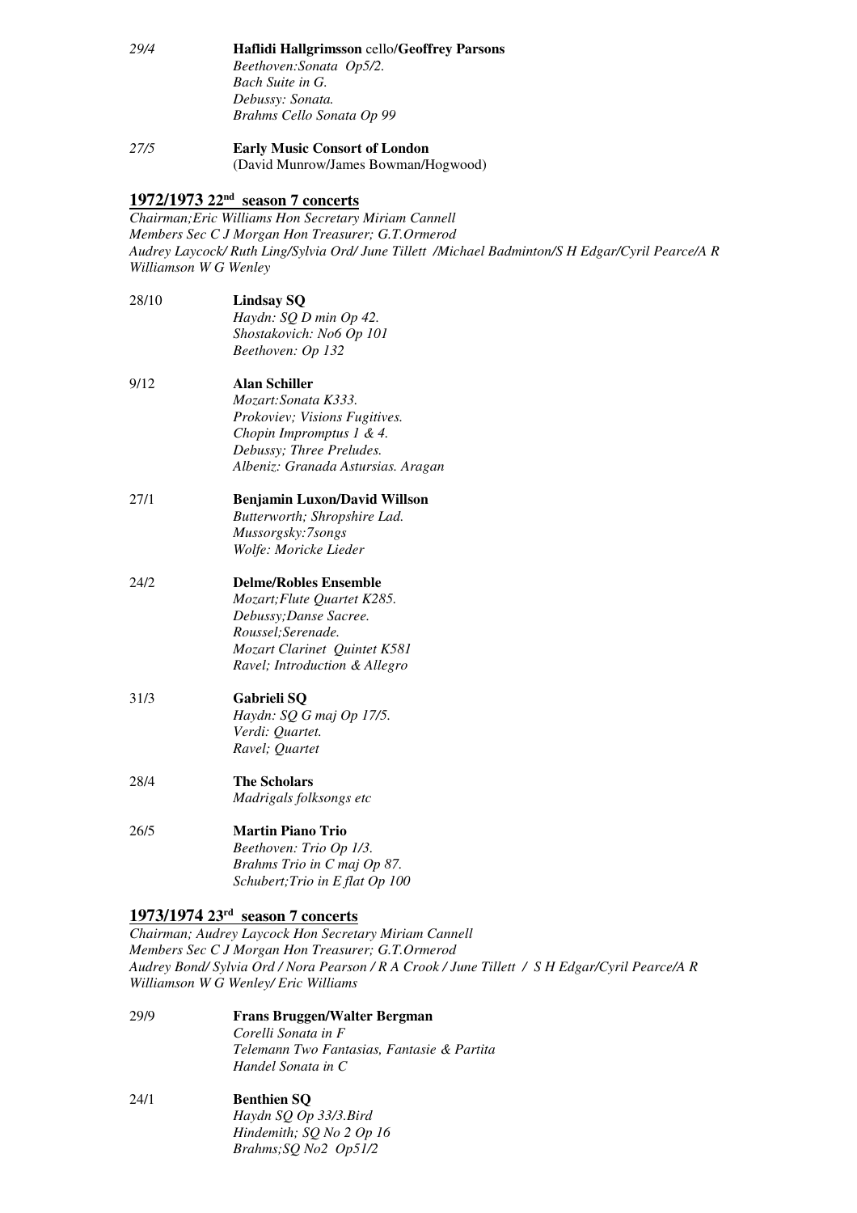*29/4* **Haflidi Hallgrimsson** cello/**Geoffrey Parsons**
*Beethoven:Sonata Op5/2.*
*Bach Suite in G.*
*Debussy: Sonata.*
*Brahms Cello Sonata Op 99*

*27/5* **Early Music Consort of London**
(David Munrow/James Bowman/Hogwood)

## 1972/1973 22nd season 7 concerts

*Chairman;Eric Williams Hon Secretary Miriam Cannell*
*Members Sec C J Morgan Hon Treasurer; G.T.Ormerod*
*Audrey Laycock/ Ruth Ling/Sylvia Ord/ June Tillett /Michael Badminton/S H Edgar/Cyril Pearce/A R Williamson W G Wenley*

28/10 **Lindsay SQ**
*Haydn: SQ D min Op 42.*
*Shostakovich: No6 Op 101*
*Beethoven: Op 132*

9/12 **Alan Schiller**
*Mozart:Sonata K333.*
*Prokoviev; Visions Fugitives.*
*Chopin Impromptus 1 & 4.*
*Debussy; Three Preludes.*
*Albeniz: Granada Astursias. Aragan*

27/1 **Benjamin Luxon/David Willson**
*Butterworth; Shropshire Lad.*
*Mussorgsky:7songs*
*Wolfe: Moricke Lieder*

24/2 **Delme/Robles Ensemble**
*Mozart;Flute Quartet K285.*
*Debussy;Danse Sacree.*
*Roussel;Serenade.*
*Mozart Clarinet Quintet K581*
*Ravel; Introduction & Allegro*

31/3 **Gabrieli SQ**
*Haydn: SQ G maj Op 17/5.*
*Verdi: Quartet.*
*Ravel; Quartet*

28/4 **The Scholars**
*Madrigals folksongs etc*

26/5 **Martin Piano Trio**
*Beethoven: Trio Op 1/3.*
*Brahms Trio in C maj Op 87.*
*Schubert;Trio in E flat Op 100*

## 1973/1974 23rd season 7 concerts

*Chairman; Audrey Laycock Hon Secretary Miriam Cannell*
*Members Sec C J Morgan Hon Treasurer; G.T.Ormerod*
*Audrey Bond/ Sylvia Ord / Nora Pearson / R A Crook / June Tillett / S H Edgar/Cyril Pearce/A R Williamson W G Wenley/ Eric Williams*

29/9 **Frans Bruggen/Walter Bergman**
*Corelli Sonata in F*
*Telemann Two Fantasias, Fantasie & Partita*
*Handel Sonata in C*

24/1 **Benthien SQ**
*Haydn SQ Op 33/3.Bird*
*Hindemith; SQ No 2 Op 16*
*Brahms;SQ No2 Op51/2*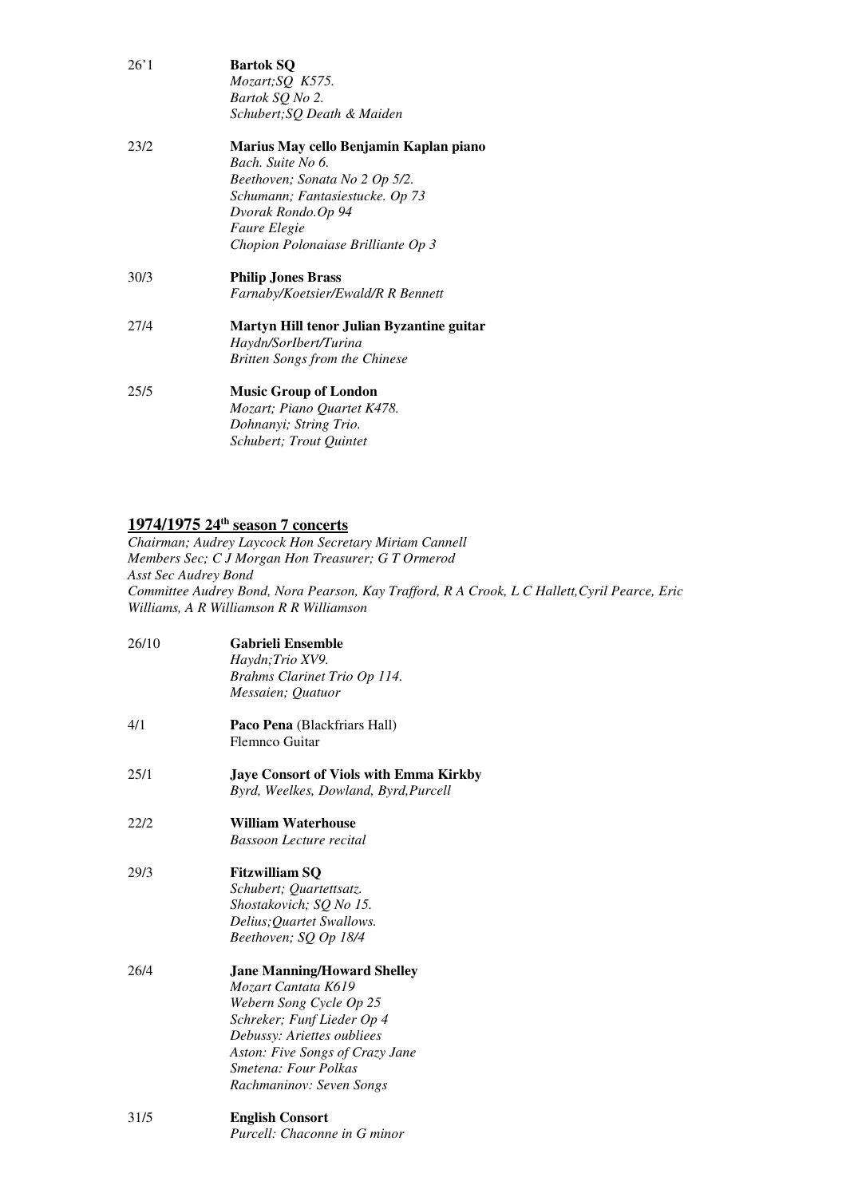26'1 **Bartok SQ**
*Mozart;SQ K575.*
*Bartok SQ No 2.*
*Schubert;SQ Death & Maiden*

23/2 **Marius May cello Benjamin Kaplan piano**
*Bach. Suite No 6.*
*Beethoven; Sonata No 2 Op 5/2.*
*Schumann; Fantasiestucke. Op 73*
*Dvorak Rondo.Op 94*
*Faure Elegie*
*Chopion Polonaiase Brilliante Op 3*

30/3 **Philip Jones Brass**
*Farnaby/Koetsier/Ewald/R R Bennett*

27/4 **Martyn Hill tenor Julian Byzantine guitar**
*Haydn/SorIbert/Turina*
*Britten Songs from the Chinese*

25/5 **Music Group of London**
*Mozart; Piano Quartet K478.*
*Dohnanyi; String Trio.*
*Schubert; Trout Quintet*

## 1974/1975 24th season 7 concerts

*Chairman; Audrey Laycock Hon Secretary Miriam Cannell*
*Members Sec; C J Morgan Hon Treasurer; G T Ormerod*
*Asst Sec Audrey Bond*
*Committee Audrey Bond, Nora Pearson, Kay Trafford, R A Crook, L C Hallett,Cyril Pearce, Eric Williams, A R Williamson R R Williamson*

26/10 **Gabrieli Ensemble**
*Haydn;Trio XV9.*
*Brahms Clarinet Trio Op 114.*
*Messaien; Quatuor*

4/1 **Paco Pena** (Blackfriars Hall)
Flemnco Guitar

25/1 **Jaye Consort of Viols with Emma Kirkby**
*Byrd, Weelkes, Dowland, Byrd,Purcell*

22/2 **William Waterhouse**
*Bassoon Lecture recital*

29/3 **Fitzwilliam SQ**
*Schubert; Quartettsatz.*
*Shostakovich; SQ No 15.*
*Delius;Quartet Swallows.*
*Beethoven; SQ Op 18/4*

26/4 **Jane Manning/Howard Shelley**
*Mozart Cantata K619*
*Webern Song Cycle Op 25*
*Schreker; Funf Lieder Op 4*
*Debussy: Ariettes oubliees*
*Aston: Five Songs of Crazy Jane*
*Smetena: Four Polkas*
*Rachmaninov: Seven Songs*

31/5 **English Consort**
*Purcell: Chaconne in G minor*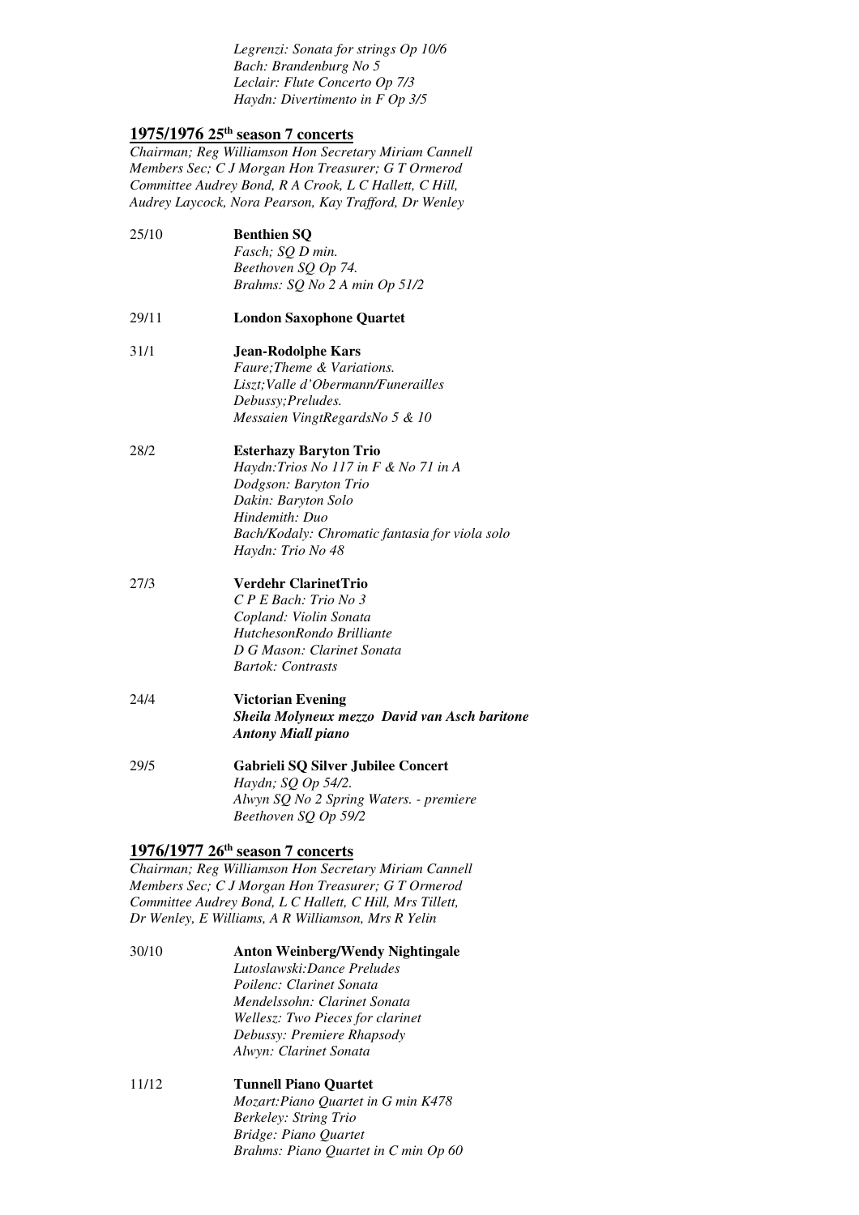*Legrenzi: Sonata for strings Op 10/6*
*Bach: Brandenburg No 5*
*Leclair: Flute Concerto Op 7/3*
*Haydn: Divertimento in F Op 3/5*

## 1975/1976 25th season 7 concerts

*Chairman; Reg Williamson Hon Secretary Miriam Cannell*
*Members Sec; C J Morgan Hon Treasurer; G T Ormerod*
*Committee Audrey Bond, R A Crook, L C Hallett, C Hill,*
*Audrey Laycock, Nora Pearson, Kay Trafford, Dr Wenley*

25/10 **Benthien SQ**
*Fasch; SQ D min.*
*Beethoven SQ Op 74.*
*Brahms: SQ No 2 A min Op 51/2*

29/11 **London Saxophone Quartet**

31/1 **Jean-Rodolphe Kars**
*Faure;Theme & Variations.*
*Liszt;Valle d'Obermann/Funerailles*
*Debussy;Preludes.*
*Messaien VingtRegardsNo 5 & 10*

28/2 **Esterhazy Baryton Trio**
*Haydn:Trios No 117 in F & No 71 in A*
*Dodgson: Baryton Trio*
*Dakin: Baryton Solo*
*Hindemith: Duo*
*Bach/Kodaly: Chromatic fantasia for viola solo*
*Haydn: Trio No 48*

27/3 **Verdehr ClarinetTrio**
*C P E Bach: Trio No 3*
*Copland: Violin Sonata*
*HutchesonRondo Brilliante*
*D G Mason: Clarinet Sonata*
*Bartok: Contrasts*

24/4 **Victorian Evening**
***Sheila Molyneux mezzo David van Asch baritone***
***Antony Miall piano***

29/5 **Gabrieli SQ Silver Jubilee Concert**
*Haydn; SQ Op 54/2.*
*Alwyn SQ No 2 Spring Waters. - premiere*
*Beethoven SQ Op 59/2*

## 1976/1977 26th season 7 concerts

*Chairman; Reg Williamson Hon Secretary Miriam Cannell*
*Members Sec; C J Morgan Hon Treasurer; G T Ormerod*
*Committee Audrey Bond, L C Hallett, C Hill, Mrs Tillett,*
*Dr Wenley, E Williams, A R Williamson, Mrs R Yelin*

30/10 **Anton Weinberg/Wendy Nightingale**
*Lutoslawski:Dance Preludes*
*Poilenc: Clarinet Sonata*
*Mendelssohn: Clarinet Sonata*
*Wellesz: Two Pieces for clarinet*
*Debussy: Premiere Rhapsody*
*Alwyn: Clarinet Sonata*

11/12 **Tunnell Piano Quartet**
*Mozart:Piano Quartet in G min K478*
*Berkeley: String Trio*
*Bridge: Piano Quartet*
*Brahms: Piano Quartet in C min Op 60*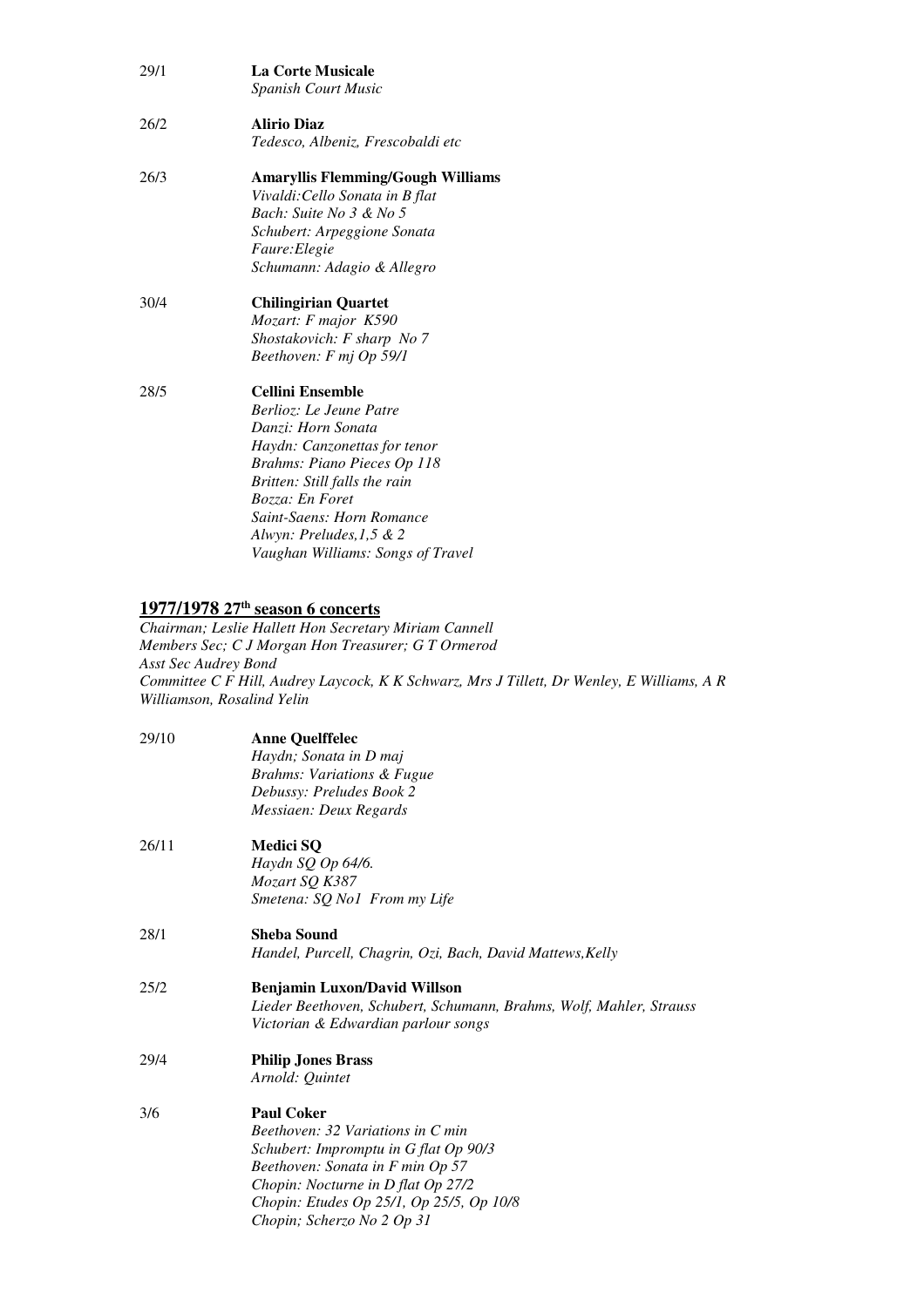29/1 **La Corte Musicale**
*Spanish Court Music*

26/2 **Alirio Diaz**
*Tedesco, Albeniz, Frescobaldi etc*

26/3 **Amaryllis Flemming/Gough Williams**
*Vivaldi:Cello Sonata in B flat*
*Bach: Suite No 3 & No 5*
*Schubert: Arpeggione Sonata*
*Faure:Elegie*
*Schumann: Adagio & Allegro*

30/4 **Chilingirian Quartet**
*Mozart: F major K590*
*Shostakovich: F sharp No 7*
*Beethoven: F mj Op 59/1*

28/5 **Cellini Ensemble**
*Berlioz: Le Jeune Patre*
*Danzi: Horn Sonata*
*Haydn: Canzonettas for tenor*
*Brahms: Piano Pieces Op 118*
*Britten: Still falls the rain*
*Bozza: En Foret*
*Saint-Saens: Horn Romance*
*Alwyn: Preludes,1,5 & 2*
*Vaughan Williams: Songs of Travel*

## 1977/1978 27th season 6 concerts

*Chairman; Leslie Hallett Hon Secretary Miriam Cannell*
*Members Sec; C J Morgan Hon Treasurer; G T Ormerod*
*Asst Sec Audrey Bond*
*Committee C F Hill, Audrey Laycock, K K Schwarz, Mrs J Tillett, Dr Wenley, E Williams, A R Williamson, Rosalind Yelin*

29/10 **Anne Quelffelec**
*Haydn; Sonata in D maj*
*Brahms: Variations & Fugue*
*Debussy: Preludes Book 2*
*Messiaen: Deux Regards*

26/11 **Medici SQ**
*Haydn SQ Op 64/6.*
*Mozart SQ K387*
*Smetena: SQ No1 From my Life*

28/1 **Sheba Sound**
*Handel, Purcell, Chagrin, Ozi, Bach, David Mattews,Kelly*

25/2 **Benjamin Luxon/David Willson**
*Lieder Beethoven, Schubert, Schumann, Brahms, Wolf, Mahler, Strauss*
*Victorian & Edwardian parlour songs*

29/4 **Philip Jones Brass**
*Arnold: Quintet*

3/6 **Paul Coker**
*Beethoven: 32 Variations in C min*
*Schubert: Impromptu in G flat Op 90/3*
*Beethoven: Sonata in F min Op 57*
*Chopin: Nocturne in D flat Op 27/2*
*Chopin: Etudes Op 25/1, Op 25/5, Op 10/8*
*Chopin; Scherzo No 2 Op 31*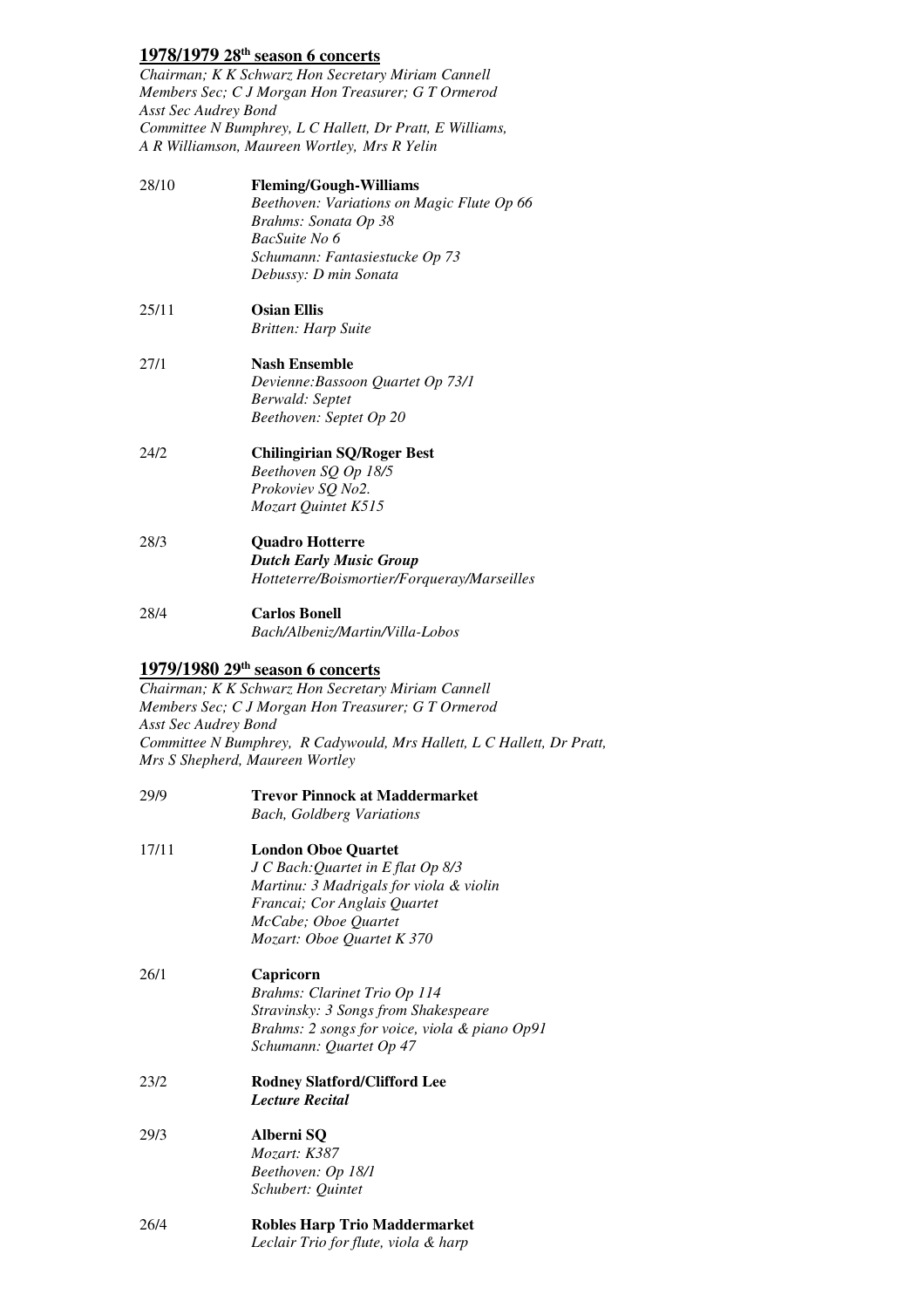## 1978/1979 28th season 6 concerts

*Chairman; K K Schwarz Hon Secretary Miriam Cannell*
*Members Sec; C J Morgan Hon Treasurer; G T Ormerod*
*Asst Sec Audrey Bond*
*Committee N Bumphrey, L C Hallett, Dr Pratt, E Williams,*
*A R Williamson, Maureen Wortley, Mrs R Yelin*

28/10 **Fleming/Gough-Williams**
*Beethoven: Variations on Magic Flute Op 66*
*Brahms: Sonata Op 38*
*BacSuite No 6*
*Schumann: Fantasiestucke Op 73*
*Debussy: D min Sonata*

25/11 **Osian Ellis**
*Britten: Harp Suite*

27/1 **Nash Ensemble**
*Devienne:Bassoon Quartet Op 73/1*
*Berwald: Septet*
*Beethoven: Septet Op 20*

24/2 **Chilingirian SQ/Roger Best**
*Beethoven SQ Op 18/5*
*Prokoviev SQ No2.*
*Mozart Quintet K515*

28/3 **Quadro Hotterre**
***Dutch Early Music Group***
*Hotteterre/Boismortier/Forqueray/Marseilles*

28/4 **Carlos Bonell**
*Bach/Albeniz/Martin/Villa-Lobos*

## 1979/1980 29th season 6 concerts

*Chairman; K K Schwarz Hon Secretary Miriam Cannell*
*Members Sec; C J Morgan Hon Treasurer; G T Ormerod*
*Asst Sec Audrey Bond*
*Committee N Bumphrey, R Cadywould, Mrs Hallett, L C Hallett, Dr Pratt,*
*Mrs S Shepherd, Maureen Wortley*

29/9 **Trevor Pinnock at Maddermarket**
*Bach, Goldberg Variations*

17/11 **London Oboe Quartet**
*J C Bach:Quartet in E flat Op 8/3*
*Martinu: 3 Madrigals for viola & violin*
*Francai; Cor Anglais Quartet*
*McCabe; Oboe Quartet*
*Mozart: Oboe Quartet K 370*

26/1 **Capricorn**
*Brahms: Clarinet Trio Op 114*
*Stravinsky: 3 Songs from Shakespeare*
*Brahms: 2 songs for voice, viola & piano Op91*
*Schumann: Quartet Op 47*

23/2 **Rodney Slatford/Clifford Lee**
***Lecture Recital***

29/3 **Alberni SQ**
*Mozart: K387*
*Beethoven: Op 18/1*
*Schubert: Quintet*

26/4 **Robles Harp Trio Maddermarket**
*Leclair Trio for flute, viola & harp*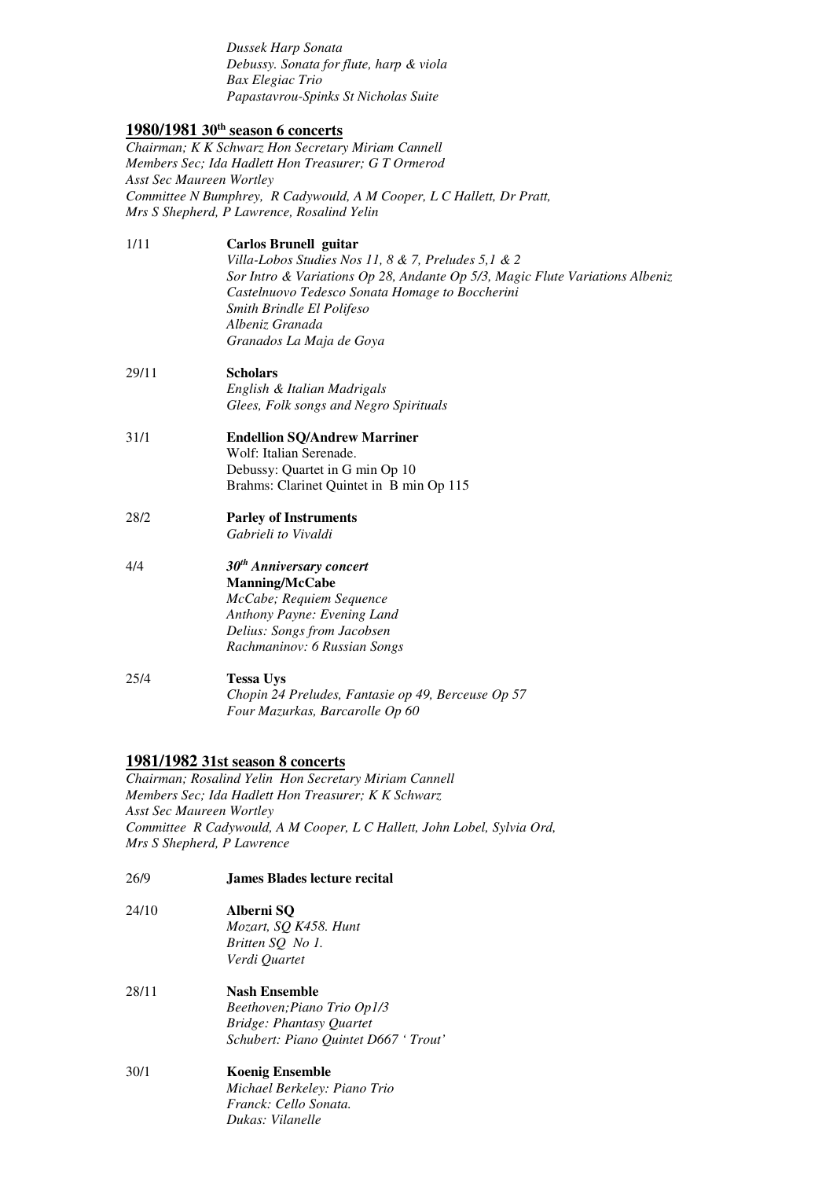*Dussek Harp Sonata*
*Debussy. Sonata for flute, harp & viola*
*Bax Elegiac Trio*
*Papastavrou-Spinks St Nicholas Suite*

## 1980/1981 30th season 6 concerts

*Chairman; K K Schwarz Hon Secretary Miriam Cannell*
*Members Sec; Ida Hadlett Hon Treasurer; G T Ormerod*
*Asst Sec Maureen Wortley*
*Committee N Bumphrey, R Cadywould, A M Cooper, L C Hallett, Dr Pratt, Mrs S Shepherd, P Lawrence, Rosalind Yelin*

1/11 **Carlos Brunell guitar**
*Villa-Lobos Studies Nos 11, 8 & 7, Preludes 5,1 & 2*
*Sor Intro & Variations Op 28, Andante Op 5/3, Magic Flute Variations Albeniz*
*Castelnuovo Tedesco Sonata Homage to Boccherini*
*Smith Brindle El Polifeso*
*Albeniz Granada*
*Granados La Maja de Goya*

29/11 **Scholars**
*English & Italian Madrigals*
*Glees, Folk songs and Negro Spirituals*

31/1 **Endellion SQ/Andrew Marriner**
Wolf: Italian Serenade.
Debussy: Quartet in G min Op 10
Brahms: Clarinet Quintet in B min Op 115

28/2 **Parley of Instruments**
*Gabrieli to Vivaldi*

4/4 ***30th Anniversary concert***
**Manning/McCabe**
*McCabe; Requiem Sequence*
*Anthony Payne: Evening Land*
*Delius: Songs from Jacobsen*
*Rachmaninov: 6 Russian Songs*

25/4 **Tessa Uys**
*Chopin 24 Preludes, Fantasie op 49, Berceuse Op 57*
*Four Mazurkas, Barcarolle Op 60*

## 1981/1982 31st season 8 concerts

*Chairman; Rosalind Yelin Hon Secretary Miriam Cannell*
*Members Sec; Ida Hadlett Hon Treasurer; K K Schwarz*
*Asst Sec Maureen Wortley*
*Committee R Cadywould, A M Cooper, L C Hallett, John Lobel, Sylvia Ord, Mrs S Shepherd, P Lawrence*

26/9 **James Blades lecture recital**

24/10 **Alberni SQ**
*Mozart, SQ K458. Hunt*
*Britten SQ No 1.*
*Verdi Quartet*

28/11 **Nash Ensemble**
*Beethoven;Piano Trio Op1/3*
*Bridge: Phantasy Quartet*
*Schubert: Piano Quintet D667 ' Trout'*

30/1 **Koenig Ensemble**
*Michael Berkeley: Piano Trio*
*Franck: Cello Sonata.*
*Dukas: Vilanelle*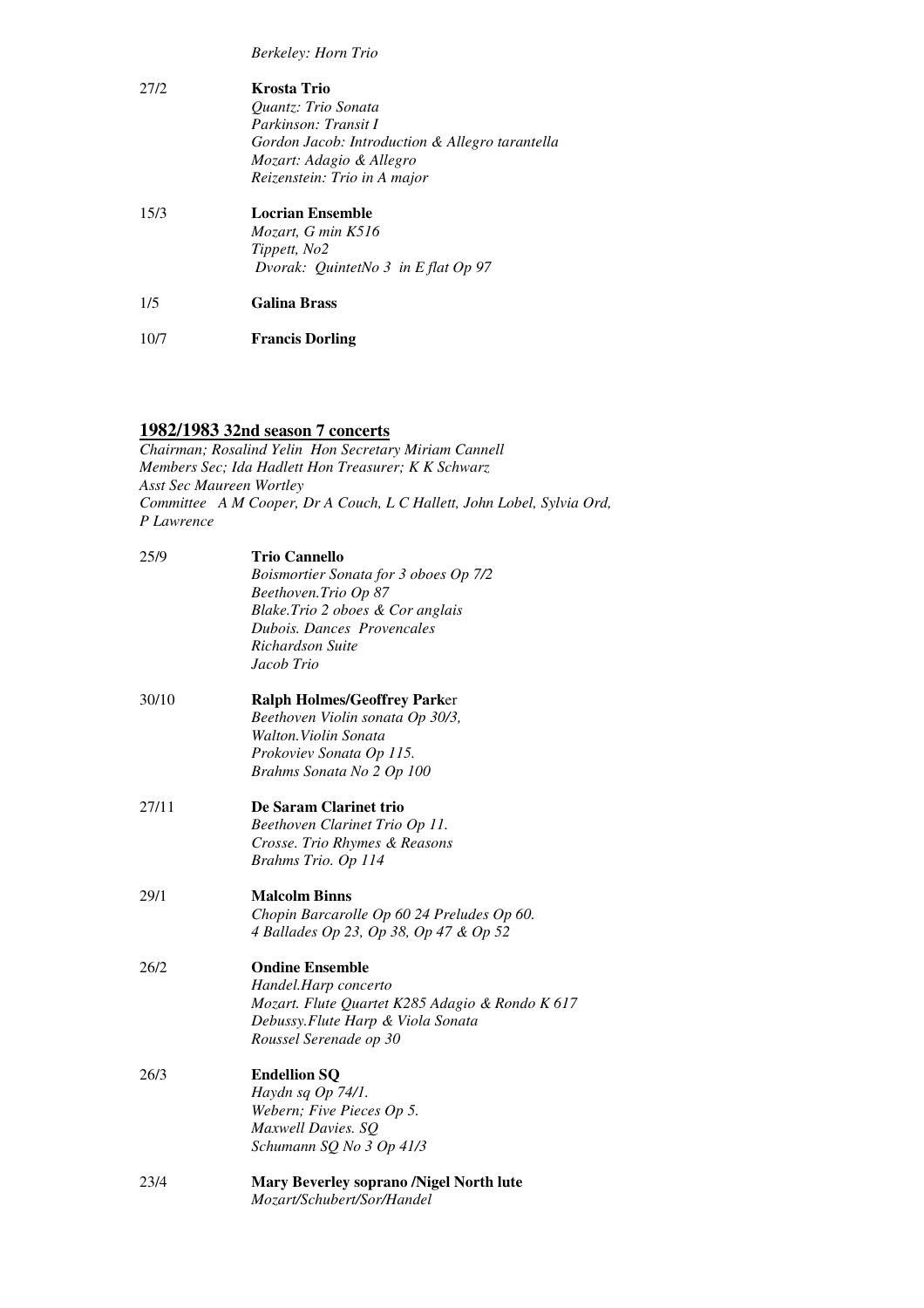*Berkeley: Horn Trio*

27/2 **Krosta Trio**
*Quantz: Trio Sonata*
*Parkinson: Transit I*
*Gordon Jacob: Introduction & Allegro tarantella*
*Mozart: Adagio & Allegro*
*Reizenstein: Trio in A major*

15/3 **Locrian Ensemble**
*Mozart, G min K516*
*Tippett, No2*
*Dvorak: QuintetNo 3 in E flat Op 97*

1/5 **Galina Brass**

10/7 **Francis Dorling**

## 1982/1983 32nd season 7 concerts

*Chairman; Rosalind Yelin Hon Secretary Miriam Cannell*
*Members Sec; Ida Hadlett Hon Treasurer; K K Schwarz*
*Asst Sec Maureen Wortley*
*Committee A M Cooper, Dr A Couch, L C Hallett, John Lobel, Sylvia Ord, P Lawrence*

25/9 **Trio Cannello**
*Boismortier Sonata for 3 oboes Op 7/2*
*Beethoven.Trio Op 87*
*Blake.Trio 2 oboes & Cor anglais*
*Dubois. Dances Provencales*
*Richardson Suite*
*Jacob Trio*

30/10 **Ralph Holmes/Geoffrey Park**er
*Beethoven Violin sonata Op 30/3,*
*Walton.Violin Sonata*
*Prokoviev Sonata Op 115.*
*Brahms Sonata No 2 Op 100*

27/11 **De Saram Clarinet trio**
*Beethoven Clarinet Trio Op 11.*
*Crosse. Trio Rhymes & Reasons*
*Brahms Trio. Op 114*

29/1 **Malcolm Binns**
*Chopin Barcarolle Op 60 24 Preludes Op 60.*
*4 Ballades Op 23, Op 38, Op 47 & Op 52*

26/2 **Ondine Ensemble**
*Handel.Harp concerto*
*Mozart. Flute Quartet K285 Adagio & Rondo K 617*
*Debussy.Flute Harp & Viola Sonata*
*Roussel Serenade op 30*

26/3 **Endellion SQ**
*Haydn sq Op 74/1.*
*Webern; Five Pieces Op 5.*
*Maxwell Davies. SQ*
*Schumann SQ No 3 Op 41/3*

23/4 **Mary Beverley soprano /Nigel North lute**
*Mozart/Schubert/Sor/Handel*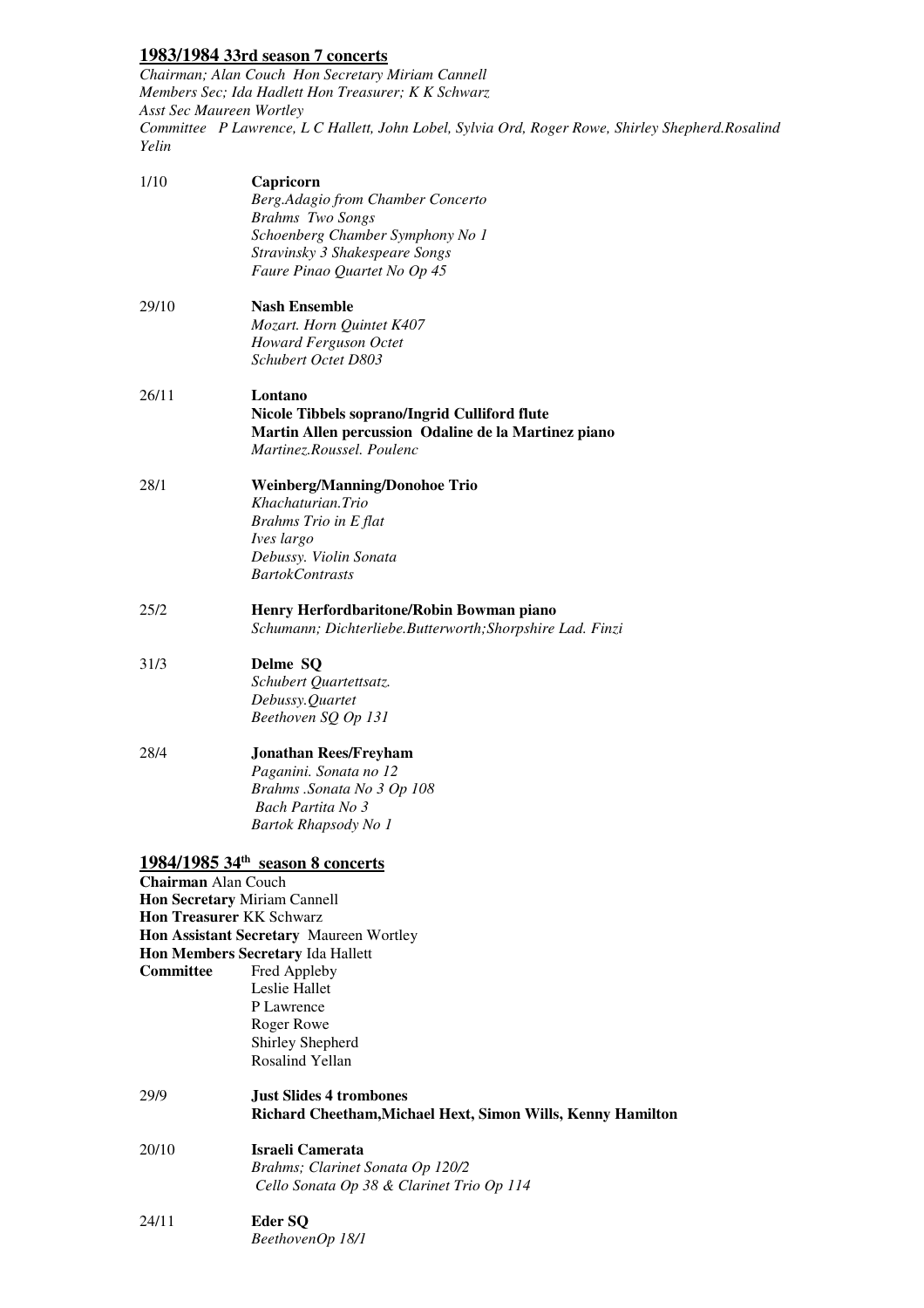## 1983/1984 33rd season 7 concerts

*Chairman; Alan Couch Hon Secretary Miriam Cannell*
*Members Sec; Ida Hadlett Hon Treasurer; K K Schwarz*
*Asst Sec Maureen Wortley*
*Committee P Lawrence, L C Hallett, John Lobel, Sylvia Ord, Roger Rowe, Shirley Shepherd.Rosalind Yelin*

1/10 **Capricorn**
*Berg.Adagio from Chamber Concerto*
*Brahms Two Songs*
*Schoenberg Chamber Symphony No 1*
*Stravinsky 3 Shakespeare Songs*
*Faure Pinao Quartet No Op 45*

29/10 **Nash Ensemble**
*Mozart. Horn Quintet K407*
*Howard Ferguson Octet*
*Schubert Octet D803*

26/11 **Lontano**
**Nicole Tibbels soprano/Ingrid Culliford flute**
**Martin Allen percussion Odaline de la Martinez piano**
*Martinez.Roussel. Poulenc*

28/1 **Weinberg/Manning/Donohoe Trio**
*Khachaturian.Trio*
*Brahms Trio in E flat*
*Ives largo*
*Debussy. Violin Sonata*
*BartokContrasts*

25/2 **Henry Herfordbaritone/Robin Bowman piano**
*Schumann; Dichterliebe.Butterworth;Shorpshire Lad. Finzi*

31/3 **Delme SQ**
*Schubert Quartettsatz.*
*Debussy.Quartet*
*Beethoven SQ Op 131*

28/4 **Jonathan Rees/Freyham**
*Paganini. Sonata no 12*
*Brahms .Sonata No 3 Op 108*
*Bach Partita No 3*
*Bartok Rhapsody No 1*

## 1984/1985 34th season 8 concerts

**Chairman** Alan Couch
**Hon Secretary** Miriam Cannell
**Hon Treasurer** KK Schwarz
**Hon Assistant Secretary** Maureen Wortley
**Hon Members Secretary** Ida Hallett
**Committee** Fred Appleby
Leslie Hallet
P Lawrence
Roger Rowe
Shirley Shepherd
Rosalind Yellan

29/9 **Just Slides 4 trombones**
**Richard Cheetham,Michael Hext, Simon Wills, Kenny Hamilton**

20/10 **Israeli Camerata**
*Brahms; Clarinet Sonata Op 120/2*
*Cello Sonata Op 38 & Clarinet Trio Op 114*

24/11 **Eder SQ**
*BeethovenOp 18/1*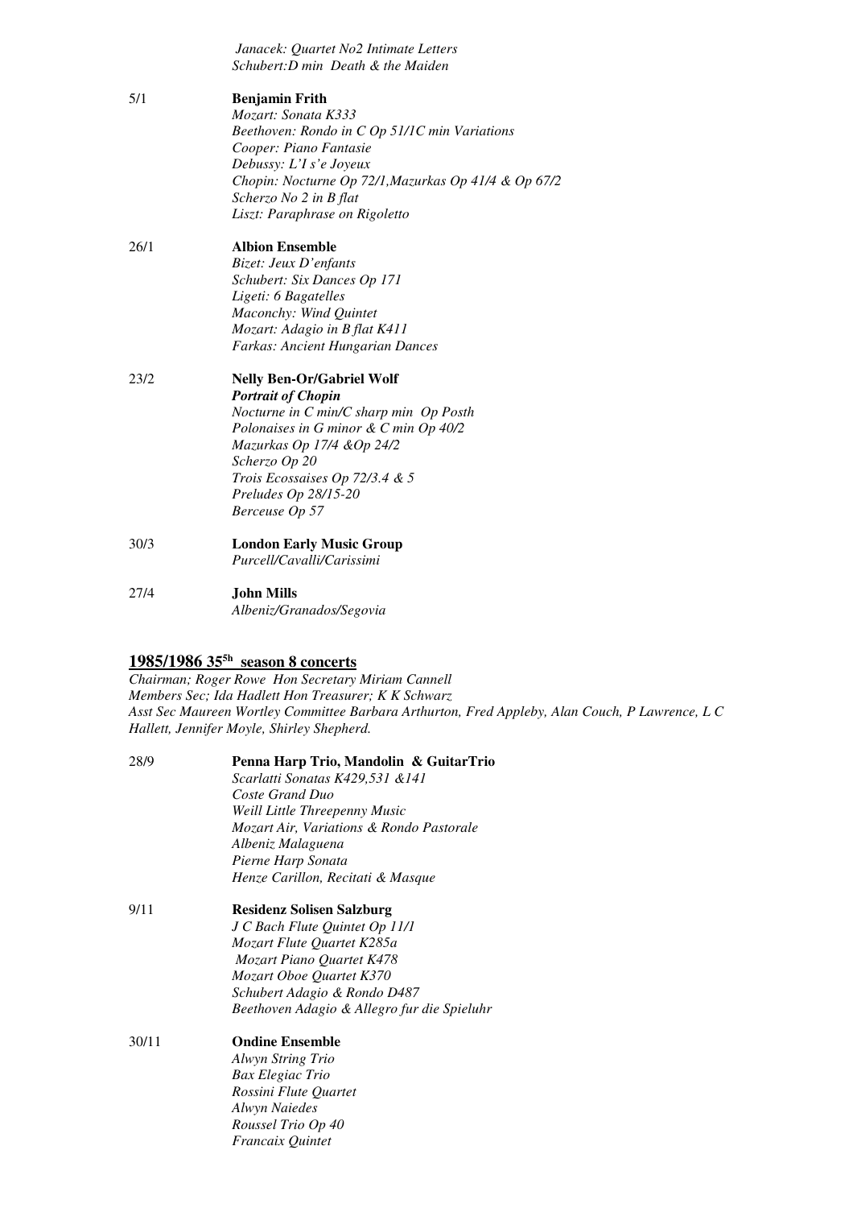*Janacek: Quartet No2 Intimate Letters*
*Schubert:D min Death & the Maiden*

5/1 **Benjamin Frith**
*Mozart: Sonata K333*
*Beethoven: Rondo in C Op 51/1C min Variations*
*Cooper: Piano Fantasie*
*Debussy: L'I s'e Joyeux*
*Chopin: Nocturne Op 72/1,Mazurkas Op 41/4 & Op 67/2*
*Scherzo No 2 in B flat*
*Liszt: Paraphrase on Rigoletto*

26/1 **Albion Ensemble**
*Bizet: Jeux D'enfants*
*Schubert: Six Dances Op 171*
*Ligeti: 6 Bagatelles*
*Maconchy: Wind Quintet*
*Mozart: Adagio in B flat K411*
*Farkas: Ancient Hungarian Dances*

23/2 **Nelly Ben-Or/Gabriel Wolf**
***Portrait of Chopin***
*Nocturne in C min/C sharp min Op Posth*
*Polonaises in G minor & C min Op 40/2*
*Mazurkas Op 17/4 &Op 24/2*
*Scherzo Op 20*
*Trois Ecossaises Op 72/3.4 & 5*
*Preludes Op 28/15-20*
*Berceuse Op 57*

30/3 **London Early Music Group**
*Purcell/Cavalli/Carissimi*

27/4 **John Mills**
*Albeniz/Granados/Segovia*

## 1985/1986 35[5h] season 8 concerts

*Chairman; Roger Rowe Hon Secretary Miriam Cannell*
*Members Sec; Ida Hadlett Hon Treasurer; K K Schwarz*
*Asst Sec Maureen Wortley Committee Barbara Arthurton, Fred Appleby, Alan Couch, P Lawrence, L C Hallett, Jennifer Moyle, Shirley Shepherd.*

28/9 **Penna Harp Trio, Mandolin & GuitarTrio**
*Scarlatti Sonatas K429,531 &141*
*Coste Grand Duo*
*Weill Little Threepenny Music*
*Mozart Air, Variations & Rondo Pastorale*
*Albeniz Malaguena*
*Pierne Harp Sonata*
*Henze Carillon, Recitati & Masque*

9/11 **Residenz Solisen Salzburg**
*J C Bach Flute Quintet Op 11/1*
*Mozart Flute Quartet K285a*
*Mozart Piano Quartet K478*
*Mozart Oboe Quartet K370*
*Schubert Adagio & Rondo D487*
*Beethoven Adagio & Allegro fur die Spieluhr*

30/11 **Ondine Ensemble**
*Alwyn String Trio*
*Bax Elegiac Trio*
*Rossini Flute Quartet*
*Alwyn Naiedes*
*Roussel Trio Op 40*
*Francaix Quintet*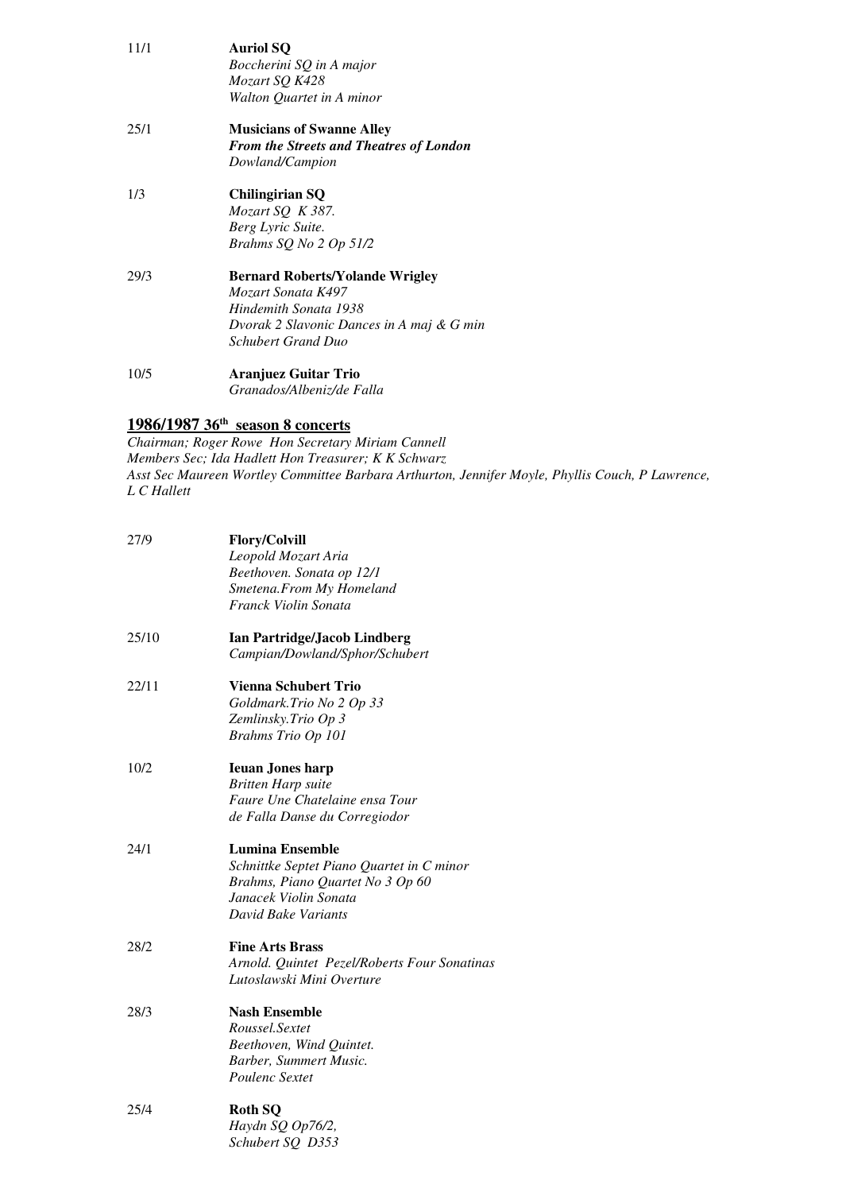11/1 **Auriol SQ**
*Boccherini SQ in A major*
*Mozart SQ K428*
*Walton Quartet in A minor*

25/1 **Musicians of Swanne Alley**
***From the Streets and Theatres of London***
*Dowland/Campion*

1/3 **Chilingirian SQ**
*Mozart SQ K 387.*
*Berg Lyric Suite.*
*Brahms SQ No 2 Op 51/2*

29/3 **Bernard Roberts/Yolande Wrigley**
*Mozart Sonata K497*
*Hindemith Sonata 1938*
*Dvorak 2 Slavonic Dances in A maj & G min*
*Schubert Grand Duo*

10/5 **Aranjuez Guitar Trio**
*Granados/Albeniz/de Falla*

## 1986/1987 36th season 8 concerts

*Chairman; Roger Rowe Hon Secretary Miriam Cannell*
*Members Sec; Ida Hadlett Hon Treasurer; K K Schwarz*
*Asst Sec Maureen Wortley Committee Barbara Arthurton, Jennifer Moyle, Phyllis Couch, P Lawrence, L C Hallett*

27/9 **Flory/Colvill**
*Leopold Mozart Aria*
*Beethoven. Sonata op 12/1*
*Smetena.From My Homeland*
*Franck Violin Sonata*

25/10 **Ian Partridge/Jacob Lindberg**
*Campian/Dowland/Sphor/Schubert*

22/11 **Vienna Schubert Trio**
*Goldmark.Trio No 2 Op 33*
*Zemlinsky.Trio Op 3*
*Brahms Trio Op 101*

10/2 **Ieuan Jones harp**
*Britten Harp suite*
*Faure Une Chatelaine ensa Tour*
*de Falla Danse du Corregiodor*

24/1 **Lumina Ensemble**
*Schnittke Septet Piano Quartet in C minor*
*Brahms, Piano Quartet No 3 Op 60*
*Janacek Violin Sonata*
*David Bake Variants*

28/2 **Fine Arts Brass**
*Arnold. Quintet Pezel/Roberts Four Sonatinas*
*Lutoslawski Mini Overture*

28/3 **Nash Ensemble**
*Roussel.Sextet*
*Beethoven, Wind Quintet.*
*Barber, Summert Music.*
*Poulenc Sextet*

25/4 **Roth SQ**
*Haydn SQ Op76/2,*
*Schubert SQ D353*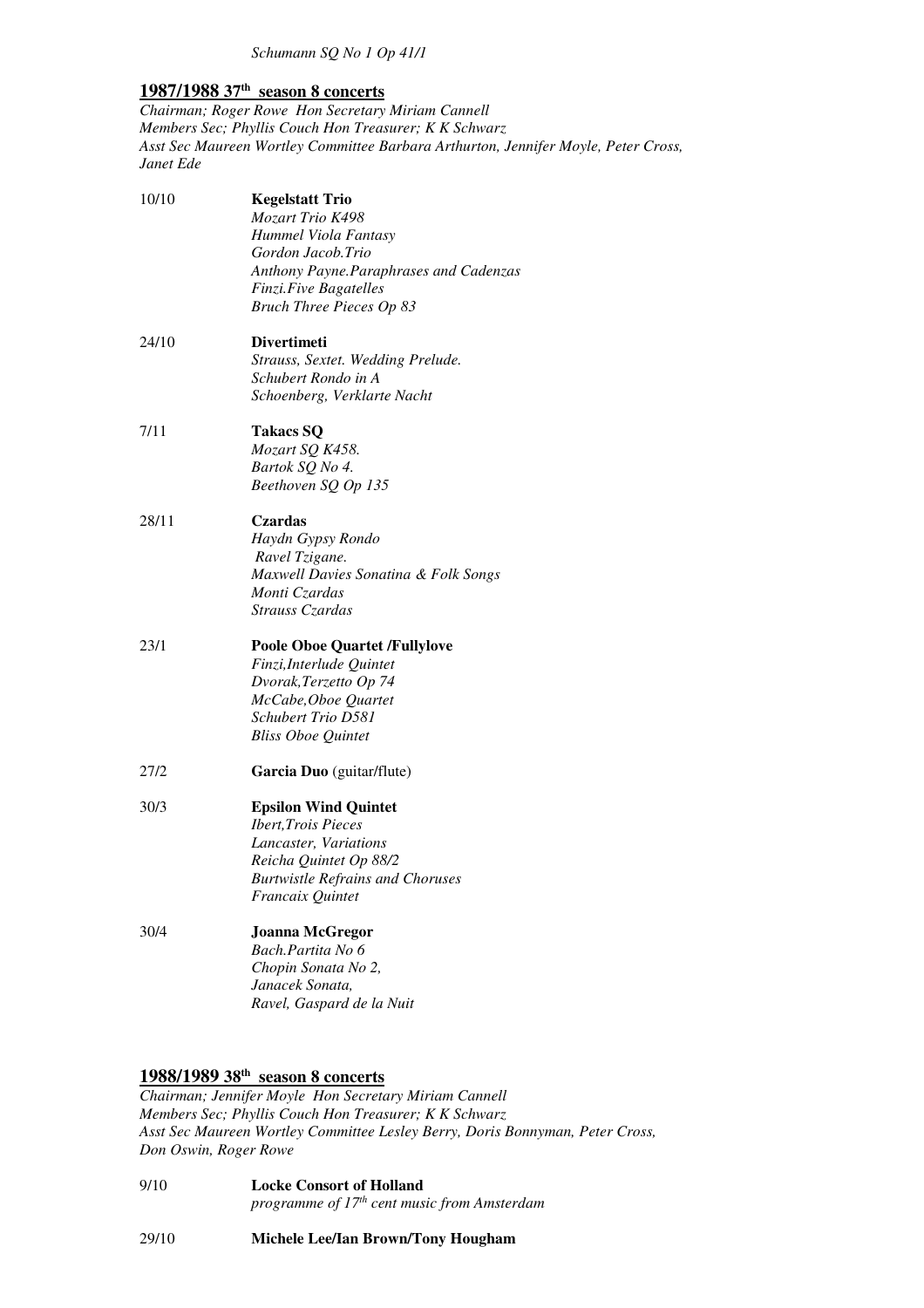*Schumann SQ No 1 Op 41/1*

## 1987/1988 37th season 8 concerts

*Chairman; Roger Rowe Hon Secretary Miriam Cannell*
*Members Sec; Phyllis Couch Hon Treasurer; K K Schwarz*
*Asst Sec Maureen Wortley Committee Barbara Arthurton, Jennifer Moyle, Peter Cross, Janet Ede*

10/10 **Kegelstatt Trio**
*Mozart Trio K498*
*Hummel Viola Fantasy*
*Gordon Jacob.Trio*
*Anthony Payne.Paraphrases and Cadenzas*
*Finzi.Five Bagatelles*
*Bruch Three Pieces Op 83*

24/10 **Divertimeti**
*Strauss, Sextet. Wedding Prelude.*
*Schubert Rondo in A*
*Schoenberg, Verklarte Nacht*

7/11 **Takacs SQ**
*Mozart SQ K458.*
*Bartok SQ No 4.*
*Beethoven SQ Op 135*

28/11 **Czardas**
*Haydn Gypsy Rondo*
*Ravel Tzigane.*
*Maxwell Davies Sonatina & Folk Songs*
*Monti Czardas*
*Strauss Czardas*

23/1 **Poole Oboe Quartet /Fullylove**
*Finzi,Interlude Quintet*
*Dvorak,Terzetto Op 74*
*McCabe,Oboe Quartet*
*Schubert Trio D581*
*Bliss Oboe Quintet*

27/2 **Garcia Duo** (guitar/flute)

30/3 **Epsilon Wind Quintet**
*Ibert,Trois Pieces*
*Lancaster, Variations*
*Reicha Quintet Op 88/2*
*Burtwistle Refrains and Choruses*
*Francaix Quintet*

30/4 **Joanna McGregor**
*Bach.Partita No 6*
*Chopin Sonata No 2,*
*Janacek Sonata,*
*Ravel, Gaspard de la Nuit*

## 1988/1989 38th season 8 concerts

*Chairman; Jennifer Moyle Hon Secretary Miriam Cannell*
*Members Sec; Phyllis Couch Hon Treasurer; K K Schwarz*
*Asst Sec Maureen Wortley Committee Lesley Berry, Doris Bonnyman, Peter Cross, Don Oswin, Roger Rowe*

9/10 **Locke Consort of Holland**
*programme of 17th cent music from Amsterdam*

29/10 **Michele Lee/Ian Brown/Tony Hougham**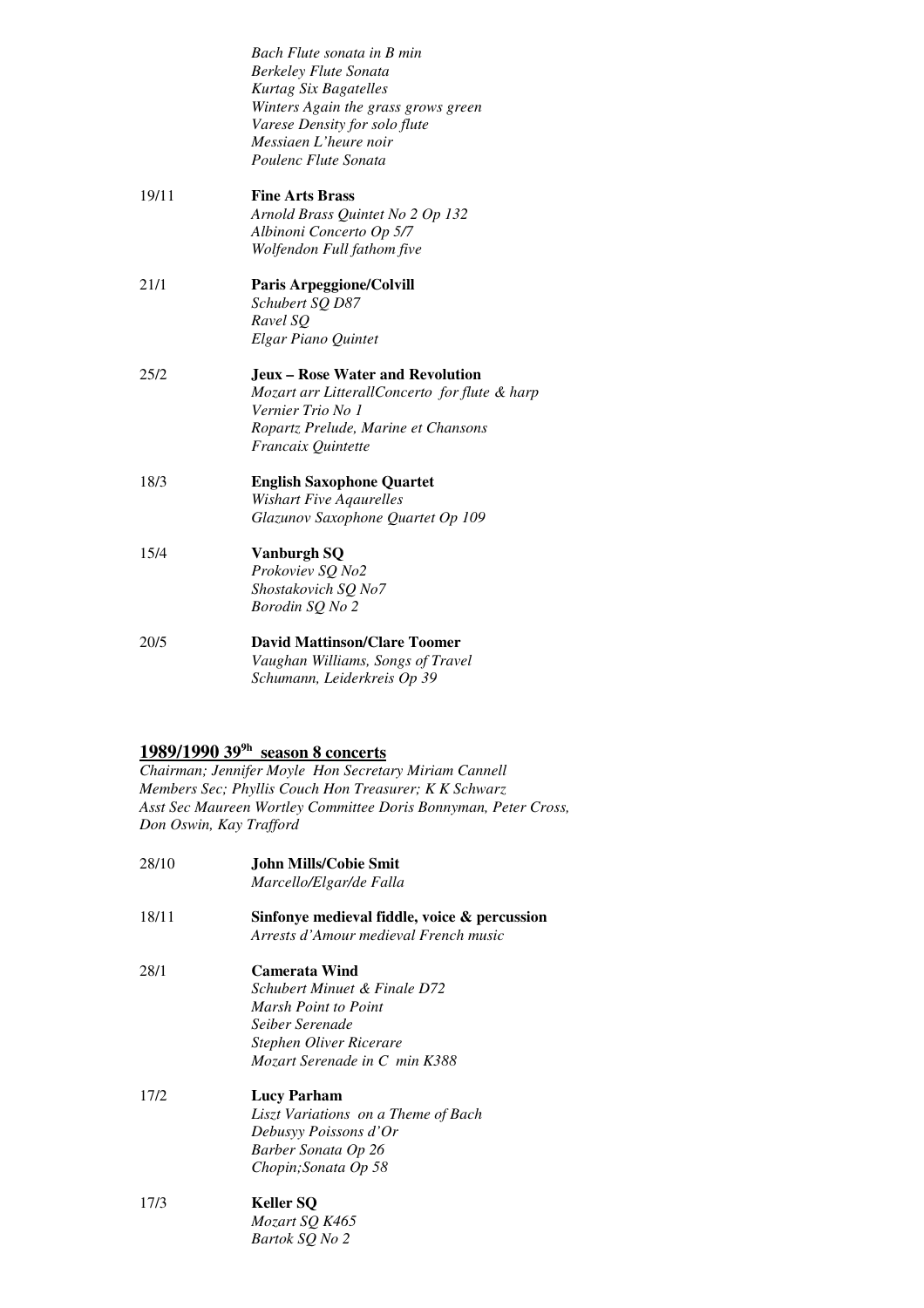*Bach Flute sonata in B min*
*Berkeley Flute Sonata*
*Kurtag Six Bagatelles*
*Winters Again the grass grows green*
*Varese Density for solo flute*
*Messiaen L'heure noir*
*Poulenc Flute Sonata*

19/11 **Fine Arts Brass**
*Arnold Brass Quintet No 2 Op 132*
*Albinoni Concerto Op 5/7*
*Wolfendon Full fathom five*

21/1 **Paris Arpeggione/Colvill**
*Schubert SQ D87*
*Ravel SQ*
*Elgar Piano Quintet*

25/2 **Jeux – Rose Water and Revolution**
*Mozart arr LitterallConcerto for flute & harp*
*Vernier Trio No 1*
*Ropartz Prelude, Marine et Chansons*
*Francaix Quintette*

18/3 **English Saxophone Quartet**
*Wishart Five Aqaurelles*
*Glazunov Saxophone Quartet Op 109*

15/4 **Vanburgh SQ**
*Prokoviev SQ No2*
*Shostakovich SQ No7*
*Borodin SQ No 2*

20/5 **David Mattinson/Clare Toomer**
*Vaughan Williams, Songs of Travel*
*Schumann, Leiderkreis Op 39*

## 1989/1990 39[9h] season 8 concerts

*Chairman; Jennifer Moyle Hon Secretary Miriam Cannell*
*Members Sec; Phyllis Couch Hon Treasurer; K K Schwarz*
*Asst Sec Maureen Wortley Committee Doris Bonnyman, Peter Cross, Don Oswin, Kay Trafford*

28/10 **John Mills/Cobie Smit**
*Marcello/Elgar/de Falla*

18/11 **Sinfonye medieval fiddle, voice & percussion**
*Arrests d'Amour medieval French music*

28/1 **Camerata Wind**
*Schubert Minuet & Finale D72*
*Marsh Point to Point*
*Seiber Serenade*
*Stephen Oliver Ricerare*
*Mozart Serenade in C min K388*

17/2 **Lucy Parham**
*Liszt Variations on a Theme of Bach*
*Debusyy Poissons d'Or*
*Barber Sonata Op 26*
*Chopin;Sonata Op 58*

17/3 **Keller SQ**
*Mozart SQ K465*
*Bartok SQ No 2*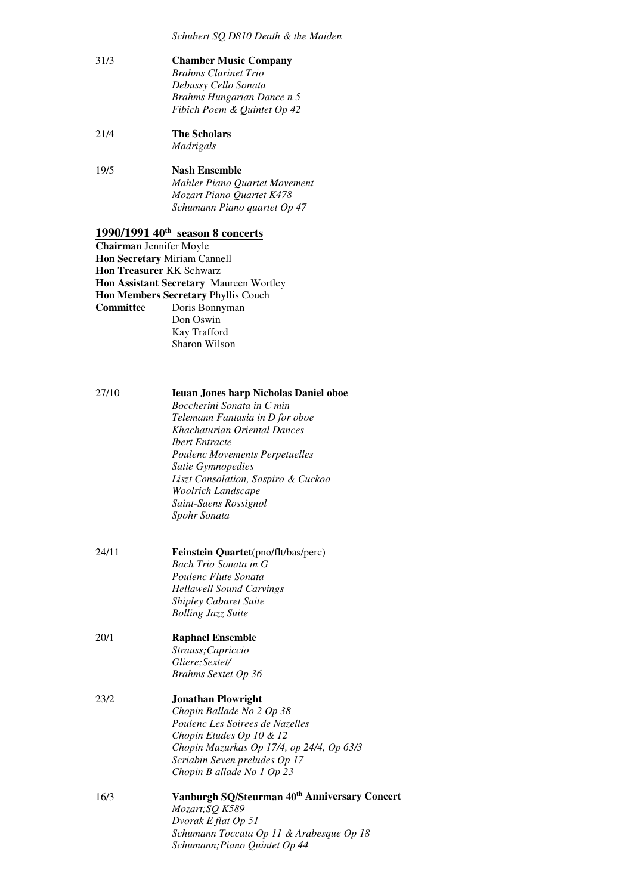*Schubert SQ D810 Death & the Maiden*

31/3 **Chamber Music Company**
*Brahms Clarinet Trio*
*Debussy Cello Sonata*
*Brahms Hungarian Dance n 5*
*Fibich Poem & Quintet Op 42*

21/4 **The Scholars**
*Madrigals*

19/5 **Nash Ensemble**
*Mahler Piano Quartet Movement*
*Mozart Piano Quartet K478*
*Schumann Piano quartet Op 47*

## 1990/1991 40th season 8 concerts

**Chairman** Jennifer Moyle
**Hon Secretary** Miriam Cannell
**Hon Treasurer** KK Schwarz
**Hon Assistant Secretary** Maureen Wortley
**Hon Members Secretary** Phyllis Couch
**Committee** Doris Bonnyman
Don Oswin
Kay Trafford
Sharon Wilson

27/10 **Ieuan Jones harp Nicholas Daniel oboe**
*Boccherini Sonata in C min*
*Telemann Fantasia in D for oboe*
*Khachaturian Oriental Dances*
*Ibert Entracte*
*Poulenc Movements Perpetuelles*
*Satie Gymnopedies*
*Liszt Consolation, Sospiro & Cuckoo*
*Woolrich Landscape*
*Saint-Saens Rossignol*
*Spohr Sonata*

24/11 **Feinstein Quartet**(pno/flt/bas/perc)
*Bach Trio Sonata in G*
*Poulenc Flute Sonata*
*Hellawell Sound Carvings*
*Shipley Cabaret Suite*
*Bolling Jazz Suite*

20/1 **Raphael Ensemble**
*Strauss;Capriccio*
*Gliere;Sextet/*
*Brahms Sextet Op 36*

23/2 **Jonathan Plowright**
*Chopin Ballade No 2 Op 38*
*Poulenc Les Soirees de Nazelles*
*Chopin Etudes Op 10 & 12*
*Chopin Mazurkas Op 17/4, op 24/4, Op 63/3*
*Scriabin Seven preludes Op 17*
*Chopin B allade No 1 Op 23*

16/3 **Vanburgh SQ/Steurman 40th Anniversary Concert**
*Mozart;SQ K589*
*Dvorak E flat Op 51*
*Schumann Toccata Op 11 & Arabesque Op 18*
*Schumann;Piano Quintet Op 44*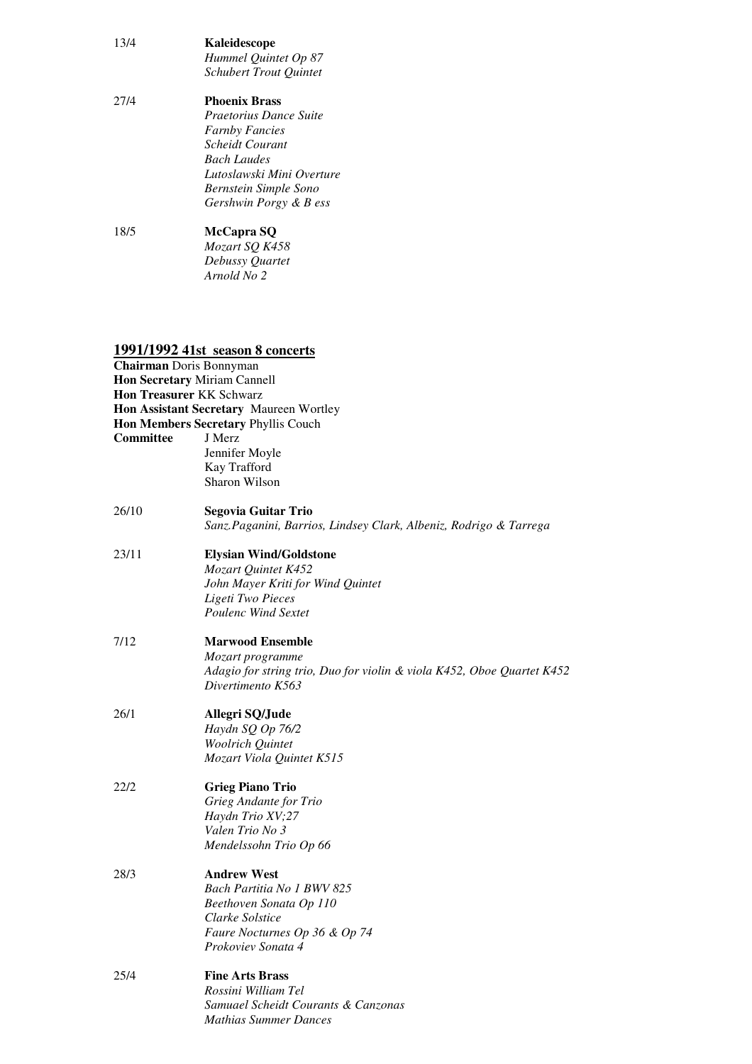13/4 **Kaleidescope**
*Hummel Quintet Op 87*
*Schubert Trout Quintet*

27/4 **Phoenix Brass**
*Praetorius Dance Suite*
*Farnby Fancies*
*Scheidt Courant*
*Bach Laudes*
*Lutoslawski Mini Overture*
*Bernstein Simple Sono*
*Gershwin Porgy & B ess*

18/5 **McCapra SQ**
*Mozart SQ K458*
*Debussy Quartet*
*Arnold No 2*

## 1991/1992 41st season 8 concerts

**Chairman** Doris Bonnyman
**Hon Secretary** Miriam Cannell
**Hon Treasurer** KK Schwarz
**Hon Assistant Secretary** Maureen Wortley
**Hon Members Secretary** Phyllis Couch
**Committee** J Merz
Jennifer Moyle
Kay Trafford
Sharon Wilson

26/10 **Segovia Guitar Trio**
*Sanz.Paganini, Barrios, Lindsey Clark, Albeniz, Rodrigo & Tarrega*

23/11 **Elysian Wind/Goldstone**
*Mozart Quintet K452*
*John Mayer Kriti for Wind Quintet*
*Ligeti Two Pieces*
*Poulenc Wind Sextet*

7/12 **Marwood Ensemble**
*Mozart programme*
*Adagio for string trio, Duo for violin & viola K452, Oboe Quartet K452*
*Divertimento K563*

26/1 **Allegri SQ/Jude**
*Haydn SQ Op 76/2*
*Woolrich Quintet*
*Mozart Viola Quintet K515*

22/2 **Grieg Piano Trio**
*Grieg Andante for Trio*
*Haydn Trio XV;27*
*Valen Trio No 3*
*Mendelssohn Trio Op 66*

28/3 **Andrew West**
*Bach Partitia No 1 BWV 825*
*Beethoven Sonata Op 110*
*Clarke Solstice*
*Faure Nocturnes Op 36 & Op 74*
*Prokoviev Sonata 4*

25/4 **Fine Arts Brass**
*Rossini William Tel*
*Samuael Scheidt Courants & Canzonas*
*Mathias Summer Dances*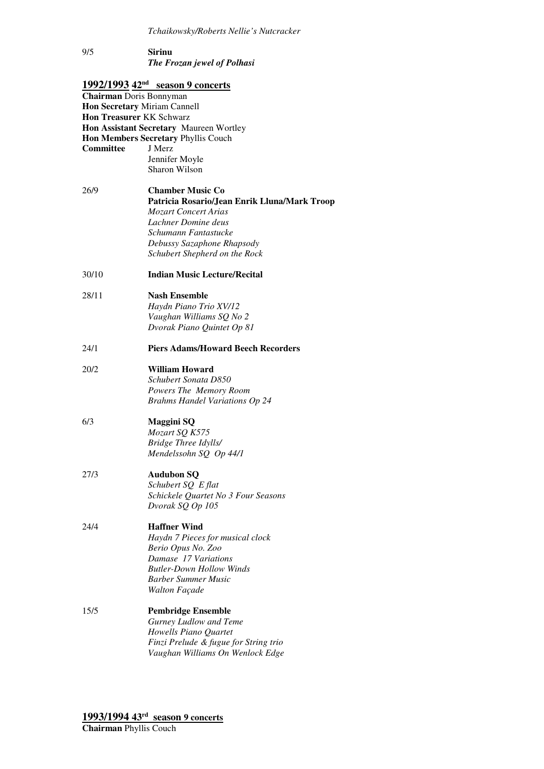*Tchaikowsky/Roberts Nellie's Nutcracker*

9/5 **Sirinu**
***The Frozan jewel of Polhasi***

## 1992/1993 42nd season 9 concerts

**Chairman** Doris Bonnyman
**Hon Secretary** Miriam Cannell
**Hon Treasurer** KK Schwarz
**Hon Assistant Secretary** Maureen Wortley
**Hon Members Secretary** Phyllis Couch
**Committee** J Merz
Jennifer Moyle
Sharon Wilson

26/9 **Chamber Music Co**
**Patricia Rosario/Jean Enrik Lluna/Mark Troop**
*Mozart Concert Arias*
*Lachner Domine deus*
*Schumann Fantastucke*
*Debussy Sazaphone Rhapsody*
*Schubert Shepherd on the Rock*

30/10 **Indian Music Lecture/Recital**

28/11 **Nash Ensemble**
*Haydn Piano Trio XV/12*
*Vaughan Williams SQ No 2*
*Dvorak Piano Quintet Op 81*

24/1 **Piers Adams/Howard Beech Recorders**

20/2 **William Howard**
*Schubert Sonata D850*
*Powers The Memory Room*
*Brahms Handel Variations Op 24*

6/3 **Maggini SQ**
*Mozart SQ K575*
*Bridge Three Idylls/*
*Mendelssohn SQ Op 44/1*

27/3 **Audubon SQ**
*Schubert SQ E flat*
*Schickele Quartet No 3 Four Seasons*
*Dvorak SQ Op 105*

24/4 **Haffner Wind**
*Haydn 7 Pieces for musical clock*
*Berio Opus No. Zoo*
*Damase 17 Variations*
*Butler-Down Hollow Winds*
*Barber Summer Music*
*Walton Façade*

15/5 **Pembridge Ensemble**
*Gurney Ludlow and Teme*
*Howells Piano Quartet*
*Finzi Prelude & fugue for String trio*
*Vaughan Williams On Wenlock Edge*

## 1993/1994 43rd season 9 concerts

**Chairman** Phyllis Couch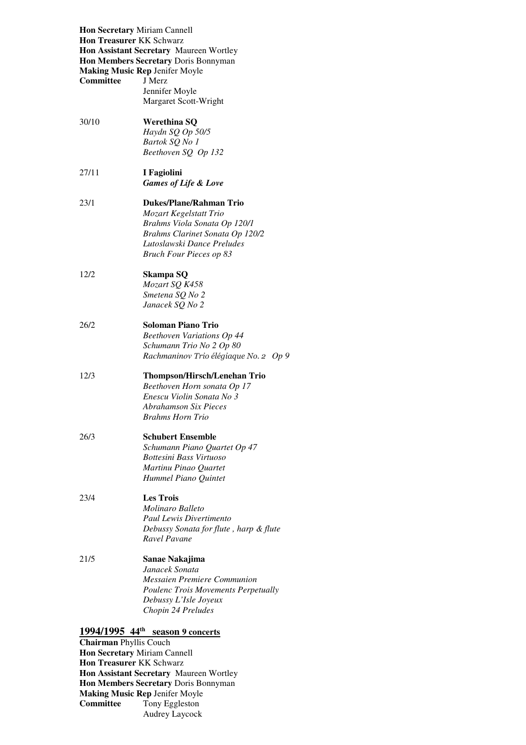**Hon Secretary** Miriam Cannell
**Hon Treasurer** KK Schwarz
**Hon Assistant Secretary** Maureen Wortley
**Hon Members Secretary** Doris Bonnyman
**Making Music Rep** Jenifer Moyle
**Committee** J Merz
Jennifer Moyle
Margaret Scott-Wright

30/10 **Werethina SQ**
*Haydn SQ Op 50/5*
*Bartok SQ No 1*
*Beethoven SQ Op 132*

27/11 **I Fagiolini**
***Games of Life & Love***

23/1 **Dukes/Plane/Rahman Trio**
*Mozart Kegelstatt Trio*
*Brahms Viola Sonata Op 120/1*
*Brahms Clarinet Sonata Op 120/2*
*Lutoslawski Dance Preludes*
*Bruch Four Pieces op 83*

12/2 **Skampa SQ**
*Mozart SQ K458*
*Smetena SQ No 2*
*Janacek SQ No 2*

26/2 **Soloman Piano Trio**
*Beethoven Variations Op 44*
*Schumann Trio No 2 Op 80*
*Rachmaninov Trio élégiaque No. 2 Op 9*

12/3 **Thompson/Hirsch/Lenehan Trio**
*Beethoven Horn sonata Op 17*
*Enescu Violin Sonata No 3*
*Abrahamson Six Pieces*
*Brahms Horn Trio*

26/3 **Schubert Ensemble**
*Schumann Piano Quartet Op 47*
*Bottesini Bass Virtuoso*
*Martinu Pinao Quartet*
*Hummel Piano Quintet*

23/4 **Les Trois**
*Molinaro Balleto*
*Paul Lewis Divertimento*
*Debussy Sonata for flute , harp & flute*
*Ravel Pavane*

21/5 **Sanae Nakajima**
*Janacek Sonata*
*Messaien Premiere Communion*
*Poulenc Trois Movements Perpetually*
*Debussy L'Isle Joyeux*
*Chopin 24 Preludes*

## 1994/1995 44th season 9 concerts

**Chairman** Phyllis Couch
**Hon Secretary** Miriam Cannell
**Hon Treasurer** KK Schwarz
**Hon Assistant Secretary** Maureen Wortley
**Hon Members Secretary** Doris Bonnyman
**Making Music Rep** Jenifer Moyle
**Committee** Tony Eggleston
Audrey Laycock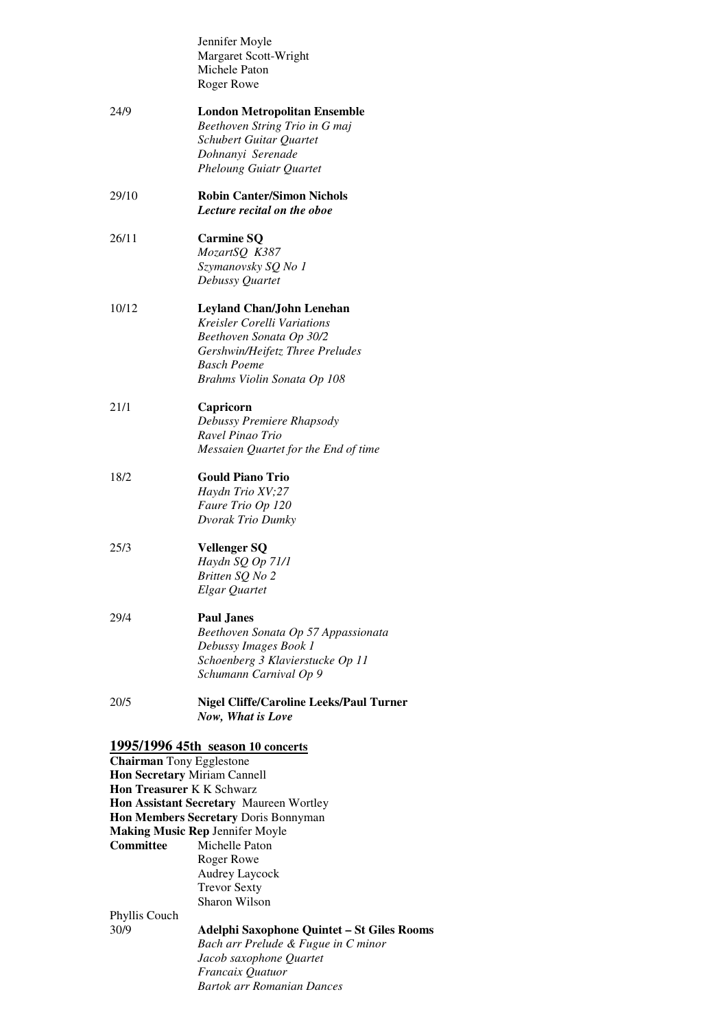Jennifer Moyle
Margaret Scott-Wright
Michele Paton
Roger Rowe

24/9 **London Metropolitan Ensemble**
*Beethoven String Trio in G maj*
*Schubert Guitar Quartet*
*Dohnanyi Serenade*
*Pheloung Guiatr Quartet*

29/10 **Robin Canter/Simon Nichols**
***Lecture recital on the oboe***

26/11 **Carmine SQ**
*MozartSQ K387*
*Szymanovsky SQ No 1*
*Debussy Quartet*

10/12 **Leyland Chan/John Lenehan**
*Kreisler Corelli Variations*
*Beethoven Sonata Op 30/2*
*Gershwin/Heifetz Three Preludes*
*Basch Poeme*
*Brahms Violin Sonata Op 108*

21/1 **Capricorn**
*Debussy Premiere Rhapsody*
*Ravel Pinao Trio*
*Messaien Quartet for the End of time*

18/2 **Gould Piano Trio**
*Haydn Trio XV;27*
*Faure Trio Op 120*
*Dvorak Trio Dumky*

25/3 **Vellenger SQ**
*Haydn SQ Op 71/1*
*Britten SQ No 2*
*Elgar Quartet*

29/4 **Paul Janes**
*Beethoven Sonata Op 57 Appassionata*
*Debussy Images Book 1*
*Schoenberg 3 Klavierstucke Op 11*
*Schumann Carnival Op 9*

20/5 **Nigel Cliffe/Caroline Leeks/Paul Turner**
***Now, What is Love***

## 1995/1996 45th season 10 concerts

**Chairman** Tony Egglestone
**Hon Secretary** Miriam Cannell
**Hon Treasurer** K K Schwarz
**Hon Assistant Secretary** Maureen Wortley
**Hon Members Secretary** Doris Bonnyman
**Making Music Rep** Jennifer Moyle
**Committee** Michelle Paton
Roger Rowe
Audrey Laycock
Trevor Sexty
Sharon Wilson
Phyllis Couch

30/9 **Adelphi Saxophone Quintet – St Giles Rooms**
*Bach arr Prelude & Fugue in C minor*
*Jacob saxophone Quartet*
*Francaix Quatuor*
*Bartok arr Romanian Dances*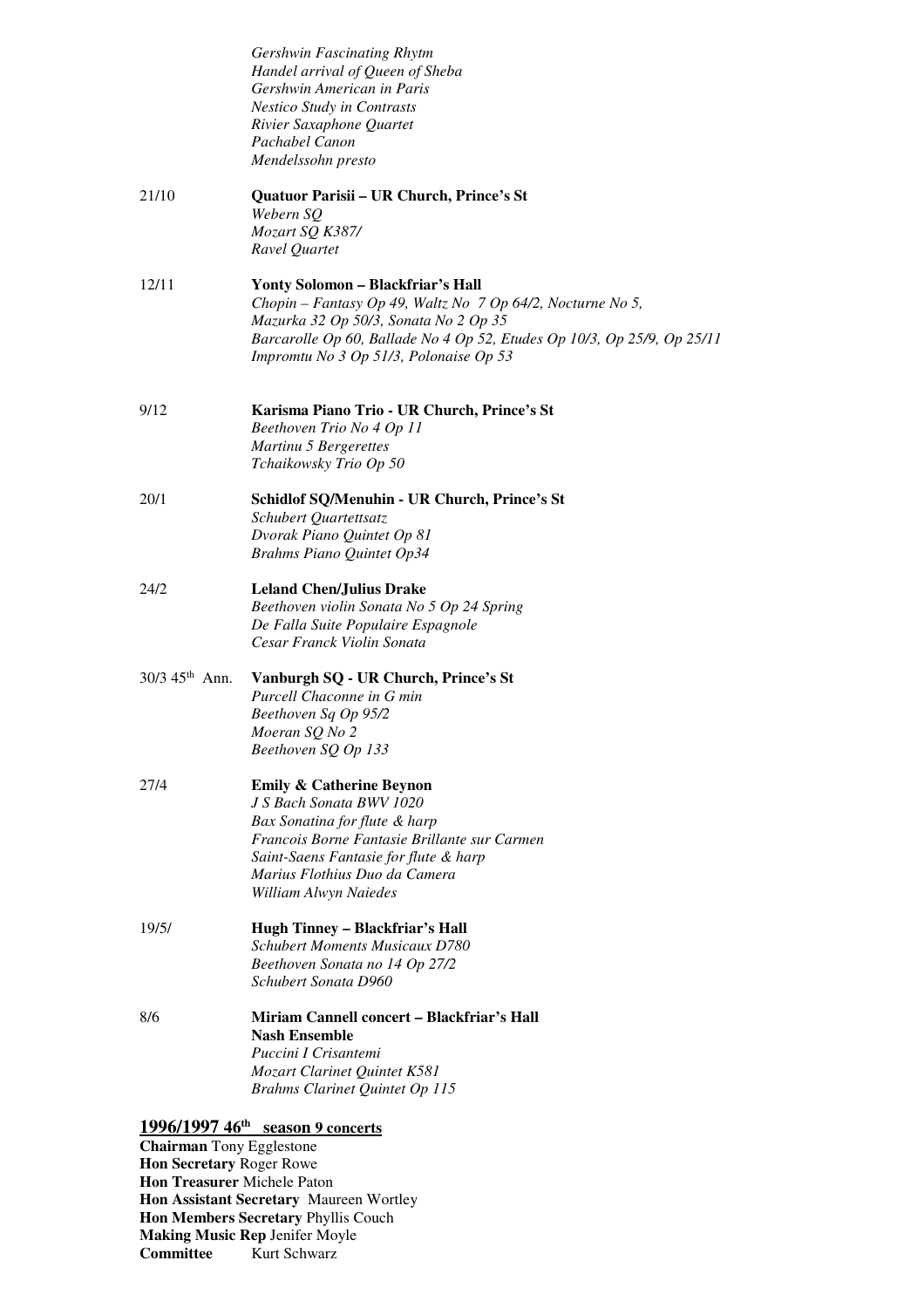*Gershwin Fascinating Rhytm*
*Handel arrival of Queen of Sheba*
*Gershwin American in Paris*
*Nestico Study in Contrasts*
*Rivier Saxaphone Quartet*
*Pachabel Canon*
*Mendelssohn presto*

21/10 **Quatuor Parisii – UR Church, Prince's St**
*Webern SQ*
*Mozart SQ K387/*
*Ravel Quartet*

12/11 **Yonty Solomon – Blackfriar's Hall**
*Chopin – Fantasy Op 49, Waltz No 7 Op 64/2, Nocturne No 5,*
*Mazurka 32 Op 50/3, Sonata No 2 Op 35*
*Barcarolle Op 60, Ballade No 4 Op 52, Etudes Op 10/3, Op 25/9, Op 25/11*
*Impromtu No 3 Op 51/3, Polonaise Op 53*

9/12 **Karisma Piano Trio - UR Church, Prince's St**
*Beethoven Trio No 4 Op 11*
*Martinu 5 Bergerettes*
*Tchaikowsky Trio Op 50*

20/1 **Schidlof SQ/Menuhin - UR Church, Prince's St**
*Schubert Quartettsatz*
*Dvorak Piano Quintet Op 81*
*Brahms Piano Quintet Op34*

24/2 **Leland Chen/Julius Drake**
*Beethoven violin Sonata No 5 Op 24 Spring*
*De Falla Suite Populaire Espagnole*
*Cesar Franck Violin Sonata*

30/3 45th Ann. **Vanburgh SQ - UR Church, Prince's St**
*Purcell Chaconne in G min*
*Beethoven Sq Op 95/2*
*Moeran SQ No 2*
*Beethoven SQ Op 133*

27/4 **Emily & Catherine Beynon**
*J S Bach Sonata BWV 1020*
*Bax Sonatina for flute & harp*
*Francois Borne Fantasie Brillante sur Carmen*
*Saint-Saens Fantasie for flute & harp*
*Marius Flothius Duo da Camera*
*William Alwyn Naiedes*

19/5/ **Hugh Tinney – Blackfriar's Hall**
*Schubert Moments Musicaux D780*
*Beethoven Sonata no 14 Op 27/2*
*Schubert Sonata D960*

8/6 **Miriam Cannell concert – Blackfriar's Hall**
**Nash Ensemble**
*Puccini I Crisantemi*
*Mozart Clarinet Quintet K581*
*Brahms Clarinet Quintet Op 115*

## 1996/1997 46th season 9 concerts

**Chairman** Tony Egglestone
**Hon Secretary** Roger Rowe
**Hon Treasurer** Michele Paton
**Hon Assistant Secretary** Maureen Wortley
**Hon Members Secretary** Phyllis Couch
**Making Music Rep** Jenifer Moyle
**Committee** Kurt Schwarz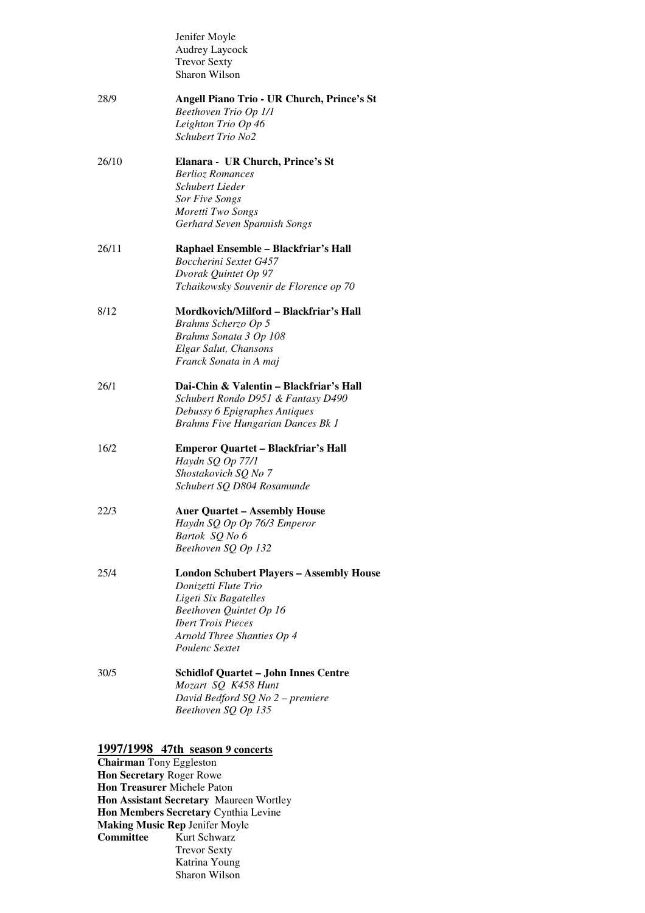Jenifer Moyle
Audrey Laycock
Trevor Sexty
Sharon Wilson

28/9 **Angell Piano Trio - UR Church, Prince's St**
*Beethoven Trio Op 1/1*
*Leighton Trio Op 46*
*Schubert Trio No2*

26/10 **Elanara - UR Church, Prince's St**
*Berlioz Romances*
*Schubert Lieder*
*Sor Five Songs*
*Moretti Two Songs*
*Gerhard Seven Spannish Songs*

26/11 **Raphael Ensemble – Blackfriar's Hall**
*Boccherini Sextet G457*
*Dvorak Quintet Op 97*
*Tchaikowsky Souvenir de Florence op 70*

8/12 **Mordkovich/Milford – Blackfriar's Hall**
*Brahms Scherzo Op 5*
*Brahms Sonata 3 Op 108*
*Elgar Salut, Chansons*
*Franck Sonata in A maj*

26/1 **Dai-Chin & Valentin – Blackfriar's Hall**
*Schubert Rondo D951 & Fantasy D490*
*Debussy 6 Epigraphes Antiques*
*Brahms Five Hungarian Dances Bk 1*

16/2 **Emperor Quartet – Blackfriar's Hall**
*Haydn SQ Op 77/1*
*Shostakovich SQ No 7*
*Schubert SQ D804 Rosamunde*

22/3 **Auer Quartet – Assembly House**
*Haydn SQ Op Op 76/3 Emperor*
*Bartok SQ No 6*
*Beethoven SQ Op 132*

25/4 **London Schubert Players – Assembly House**
*Donizetti Flute Trio*
*Ligeti Six Bagatelles*
*Beethoven Quintet Op 16*
*Ibert Trois Pieces*
*Arnold Three Shanties Op 4*
*Poulenc Sextet*

30/5 **Schidlof Quartet – John Innes Centre**
*Mozart SQ K458 Hunt*
*David Bedford SQ No 2 – premiere*
*Beethoven SQ Op 135*

## 1997/1998 47th season 9 concerts

**Chairman** Tony Eggleston
**Hon Secretary** Roger Rowe
**Hon Treasurer** Michele Paton
**Hon Assistant Secretary** Maureen Wortley
**Hon Members Secretary** Cynthia Levine
**Making Music Rep** Jenifer Moyle
**Committee** Kurt Schwarz
Trevor Sexty
Katrina Young
Sharon Wilson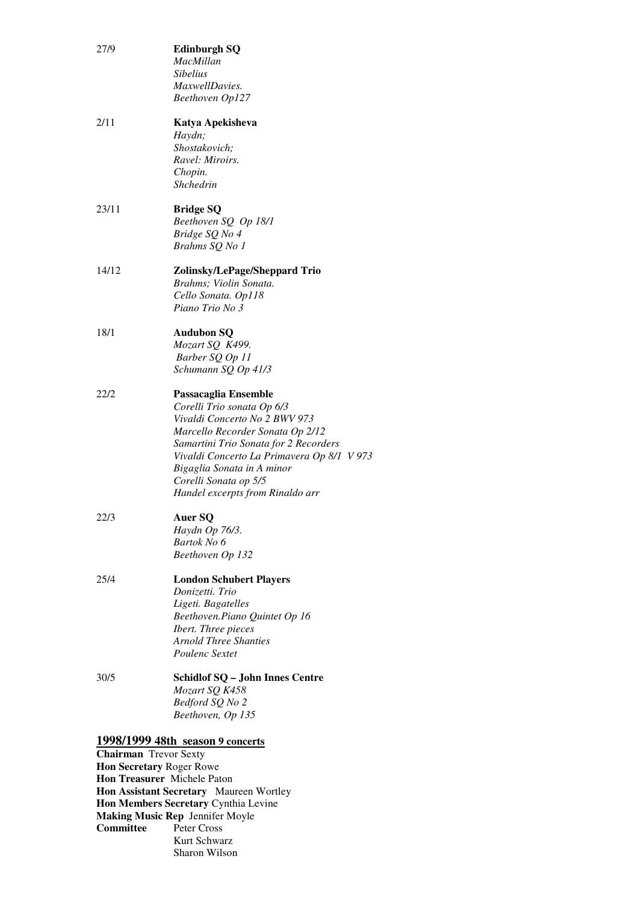27/9 **Edinburgh SQ**
*MacMillan*
*Sibelius*
*MaxwellDavies.*
*Beethoven Op127*

2/11 **Katya Apekisheva**
*Haydn;*
*Shostakovich;*
*Ravel: Miroirs.*
*Chopin.*
*Shchedrin*

23/11 **Bridge SQ**
*Beethoven SQ Op 18/1*
*Bridge SQ No 4*
*Brahms SQ No 1*

14/12 **Zolinsky/LePage/Sheppard Trio**
*Brahms; Violin Sonata.*
*Cello Sonata. Op118*
*Piano Trio No 3*

18/1 **Audubon SQ**
*Mozart SQ K499.*
*Barber SQ Op 11*
*Schumann SQ Op 41/3*

22/2 **Passacaglia Ensemble**
*Corelli Trio sonata Op 6/3*
*Vivaldi Concerto No 2 BWV 973*
*Marcello Recorder Sonata Op 2/12*
*Samartini Trio Sonata for 2 Recorders*
*Vivaldi Concerto La Primavera Op 8/1 V 973*
*Bigaglia Sonata in A minor*
*Corelli Sonata op 5/5*
*Handel excerpts from Rinaldo arr*

22/3 **Auer SQ**
*Haydn Op 76/3.*
*Bartok No 6*
*Beethoven Op 132*

25/4 **London Schubert Players**
*Donizetti. Trio*
*Ligeti. Bagatelles*
*Beethoven.Piano Quintet Op 16*
*Ibert. Three pieces*
*Arnold Three Shanties*
*Poulenc Sextet*

30/5 **Schidlof SQ – John Innes Centre**
*Mozart SQ K458*
*Bedford SQ No 2*
*Beethoven, Op 135*

## 1998/1999 48th season 9 concerts

**Chairman** Trevor Sexty
**Hon Secretary** Roger Rowe
**Hon Treasurer** Michele Paton
**Hon Assistant Secretary** Maureen Wortley
**Hon Members Secretary** Cynthia Levine
**Making Music Rep** Jennifer Moyle
**Committee** Peter Cross
Kurt Schwarz
Sharon Wilson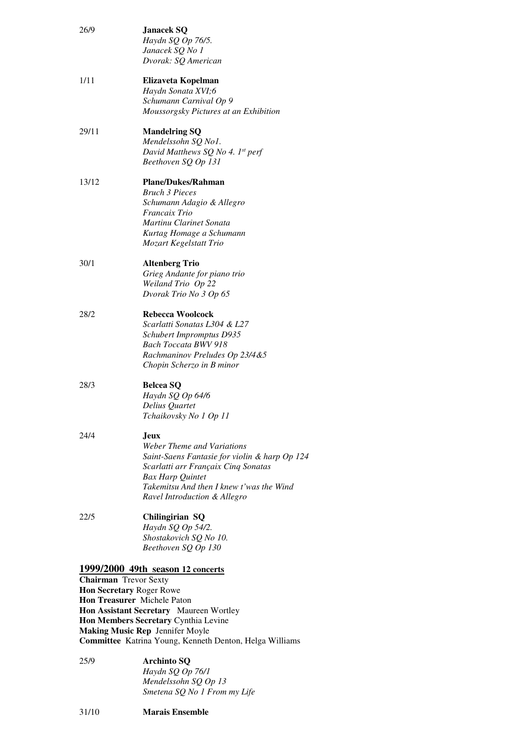26/9 **Janacek SQ**
*Haydn SQ Op 76/5.*
*Janacek SQ No 1*
*Dvorak: SQ American*

1/11 **Elizaveta Kopelman**
*Haydn Sonata XVI;6*
*Schumann Carnival Op 9*
*Moussorgsky Pictures at an Exhibition*

29/11 **Mandelring SQ**
*Mendelssohn SQ No1.*
*David Matthews SQ No 4. 1st perf*
*Beethoven SQ Op 131*

13/12 **Plane/Dukes/Rahman**
*Bruch 3 Pieces*
*Schumann Adagio & Allegro*
*Francaix Trio*
*Martinu Clarinet Sonata*
*Kurtag Homage a Schumann*
*Mozart Kegelstatt Trio*

30/1 **Altenberg Trio**
*Grieg Andante for piano trio*
*Weiland Trio Op 22*
*Dvorak Trio No 3 Op 65*

28/2 **Rebecca Woolcock**
*Scarlatti Sonatas L304 & L27*
*Schubert Impromptus D935*
*Bach Toccata BWV 918*
*Rachmaninov Preludes Op 23/4&5*
*Chopin Scherzo in B minor*

28/3 **Belcea SQ**
*Haydn SQ Op 64/6*
*Delius Quartet*
*Tchaikovsky No 1 Op 11*

24/4 **Jeux**
*Weber Theme and Variations*
*Saint-Saens Fantasie for violin & harp Op 124*
*Scarlatti arr Françaix Cinq Sonatas*
*Bax Harp Quintet*
*Takemitsu And then I knew t'was the Wind*
*Ravel Introduction & Allegro*

22/5 **Chilingirian SQ**
*Haydn SQ Op 54/2.*
*Shostakovich SQ No 10.*
*Beethoven SQ Op 130*

## 1999/2000 49th season 12 concerts

**Chairman** Trevor Sexty
**Hon Secretary** Roger Rowe
**Hon Treasurer** Michele Paton
**Hon Assistant Secretary** Maureen Wortley
**Hon Members Secretary** Cynthia Levine
**Making Music Rep** Jennifer Moyle
**Committee** Katrina Young, Kenneth Denton, Helga Williams

25/9 **Archinto SQ**
*Haydn SQ Op 76/1*
*Mendelssohn SQ Op 13*
*Smetena SQ No 1 From my Life*

31/10 **Marais Ensemble**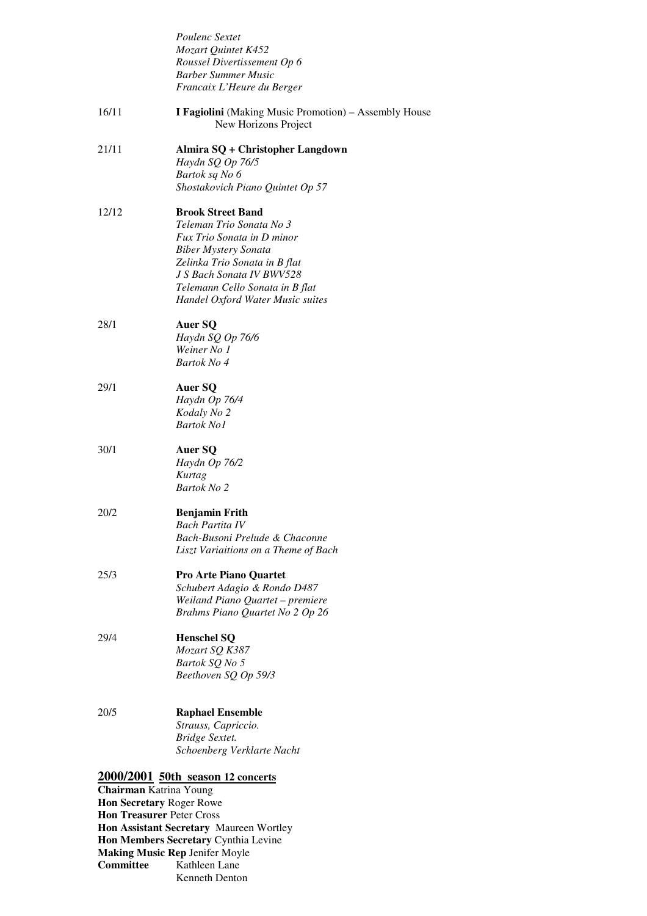*Poulenc Sextet*
*Mozart Quintet K452*
*Roussel Divertissement Op 6*
*Barber Summer Music*
*Francaix L'Heure du Berger*

16/11 **I Fagiolini** (Making Music Promotion) – Assembly House
New Horizons Project

21/11 **Almira SQ + Christopher Langdown**
*Haydn SQ Op 76/5*
*Bartok sq No 6*
*Shostakovich Piano Quintet Op 57*

12/12 **Brook Street Band**
*Teleman Trio Sonata No 3*
*Fux Trio Sonata in D minor*
*Biber Mystery Sonata*
*Zelinka Trio Sonata in B flat*
*J S Bach Sonata IV BWV528*
*Telemann Cello Sonata in B flat*
*Handel Oxford Water Music suites*

28/1 **Auer SQ**
*Haydn SQ Op 76/6*
*Weiner No 1*
*Bartok No 4*

29/1 **Auer SQ**
*Haydn Op 76/4*
*Kodaly No 2*
*Bartok No1*

30/1 **Auer SQ**
*Haydn Op 76/2*
*Kurtag*
*Bartok No 2*

20/2 **Benjamin Frith**
*Bach Partita IV*
*Bach-Busoni Prelude & Chaconne*
*Liszt Variaitions on a Theme of Bach*

25/3 **Pro Arte Piano Quartet**
*Schubert Adagio & Rondo D487*
*Weiland Piano Quartet – premiere*
*Brahms Piano Quartet No 2 Op 26*

29/4 **Henschel SQ**
*Mozart SQ K387*
*Bartok SQ No 5*
*Beethoven SQ Op 59/3*

20/5 **Raphael Ensemble**
*Strauss, Capriccio.*
*Bridge Sextet.*
*Schoenberg Verklarte Nacht*

## 2000/2001 50th season 12 concerts

**Chairman** Katrina Young
**Hon Secretary** Roger Rowe
**Hon Treasurer** Peter Cross
**Hon Assistant Secretary** Maureen Wortley
**Hon Members Secretary** Cynthia Levine
**Making Music Rep** Jenifer Moyle
**Committee** Kathleen Lane
Kenneth Denton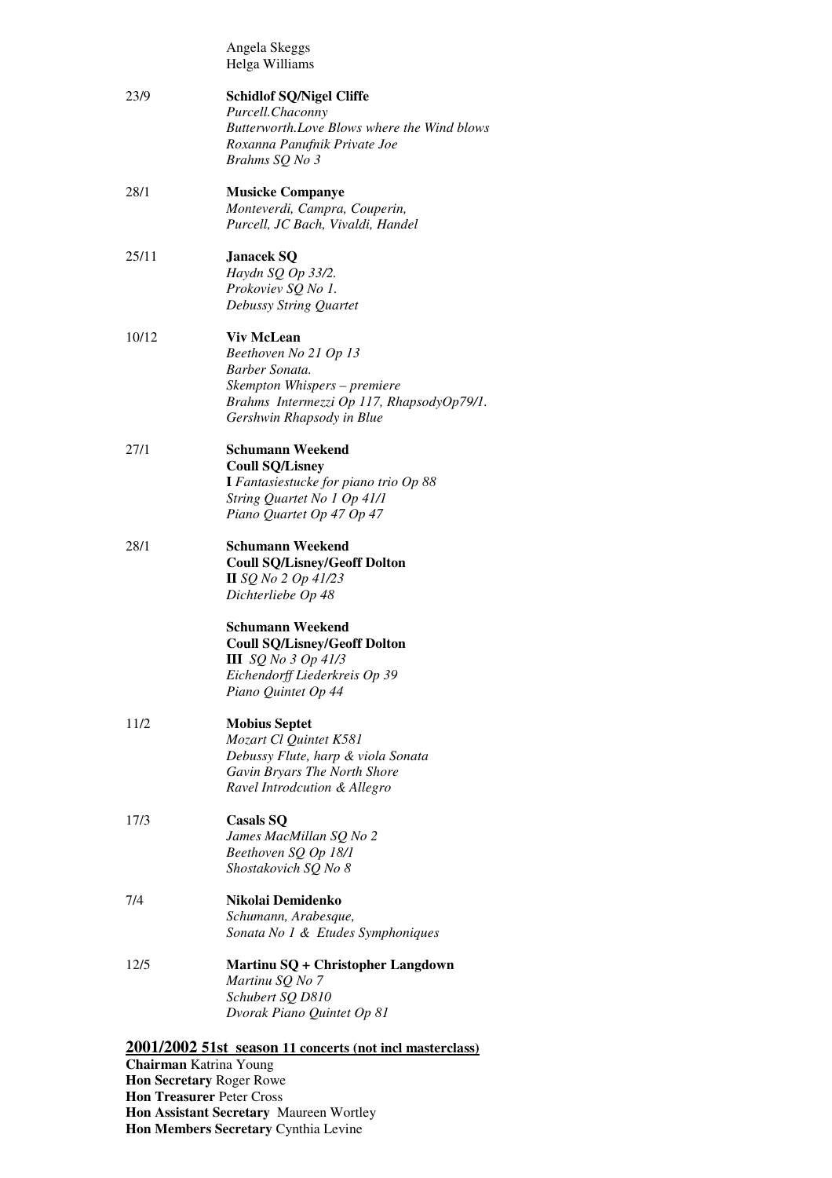Angela Skeggs
Helga Williams

23/9 **Schidlof SQ/Nigel Cliffe**
*Purcell.Chaconny*
*Butterworth.Love Blows where the Wind blows*
*Roxanna Panufnik Private Joe*
*Brahms SQ No 3*

28/1 **Musicke Companye**
*Monteverdi, Campra, Couperin,*
*Purcell, JC Bach, Vivaldi, Handel*

25/11 **Janacek SQ**
*Haydn SQ Op 33/2.*
*Prokoviev SQ No 1.*
*Debussy String Quartet*

10/12 **Viv McLean**
*Beethoven No 21 Op 13*
*Barber Sonata.*
*Skempton Whispers – premiere*
*Brahms Intermezzi Op 117, RhapsodyOp79/1.*
*Gershwin Rhapsody in Blue*

27/1 **Schumann Weekend**
**Coull SQ/Lisney**
**I** *Fantasiestucke for piano trio Op 88*
*String Quartet No 1 Op 41/1*
*Piano Quartet Op 47 Op 47*

28/1 **Schumann Weekend**
**Coull SQ/Lisney/Geoff Dolton**
**II** *SQ No 2 Op 41/23*
*Dichterliebe Op 48*

**Schumann Weekend**
**Coull SQ/Lisney/Geoff Dolton**
**III** *SQ No 3 Op 41/3*
*Eichendorff Liederkreis Op 39*
*Piano Quintet Op 44*

11/2 **Mobius Septet**
*Mozart Cl Quintet K581*
*Debussy Flute, harp & viola Sonata*
*Gavin Bryars The North Shore*
*Ravel Introdcution & Allegro*

17/3 **Casals SQ**
*James MacMillan SQ No 2*
*Beethoven SQ Op 18/1*
*Shostakovich SQ No 8*

7/4 **Nikolai Demidenko**
*Schumann, Arabesque,*
*Sonata No 1 & Etudes Symphoniques*

12/5 **Martinu SQ + Christopher Langdown**
*Martinu SQ No 7*
*Schubert SQ D810*
*Dvorak Piano Quintet Op 81*

**2001/2002 51st season 11 concerts (not incl masterclass)**

**Chairman** Katrina Young
**Hon Secretary** Roger Rowe
**Hon Treasurer** Peter Cross
**Hon Assistant Secretary** Maureen Wortley
**Hon Members Secretary** Cynthia Levine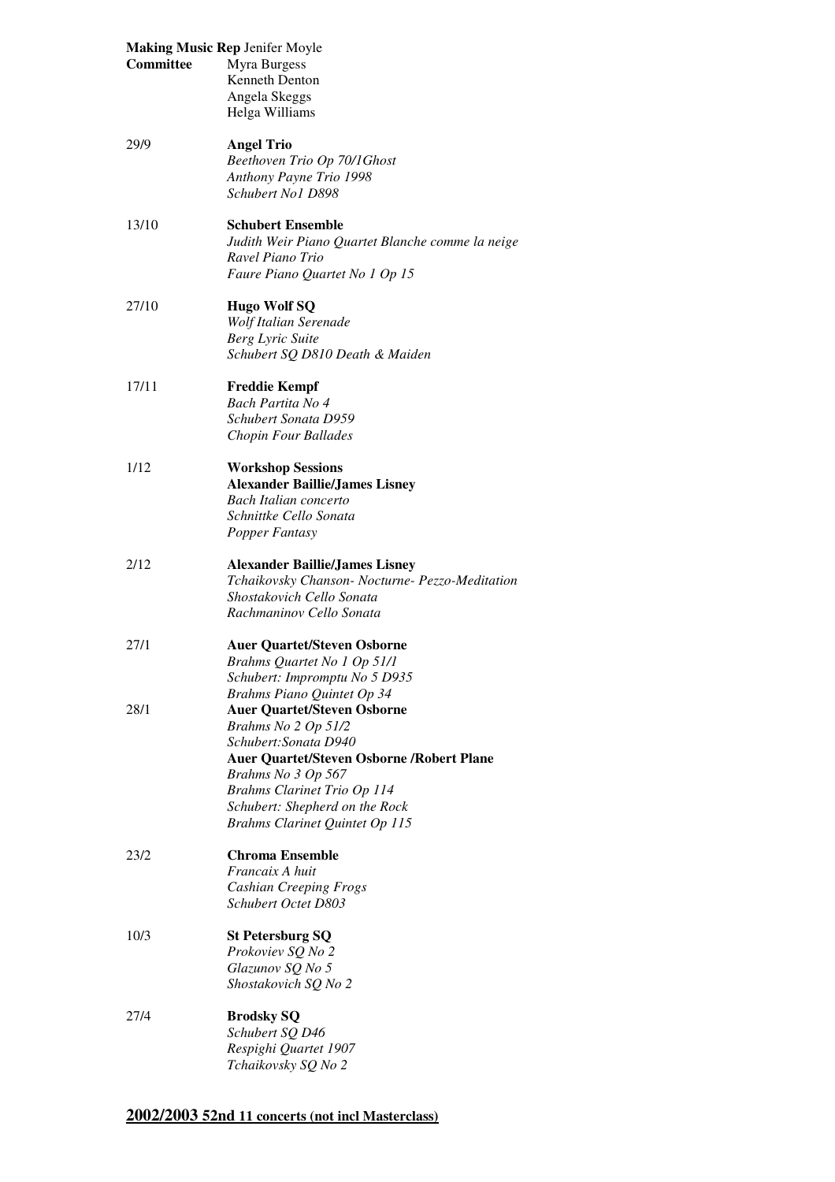**Making Music Rep** Jenifer Moyle

**Committee** Myra Burgess
Kenneth Denton
Angela Skeggs
Helga Williams

29/9 **Angel Trio**
*Beethoven Trio Op 70/1Ghost*
*Anthony Payne Trio 1998*
*Schubert No1 D898*

13/10 **Schubert Ensemble**
*Judith Weir Piano Quartet Blanche comme la neige*
*Ravel Piano Trio*
*Faure Piano Quartet No 1 Op 15*

27/10 **Hugo Wolf SQ**
*Wolf Italian Serenade*
*Berg Lyric Suite*
*Schubert SQ D810 Death & Maiden*

17/11 **Freddie Kempf**
*Bach Partita No 4*
*Schubert Sonata D959*
*Chopin Four Ballades*

1/12 **Workshop Sessions**
**Alexander Baillie/James Lisney**
*Bach Italian concerto*
*Schnittke Cello Sonata*
*Popper Fantasy*

2/12 **Alexander Baillie/James Lisney**
*Tchaikovsky Chanson- Nocturne- Pezzo-Meditation*
*Shostakovich Cello Sonata*
*Rachmaninov Cello Sonata*

27/1 **Auer Quartet/Steven Osborne**
*Brahms Quartet No 1 Op 51/1*
*Schubert: Impromptu No 5 D935*
*Brahms Piano Quintet Op 34*

28/1 **Auer Quartet/Steven Osborne**
*Brahms No 2 Op 51/2*
*Schubert:Sonata D940*
**Auer Quartet/Steven Osborne /Robert Plane**
*Brahms No 3 Op 567*
*Brahms Clarinet Trio Op 114*
*Schubert: Shepherd on the Rock*
*Brahms Clarinet Quintet Op 115*

23/2 **Chroma Ensemble**
*Francaix A huit*
*Cashian Creeping Frogs*
*Schubert Octet D803*

10/3 **St Petersburg SQ**
*Prokoviev SQ No 2*
*Glazunov SQ No 5*
*Shostakovich SQ No 2*

27/4 **Brodsky SQ**
*Schubert SQ D46*
*Respighi Quartet 1907*
*Tchaikovsky SQ No 2*

## 2002/2003 52nd 11 concerts (not incl Masterclass)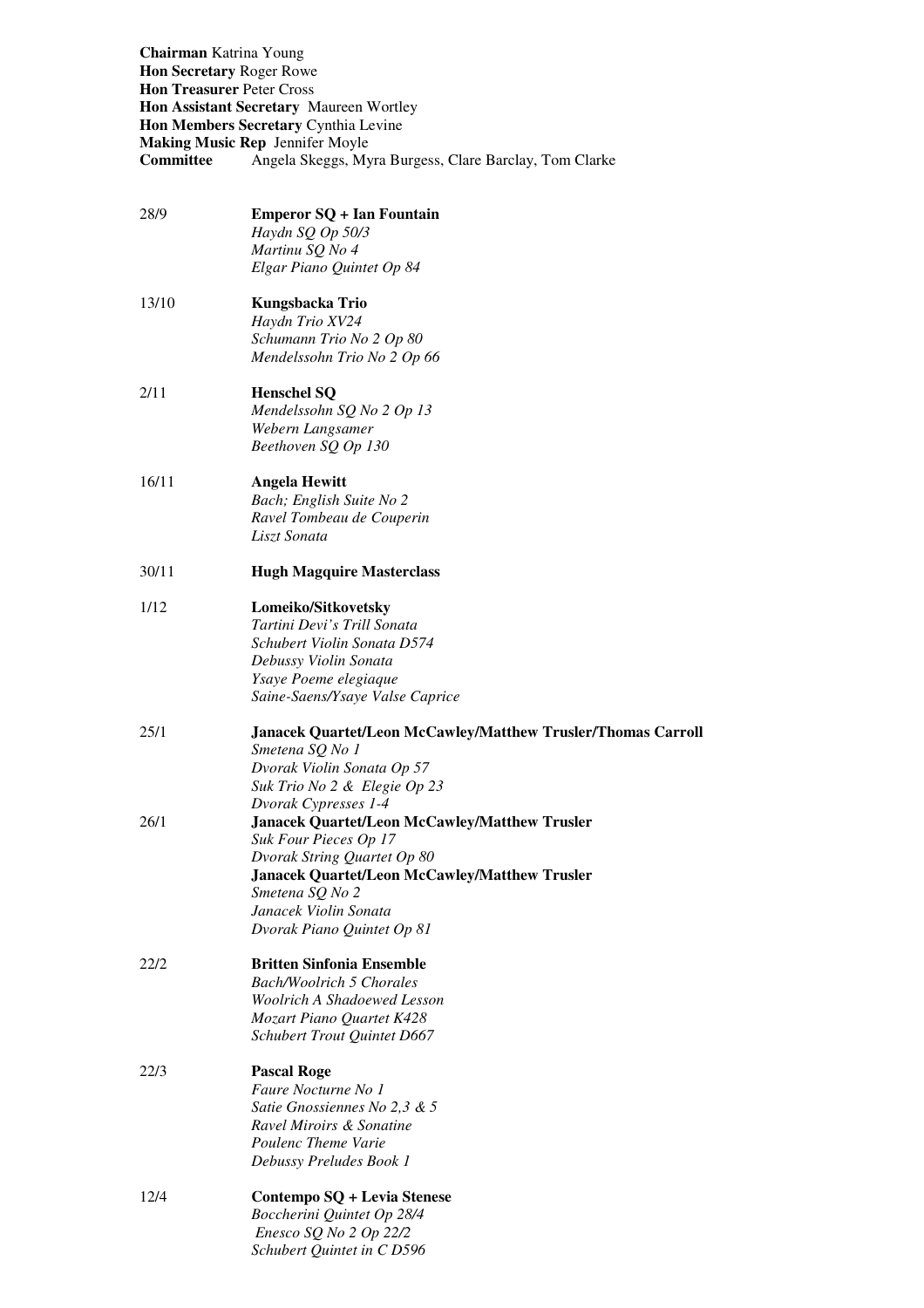**Chairman** Katrina Young
**Hon Secretary** Roger Rowe
**Hon Treasurer** Peter Cross
**Hon Assistant Secretary** Maureen Wortley
**Hon Members Secretary** Cynthia Levine
**Making Music Rep** Jennifer Moyle
**Committee** Angela Skeggs, Myra Burgess, Clare Barclay, Tom Clarke

28/9 **Emperor SQ + Ian Fountain**
*Haydn SQ Op 50/3*
*Martinu SQ No 4*
*Elgar Piano Quintet Op 84*

13/10 **Kungsbacka Trio**
*Haydn Trio XV24*
*Schumann Trio No 2 Op 80*
*Mendelssohn Trio No 2 Op 66*

2/11 **Henschel SQ**
*Mendelssohn SQ No 2 Op 13*
*Webern Langsamer*
*Beethoven SQ Op 130*

16/11 **Angela Hewitt**
*Bach; English Suite No 2*
*Ravel Tombeau de Couperin*
*Liszt Sonata*

30/11 **Hugh Magquire Masterclass**

1/12 **Lomeiko/Sitkovetsky**
*Tartini Devi's Trill Sonata*
*Schubert Violin Sonata D574*
*Debussy Violin Sonata*
*Ysaye Poeme elegiaque*
*Saine-Saens/Ysaye Valse Caprice*

25/1 **Janacek Quartet/Leon McCawley/Matthew Trusler/Thomas Carroll**
*Smetena SQ No 1*
*Dvorak Violin Sonata Op 57*
*Suk Trio No 2 & Elegie Op 23*
*Dvorak Cypresses 1-4*

26/1 **Janacek Quartet/Leon McCawley/Matthew Trusler**
*Suk Four Pieces Op 17*
*Dvorak String Quartet Op 80*
**Janacek Quartet/Leon McCawley/Matthew Trusler**
*Smetena SQ No 2*
*Janacek Violin Sonata*
*Dvorak Piano Quintet Op 81*

22/2 **Britten Sinfonia Ensemble**
*Bach/Woolrich 5 Chorales*
*Woolrich A Shadoewed Lesson*
*Mozart Piano Quartet K428*
*Schubert Trout Quintet D667*

22/3 **Pascal Roge**
*Faure Nocturne No 1*
*Satie Gnossiennes No 2,3 & 5*
*Ravel Miroirs & Sonatine*
*Poulenc Theme Varie*
*Debussy Preludes Book 1*

12/4 **Contempo SQ + Levia Stenese**
*Boccherini Quintet Op 28/4*
*Enesco SQ No 2 Op 22/2*
*Schubert Quintet in C D596*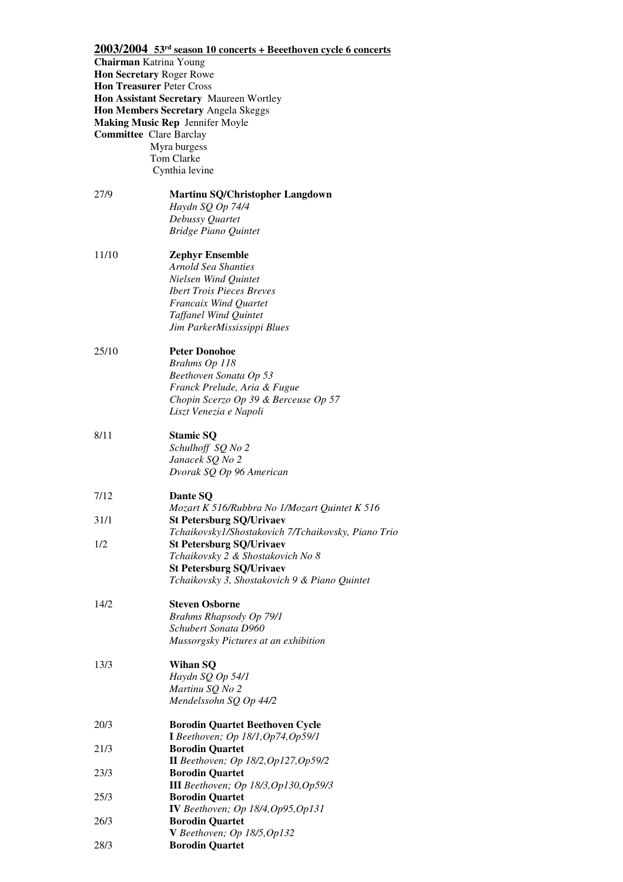**2003/2004 53rd season 10 concerts + Beeethoven cycle 6 concerts**

**Chairman** Katrina Young
**Hon Secretary** Roger Rowe
**Hon Treasurer** Peter Cross
**Hon Assistant Secretary** Maureen Wortley
**Hon Members Secretary** Angela Skeggs
**Making Music Rep** Jennifer Moyle
**Committee** Clare Barclay
Myra burgess
Tom Clarke
Cynthia levine

27/9 **Martinu SQ/Christopher Langdown**
*Haydn SQ Op 74/4*
*Debussy Quartet*
*Bridge Piano Quintet*

11/10 **Zephyr Ensemble**
*Arnold Sea Shanties*
*Nielsen Wind Quintet*
*Ibert Trois Pieces Breves*
*Francaix Wind Quartet*
*Taffanel Wind Quintet*
*Jim ParkerMississippi Blues*

25/10 **Peter Donohoe**
*Brahms Op 118*
*Beethoven Sonata Op 53*
*Franck Prelude, Aria & Fugue*
*Chopin Scerzo Op 39 & Berceuse Op 57*
*Liszt Venezia e Napoli*

8/11 **Stamic SQ**
*Schulhoff SQ No 2*
*Janacek SQ No 2*
*Dvorak SQ Op 96 American*

7/12 **Dante SQ**
*Mozart K 516/Rubbra No 1/Mozart Quintet K 516*

31/1 **St Petersburg SQ/Urivaev**
*Tchaikovsky1/Shostakovich 7/Tchaikovsky, Piano Trio*

1/2 **St Petersburg SQ/Urivaev**
*Tchaikovsky 2 & Shostakovich No 8*
**St Petersburg SQ/Urivaev**
*Tchaikovsky 3, Shostakovich 9 & Piano Quintet*

14/2 **Steven Osborne**
*Brahms Rhapsody Op 79/1*
*Schubert Sonata D960*
*Mussorgsky Pictures at an exhibition*

13/3 **Wihan SQ**
*Haydn SQ Op 54/1*
*Martinu SQ No 2*
*Mendelssohn SQ Op 44/2*

20/3 **Borodin Quartet Beethoven Cycle**
**I** *Beethoven; Op 18/1,Op74,Op59/1*

21/3 **Borodin Quartet**
**II** *Beethoven; Op 18/2,Op127,Op59/2*

23/3 **Borodin Quartet**
**III** *Beethoven; Op 18/3,Op130,Op59/3*

25/3 **Borodin Quartet**
**IV** *Beethoven; Op 18/4,Op95,Op131*

26/3 **Borodin Quartet**
**V** *Beethoven; Op 18/5,Op132*

28/3 **Borodin Quartet**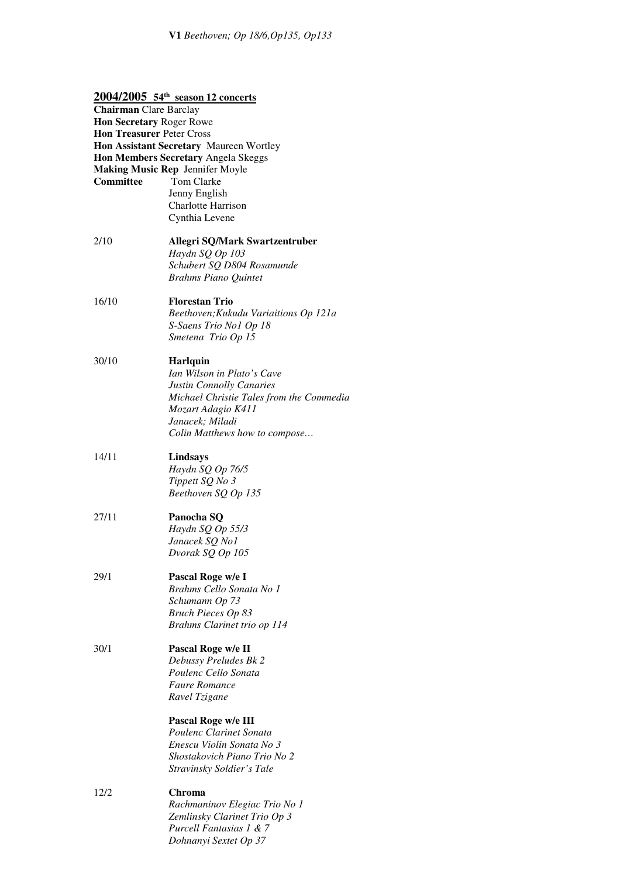**V1** *Beethoven; Op 18/6,Op135, Op133*

## 2004/2005 54th season 12 concerts

**Chairman** Clare Barclay
**Hon Secretary** Roger Rowe
**Hon Treasurer** Peter Cross
**Hon Assistant Secretary** Maureen Wortley
**Hon Members Secretary** Angela Skeggs
**Making Music Rep** Jennifer Moyle
**Committee** Tom Clarke
Jenny English
Charlotte Harrison
Cynthia Levene

2/10 **Allegri SQ/Mark Swartzentruber**
*Haydn SQ Op 103*
*Schubert SQ D804 Rosamunde*
*Brahms Piano Quintet*

16/10 **Florestan Trio**
*Beethoven;Kukudu Variaitions Op 121a*
*S-Saens Trio No1 Op 18*
*Smetena Trio Op 15*

30/10 **Harlquin**
*Ian Wilson in Plato's Cave*
*Justin Connolly Canaries*
*Michael Christie Tales from the Commedia*
*Mozart Adagio K411*
*Janacek; Miladi*
*Colin Matthews how to compose…*

14/11 **Lindsays**
*Haydn SQ Op 76/5*
*Tippett SQ No 3*
*Beethoven SQ Op 135*

27/11 **Panocha SQ**
*Haydn SQ Op 55/3*
*Janacek SQ No1*
*Dvorak SQ Op 105*

29/1 **Pascal Roge w/e I**
*Brahms Cello Sonata No 1*
*Schumann Op 73*
*Bruch Pieces Op 83*
*Brahms Clarinet trio op 114*

30/1 **Pascal Roge w/e II**
*Debussy Preludes Bk 2*
*Poulenc Cello Sonata*
*Faure Romance*
*Ravel Tzigane*

**Pascal Roge w/e III**
*Poulenc Clarinet Sonata*
*Enescu Violin Sonata No 3*
*Shostakovich Piano Trio No 2*
*Stravinsky Soldier's Tale*

12/2 **Chroma**
*Rachmaninov Elegiac Trio No 1*
*Zemlinsky Clarinet Trio Op 3*
*Purcell Fantasias 1 & 7*
*Dohnanyi Sextet Op 37*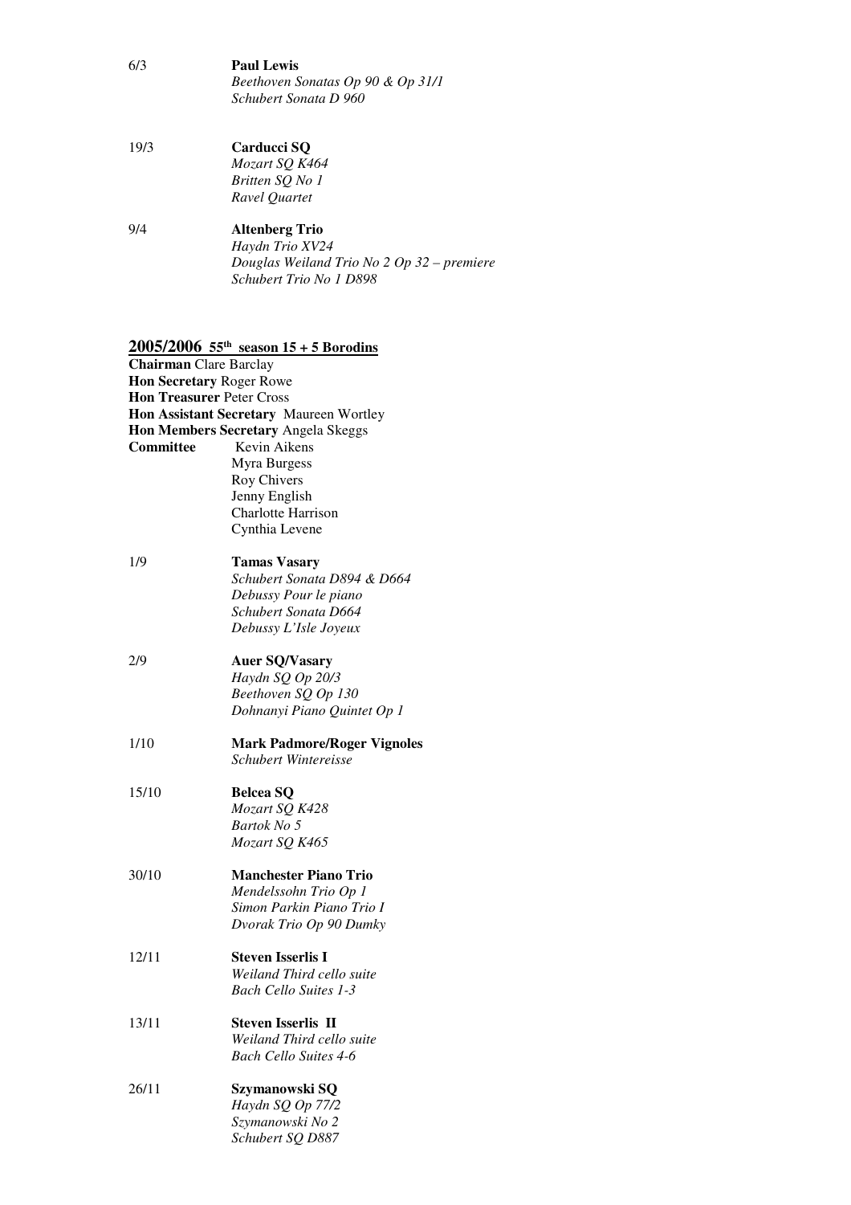6/3 **Paul Lewis**
*Beethoven Sonatas Op 90 & Op 31/1*
*Schubert Sonata D 960*

19/3 **Carducci SQ**
*Mozart SQ K464*
*Britten SQ No 1*
*Ravel Quartet*

9/4 **Altenberg Trio**
*Haydn Trio XV24*
*Douglas Weiland Trio No 2 Op 32 – premiere*
*Schubert Trio No 1 D898*

## 2005/2006 55th season 15 + 5 Borodins

**Chairman** Clare Barclay
**Hon Secretary** Roger Rowe
**Hon Treasurer** Peter Cross
**Hon Assistant Secretary** Maureen Wortley
**Hon Members Secretary** Angela Skeggs
**Committee** Kevin Aikens
Myra Burgess
Roy Chivers
Jenny English
Charlotte Harrison
Cynthia Levene

1/9 **Tamas Vasary**
*Schubert Sonata D894 & D664*
*Debussy Pour le piano*
*Schubert Sonata D664*
*Debussy L'Isle Joyeux*

2/9 **Auer SQ/Vasary**
*Haydn SQ Op 20/3*
*Beethoven SQ Op 130*
*Dohnanyi Piano Quintet Op 1*

1/10 **Mark Padmore/Roger Vignoles**
*Schubert Wintereisse*

15/10 **Belcea SQ**
*Mozart SQ K428*
*Bartok No 5*
*Mozart SQ K465*

30/10 **Manchester Piano Trio**
*Mendelssohn Trio Op 1*
*Simon Parkin Piano Trio I*
*Dvorak Trio Op 90 Dumky*

12/11 **Steven Isserlis I**
*Weiland Third cello suite*
*Bach Cello Suites 1-3*

13/11 **Steven Isserlis II**
*Weiland Third cello suite*
*Bach Cello Suites 4-6*

26/11 **Szymanowski SQ**
*Haydn SQ Op 77/2*
*Szymanowski No 2*
*Schubert SQ D887*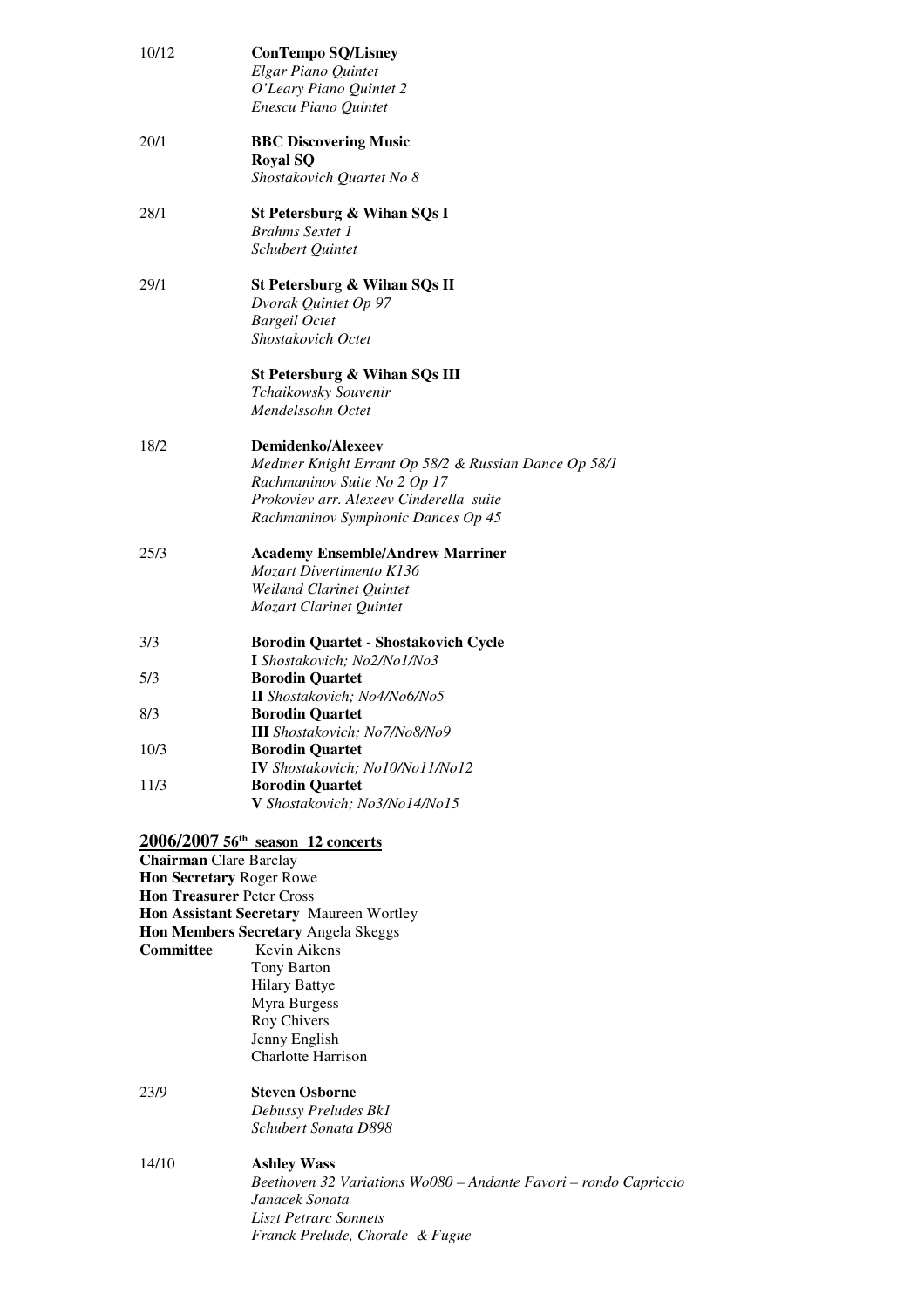10/12 **ConTempo SQ/Lisney**
*Elgar Piano Quintet*
*O'Leary Piano Quintet 2*
*Enescu Piano Quintet*

20/1 **BBC Discovering Music**
**Royal SQ**
*Shostakovich Quartet No 8*

28/1 **St Petersburg & Wihan SQs I**
*Brahms Sextet 1*
*Schubert Quintet*

29/1 **St Petersburg & Wihan SQs II**
*Dvorak Quintet Op 97*
*Bargeil Octet*
*Shostakovich Octet*

**St Petersburg & Wihan SQs III**
*Tchaikowsky Souvenir*
*Mendelssohn Octet*

18/2 **Demidenko/Alexeev**
*Medtner Knight Errant Op 58/2 & Russian Dance Op 58/1*
*Rachmaninov Suite No 2 Op 17*
*Prokoviev arr. Alexeev Cinderella suite*
*Rachmaninov Symphonic Dances Op 45*

25/3 **Academy Ensemble/Andrew Marriner**
*Mozart Divertimento K136*
*Weiland Clarinet Quintet*
*Mozart Clarinet Quintet*

3/3 **Borodin Quartet - Shostakovich Cycle**
**I** *Shostakovich; No2/No1/No3*

5/3 **Borodin Quartet**
**II** *Shostakovich; No4/No6/No5*

8/3 **Borodin Quartet**
**III** *Shostakovich; No7/No8/No9*

10/3 **Borodin Quartet**
**IV** *Shostakovich; No10/No11/No12*

11/3 **Borodin Quartet**
**V** *Shostakovich; No3/No14/No15*

## 2006/2007 56th season 12 concerts

**Chairman** Clare Barclay
**Hon Secretary** Roger Rowe
**Hon Treasurer** Peter Cross
**Hon Assistant Secretary** Maureen Wortley
**Hon Members Secretary** Angela Skeggs
**Committee** Kevin Aikens
Tony Barton
Hilary Battye
Myra Burgess
Roy Chivers
Jenny English
Charlotte Harrison

23/9 **Steven Osborne**
*Debussy Preludes Bk1*
*Schubert Sonata D898*

14/10 **Ashley Wass**
*Beethoven 32 Variations Wo080 – Andante Favori – rondo Capriccio*
*Janacek Sonata*
*Liszt Petrarc Sonnets*
*Franck Prelude, Chorale & Fugue*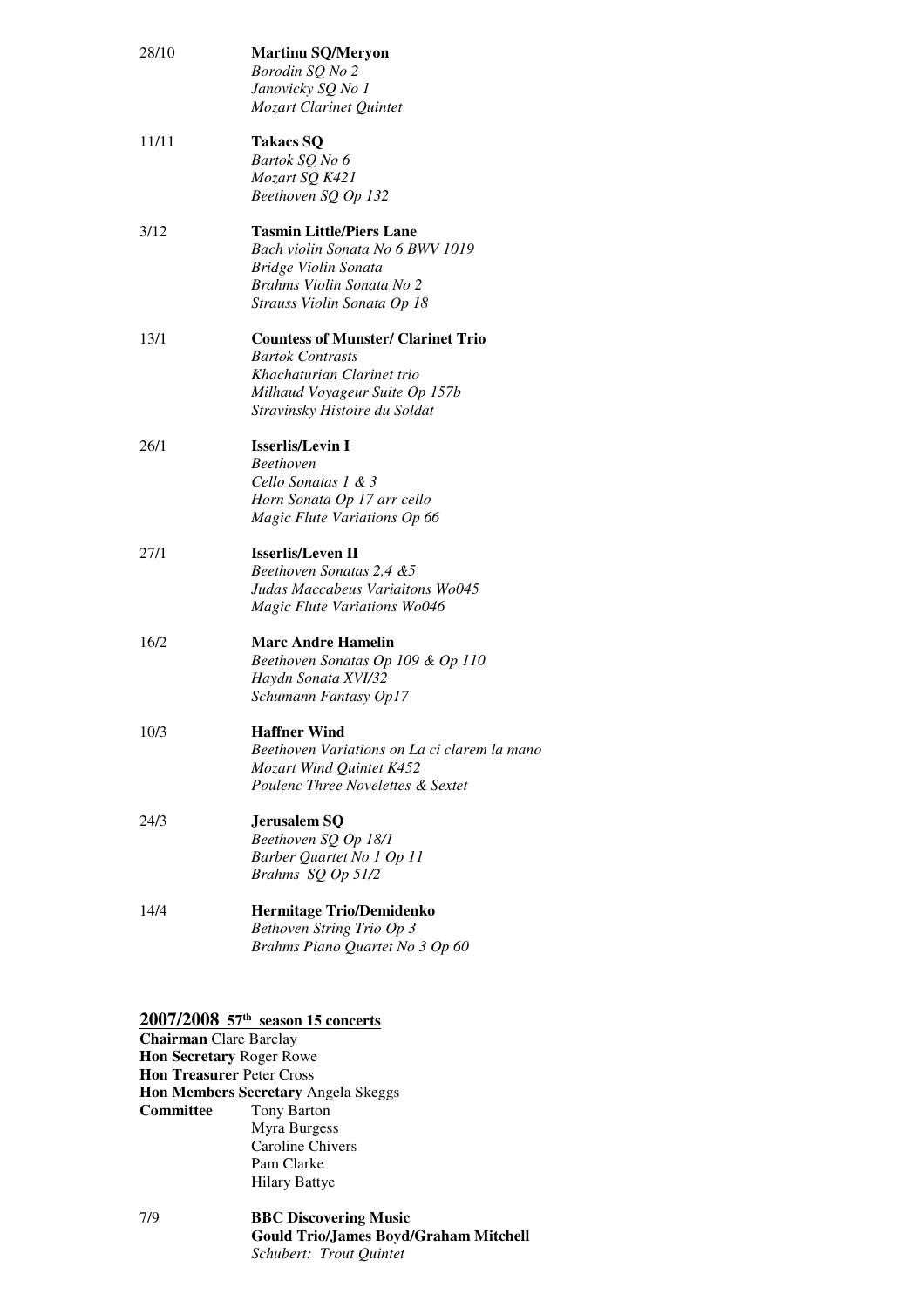28/10 **Martinu SQ/Meryon**
*Borodin SQ No 2*
*Janovicky SQ No 1*
*Mozart Clarinet Quintet*

11/11 **Takacs SQ**
*Bartok SQ No 6*
*Mozart SQ K421*
*Beethoven SQ Op 132*

3/12 **Tasmin Little/Piers Lane**
*Bach violin Sonata No 6 BWV 1019*
*Bridge Violin Sonata*
*Brahms Violin Sonata No 2*
*Strauss Violin Sonata Op 18*

13/1 **Countess of Munster/ Clarinet Trio**
*Bartok Contrasts*
*Khachaturian Clarinet trio*
*Milhaud Voyageur Suite Op 157b*
*Stravinsky Histoire du Soldat*

26/1 **Isserlis/Levin I**
*Beethoven*
*Cello Sonatas 1 & 3*
*Horn Sonata Op 17 arr cello*
*Magic Flute Variations Op 66*

27/1 **Isserlis/Leven II**
*Beethoven Sonatas 2,4 &5*
*Judas Maccabeus Variaitons Wo045*
*Magic Flute Variations Wo046*

16/2 **Marc Andre Hamelin**
*Beethoven Sonatas Op 109 & Op 110*
*Haydn Sonata XVI/32*
*Schumann Fantasy Op17*

10/3 **Haffner Wind**
*Beethoven Variations on La ci clarem la mano*
*Mozart Wind Quintet K452*
*Poulenc Three Novelettes & Sextet*

24/3 **Jerusalem SQ**
*Beethoven SQ Op 18/1*
*Barber Quartet No 1 Op 11*
*Brahms SQ Op 51/2*

14/4 **Hermitage Trio/Demidenko**
*Bethoven String Trio Op 3*
*Brahms Piano Quartet No 3 Op 60*

## 2007/2008 57th season 15 concerts

**Chairman** Clare Barclay
**Hon Secretary** Roger Rowe
**Hon Treasurer** Peter Cross
**Hon Members Secretary** Angela Skeggs
**Committee** Tony Barton
Myra Burgess
Caroline Chivers
Pam Clarke
Hilary Battye

7/9 **BBC Discovering Music**
**Gould Trio/James Boyd/Graham Mitchell**
*Schubert: Trout Quintet*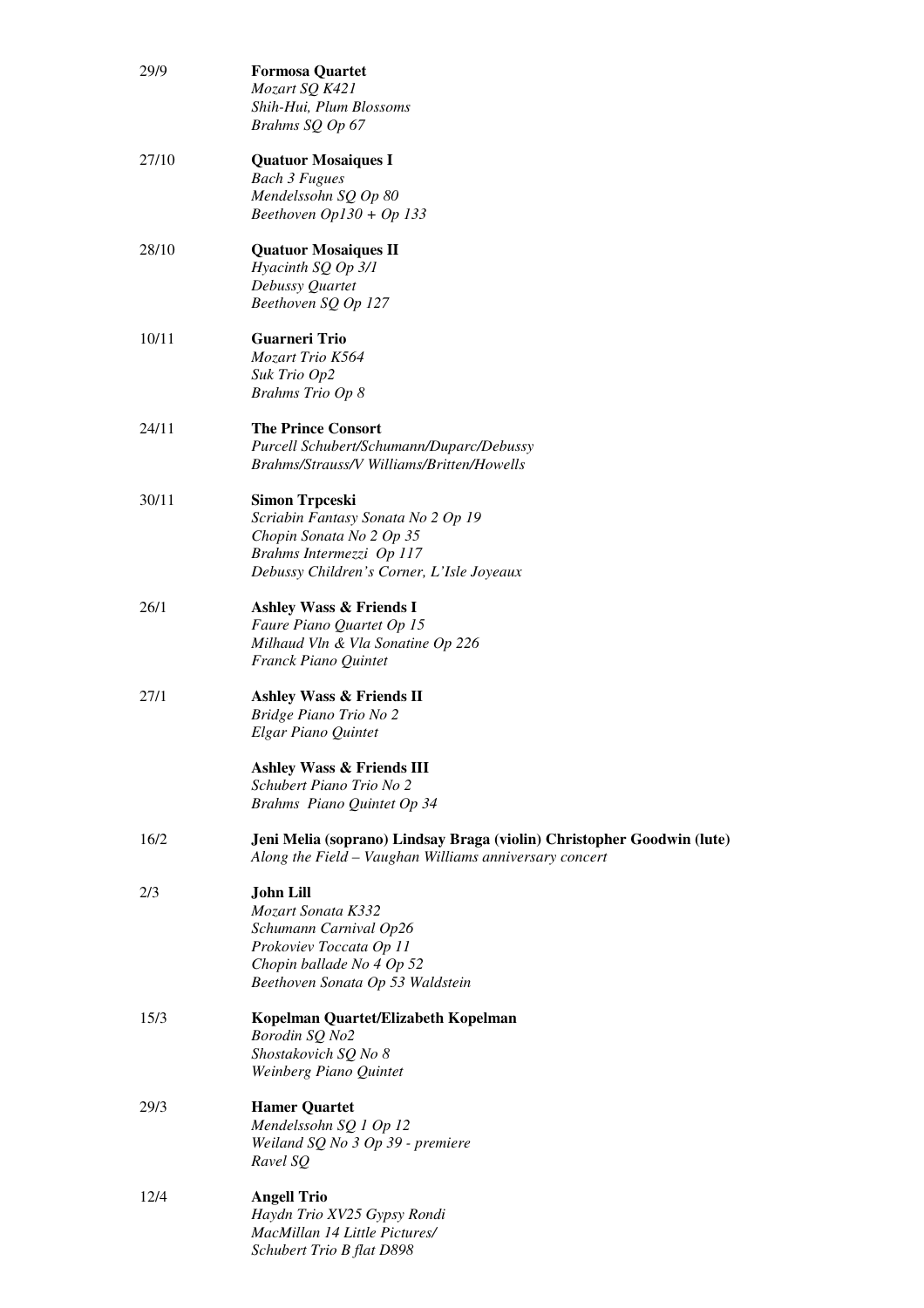29/9 **Formosa Quartet**
*Mozart SQ K421*
*Shih-Hui, Plum Blossoms*
*Brahms SQ Op 67*

27/10 **Quatuor Mosaiques I**
*Bach 3 Fugues*
*Mendelssohn SQ Op 80*
*Beethoven Op130 + Op 133*

28/10 **Quatuor Mosaiques II**
*Hyacinth SQ Op 3/1*
*Debussy Quartet*
*Beethoven SQ Op 127*

10/11 **Guarneri Trio**
*Mozart Trio K564*
*Suk Trio Op2*
*Brahms Trio Op 8*

24/11 **The Prince Consort**
*Purcell Schubert/Schumann/Duparc/Debussy*
*Brahms/Strauss/V Williams/Britten/Howells*

30/11 **Simon Trpceski**
*Scriabin Fantasy Sonata No 2 Op 19*
*Chopin Sonata No 2 Op 35*
*Brahms Intermezzi Op 117*
*Debussy Children's Corner, L'Isle Joyeaux*

26/1 **Ashley Wass & Friends I**
*Faure Piano Quartet Op 15*
*Milhaud Vln & Vla Sonatine Op 226*
*Franck Piano Quintet*

27/1 **Ashley Wass & Friends II**
*Bridge Piano Trio No 2*
*Elgar Piano Quintet*

**Ashley Wass & Friends III**
*Schubert Piano Trio No 2*
*Brahms Piano Quintet Op 34*

16/2 **Jeni Melia (soprano) Lindsay Braga (violin) Christopher Goodwin (lute)**
*Along the Field – Vaughan Williams anniversary concert*

2/3 **John Lill**
*Mozart Sonata K332*
*Schumann Carnival Op26*
*Prokoviev Toccata Op 11*
*Chopin ballade No 4 Op 52*
*Beethoven Sonata Op 53 Waldstein*

15/3 **Kopelman Quartet/Elizabeth Kopelman**
*Borodin SQ No2*
*Shostakovich SQ No 8*
*Weinberg Piano Quintet*

29/3 **Hamer Quartet**
*Mendelssohn SQ 1 Op 12*
*Weiland SQ No 3 Op 39 - premiere*
*Ravel SQ*

12/4 **Angell Trio**
*Haydn Trio XV25 Gypsy Rondi*
*MacMillan 14 Little Pictures/*
*Schubert Trio B flat D898*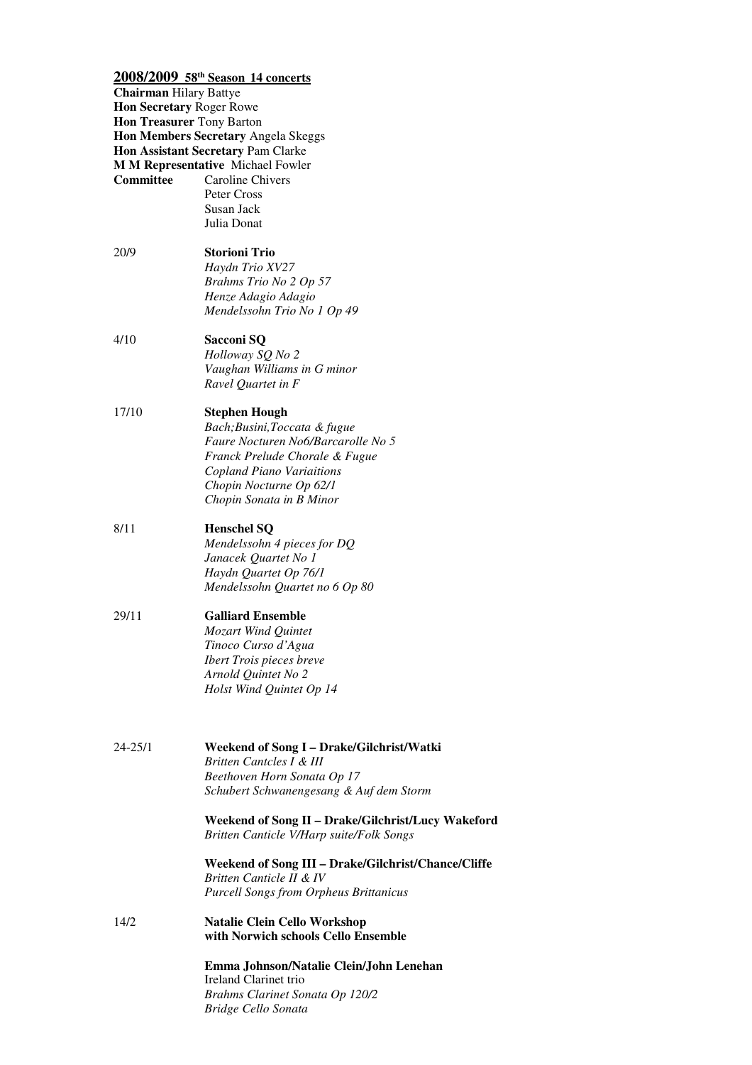## 2008/2009 58th Season 14 concerts

**Chairman** Hilary Battye
**Hon Secretary** Roger Rowe
**Hon Treasurer** Tony Barton
**Hon Members Secretary** Angela Skeggs
**Hon Assistant Secretary** Pam Clarke
**M M Representative** Michael Fowler
**Committee** Caroline Chivers
Peter Cross
Susan Jack
Julia Donat

20/9 **Storioni Trio**
*Haydn Trio XV27*
*Brahms Trio No 2 Op 57*
*Henze Adagio Adagio*
*Mendelssohn Trio No 1 Op 49*

4/10 **Sacconi SQ**
*Holloway SQ No 2*
*Vaughan Williams in G minor*
*Ravel Quartet in F*

17/10 **Stephen Hough**
*Bach;Busini,Toccata & fugue*
*Faure Nocturen No6/Barcarolle No 5*
*Franck Prelude Chorale & Fugue*
*Copland Piano Variaitions*
*Chopin Nocturne Op 62/1*
*Chopin Sonata in B Minor*

8/11 **Henschel SQ**
*Mendelssohn 4 pieces for DQ*
*Janacek Quartet No 1*
*Haydn Quartet Op 76/1*
*Mendelssohn Quartet no 6 Op 80*

29/11 **Galliard Ensemble**
*Mozart Wind Quintet*
*Tinoco Curso d'Agua*
*Ibert Trois pieces breve*
*Arnold Quintet No 2*
*Holst Wind Quintet Op 14*

24-25/1 **Weekend of Song I – Drake/Gilchrist/Watki**
*Britten Cantcles I & III*
*Beethoven Horn Sonata Op 17*
*Schubert Schwanengesang & Auf dem Storm*

**Weekend of Song II – Drake/Gilchrist/Lucy Wakeford**
*Britten Canticle V/Harp suite/Folk Songs*

**Weekend of Song III – Drake/Gilchrist/Chance/Cliffe**
*Britten Canticle II & IV*
*Purcell Songs from Orpheus Brittanicus*

14/2 **Natalie Clein Cello Workshop with Norwich schools Cello Ensemble**

**Emma Johnson/Natalie Clein/John Lenehan**
Ireland Clarinet trio
*Brahms Clarinet Sonata Op 120/2*
*Bridge Cello Sonata*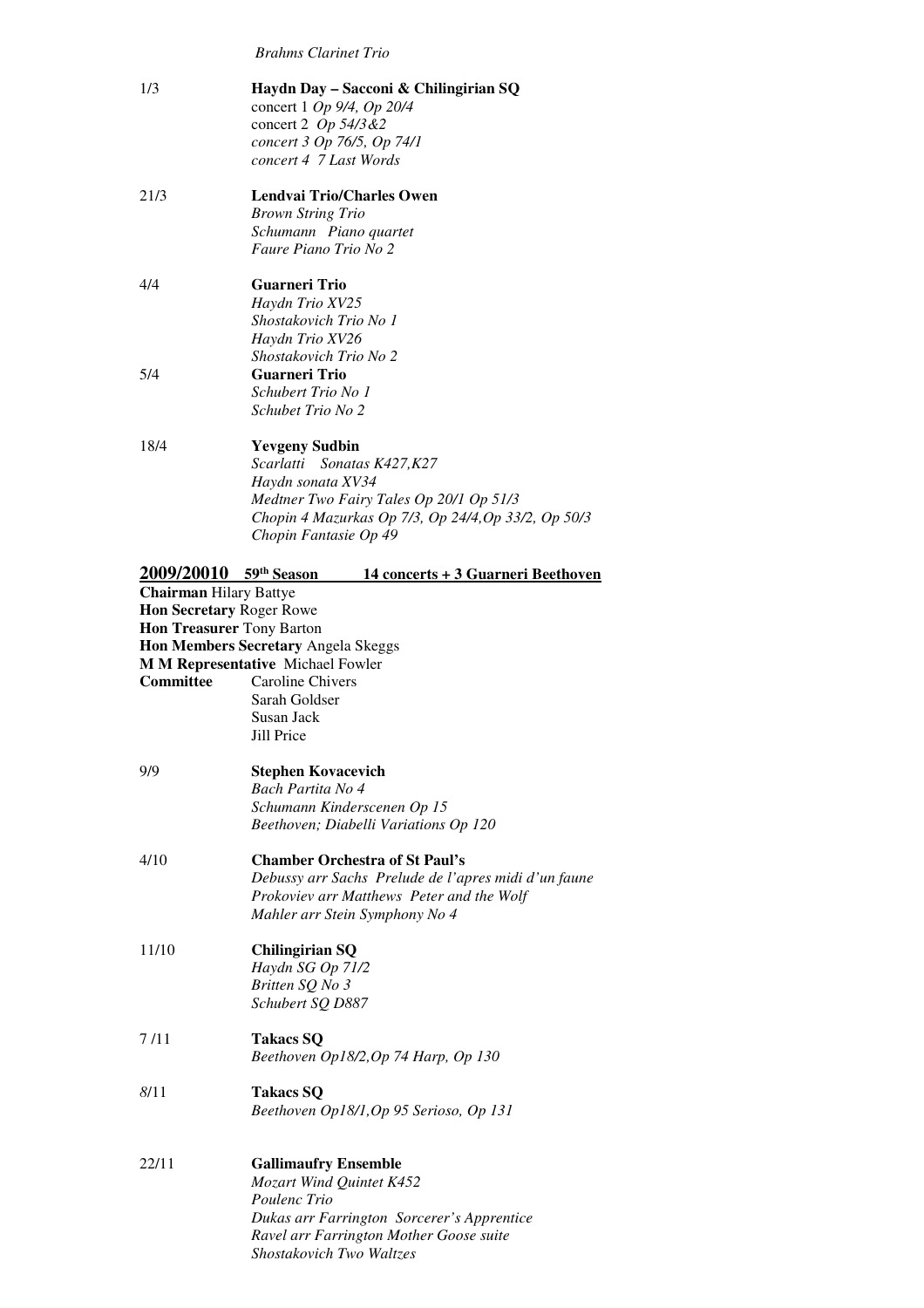*Brahms Clarinet Trio*

1/3 **Haydn Day – Sacconi & Chilingirian SQ**
concert 1 *Op 9/4, Op 20/4*
concert 2 *Op 54/3&2*
*concert 3 Op 76/5, Op 74/1*
*concert 4 7 Last Words*

21/3 **Lendvai Trio/Charles Owen**
*Brown String Trio*
*Schumann Piano quartet*
*Faure Piano Trio No 2*

4/4 **Guarneri Trio**
*Haydn Trio XV25*
*Shostakovich Trio No 1*
*Haydn Trio XV26*
*Shostakovich Trio No 2*

5/4 **Guarneri Trio**
*Schubert Trio No 1*
*Schubet Trio No 2*

18/4 **Yevgeny Sudbin**
*Scarlatti Sonatas K427,K27*
*Haydn sonata XV34*
*Medtner Two Fairy Tales Op 20/1 Op 51/3*
*Chopin 4 Mazurkas Op 7/3, Op 24/4,Op 33/2, Op 50/3*
*Chopin Fantasie Op 49*

## 2009/20010 59th Season 14 concerts + 3 Guarneri Beethoven

**Chairman** Hilary Battye
**Hon Secretary** Roger Rowe
**Hon Treasurer** Tony Barton
**Hon Members Secretary** Angela Skeggs
**M M Representative** Michael Fowler
**Committee** Caroline Chivers
Sarah Goldser
Susan Jack
Jill Price

9/9 **Stephen Kovacevich**
*Bach Partita No 4*
*Schumann Kinderscenen Op 15*
*Beethoven; Diabelli Variations Op 120*

4/10 **Chamber Orchestra of St Paul's**
*Debussy arr Sachs Prelude de l'apres midi d'un faune*
*Prokoviev arr Matthews Peter and the Wolf*
*Mahler arr Stein Symphony No 4*

11/10 **Chilingirian SQ**
*Haydn SG Op 71/2*
*Britten SQ No 3*
*Schubert SQ D887*

7 /11 **Takacs SQ**
*Beethoven Op18/2,Op 74 Harp, Op 130*

8/11 **Takacs SQ**
*Beethoven Op18/1,Op 95 Serioso, Op 131*

22/11 **Gallimaufry Ensemble**
*Mozart Wind Quintet K452*
*Poulenc Trio*
*Dukas arr Farrington Sorcerer's Apprentice*
*Ravel arr Farrington Mother Goose suite*
*Shostakovich Two Waltzes*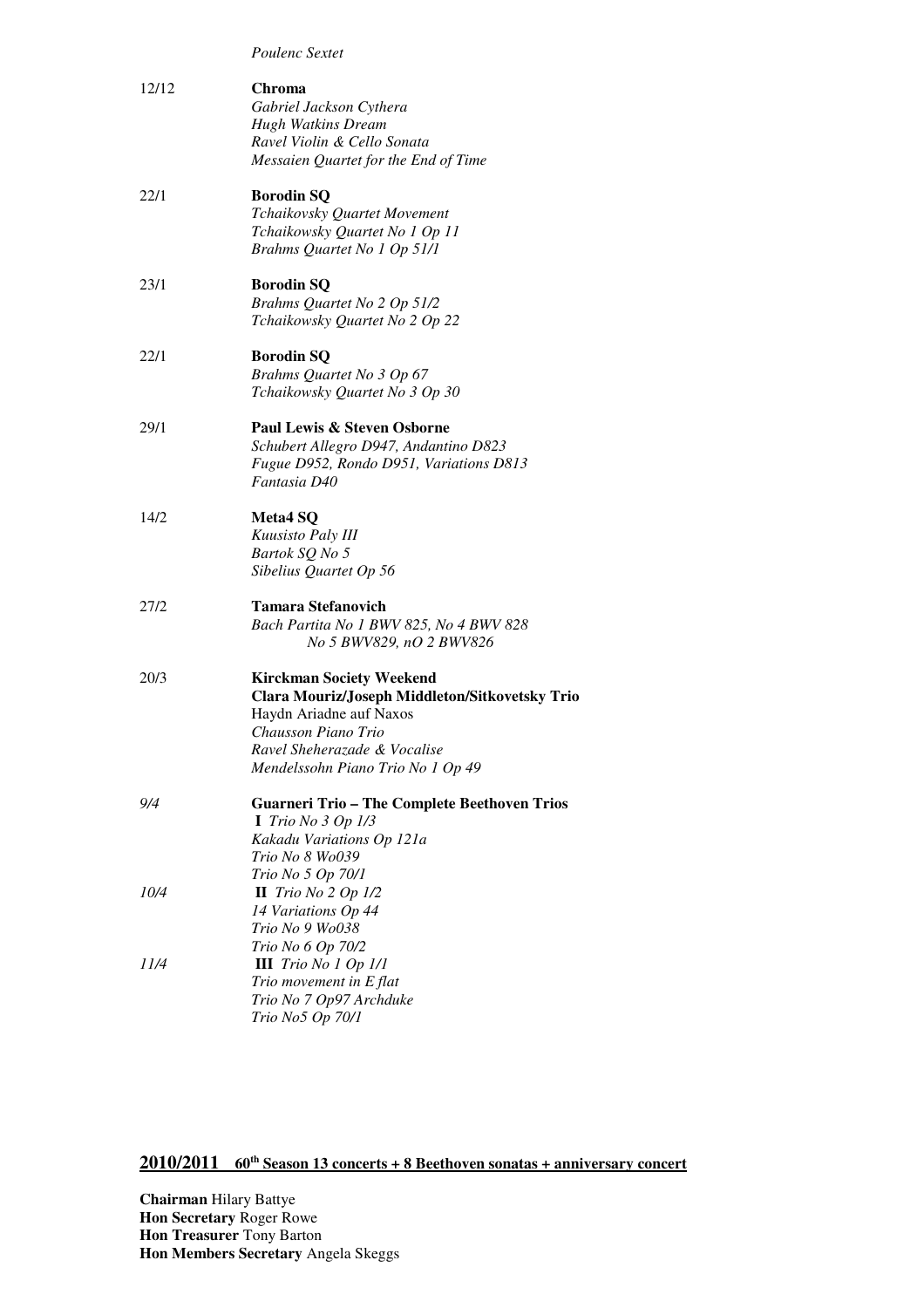*Poulenc Sextet*

12/12 **Chroma**
*Gabriel Jackson Cythera*
*Hugh Watkins Dream*
*Ravel Violin & Cello Sonata*
*Messaien Quartet for the End of Time*

22/1 **Borodin SQ**
*Tchaikovsky Quartet Movement*
*Tchaikowsky Quartet No 1 Op 11*
*Brahms Quartet No 1 Op 51/1*

23/1 **Borodin SQ**
*Brahms Quartet No 2 Op 51/2*
*Tchaikowsky Quartet No 2 Op 22*

22/1 **Borodin SQ**
*Brahms Quartet No 3 Op 67*
*Tchaikowsky Quartet No 3 Op 30*

29/1 **Paul Lewis & Steven Osborne**
*Schubert Allegro D947, Andantino D823*
*Fugue D952, Rondo D951, Variations D813*
*Fantasia D40*

14/2 **Meta4 SQ**
*Kuusisto Paly III*
*Bartok SQ No 5*
*Sibelius Quartet Op 56*

27/2 **Tamara Stefanovich**
*Bach Partita No 1 BWV 825, No 4 BWV 828*
*No 5 BWV829, nO 2 BWV826*

20/3 **Kirckman Society Weekend**
**Clara Mouriz/Joseph Middleton/Sitkovetsky Trio**
Haydn Ariadne auf Naxos
*Chausson Piano Trio*
*Ravel Sheherazade & Vocalise*
*Mendelssohn Piano Trio No 1 Op 49*

*9/4* **Guarneri Trio – The Complete Beethoven Trios**
**I** *Trio No 3 Op 1/3*
*Kakadu Variations Op 121a*
*Trio No 8 Wo039*
*Trio No 5 Op 70/1*

*10/4* **II** *Trio No 2 Op 1/2*
*14 Variations Op 44*
*Trio No 9 Wo038*
*Trio No 6 Op 70/2*

*11/4* **III** *Trio No 1 Op 1/1*
*Trio movement in E flat*
*Trio No 7 Op97 Archduke*
*Trio No5 Op 70/1*

## 2010/2011 60th Season 13 concerts + 8 Beethoven sonatas + anniversary concert

**Chairman** Hilary Battye
**Hon Secretary** Roger Rowe
**Hon Treasurer** Tony Barton
**Hon Members Secretary** Angela Skeggs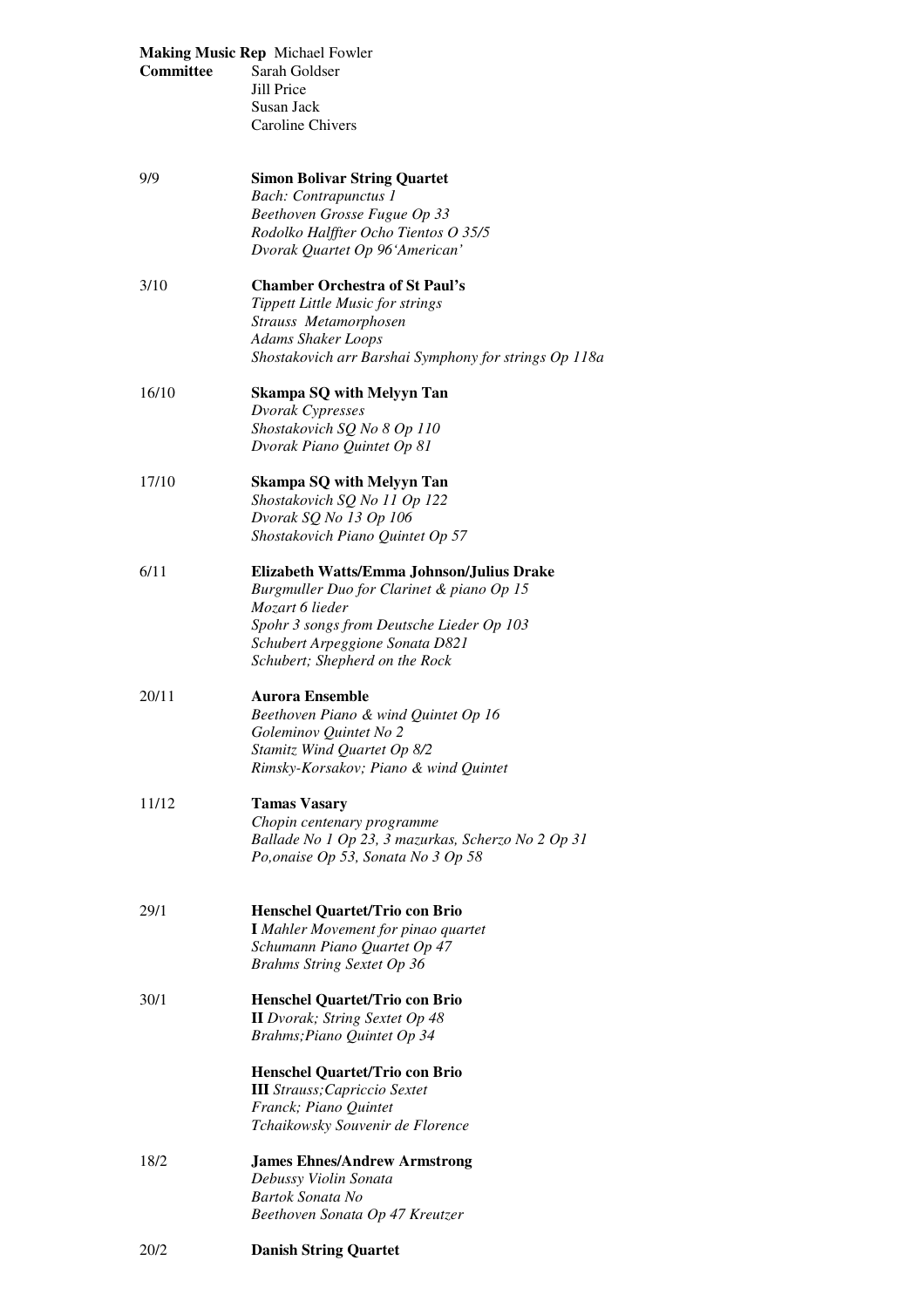**Making Music Rep** Michael Fowler

**Committee** Sarah Goldser
Jill Price
Susan Jack
Caroline Chivers

9/9 **Simon Bolivar String Quartet**
*Bach: Contrapunctus 1*
*Beethoven Grosse Fugue Op 33*
*Rodolko Halffter Ocho Tientos O 35/5*
*Dvorak Quartet Op 96'American'*

3/10 **Chamber Orchestra of St Paul's**
*Tippett Little Music for strings*
*Strauss Metamorphosen*
*Adams Shaker Loops*
*Shostakovich arr Barshai Symphony for strings Op 118a*

16/10 **Skampa SQ with Melyyn Tan**
*Dvorak Cypresses*
*Shostakovich SQ No 8 Op 110*
*Dvorak Piano Quintet Op 81*

17/10 **Skampa SQ with Melyyn Tan**
*Shostakovich SQ No 11 Op 122*
*Dvorak SQ No 13 Op 106*
*Shostakovich Piano Quintet Op 57*

6/11 **Elizabeth Watts/Emma Johnson/Julius Drake**
*Burgmuller Duo for Clarinet & piano Op 15*
*Mozart 6 lieder*
*Spohr 3 songs from Deutsche Lieder Op 103*
*Schubert Arpeggione Sonata D821*
*Schubert; Shepherd on the Rock*

20/11 **Aurora Ensemble**
*Beethoven Piano & wind Quintet Op 16*
*Goleminov Quintet No 2*
*Stamitz Wind Quartet Op 8/2*
*Rimsky-Korsakov; Piano & wind Quintet*

11/12 **Tamas Vasary**
*Chopin centenary programme*
*Ballade No 1 Op 23, 3 mazurkas, Scherzo No 2 Op 31*
*Po,onaise Op 53, Sonata No 3 Op 58*

29/1 **Henschel Quartet/Trio con Brio**
**I** *Mahler Movement for pinao quartet*
*Schumann Piano Quartet Op 47*
*Brahms String Sextet Op 36*

30/1 **Henschel Quartet/Trio con Brio**
**II** *Dvorak; String Sextet Op 48*
*Brahms;Piano Quintet Op 34*

**Henschel Quartet/Trio con Brio**
**III** *Strauss;Capriccio Sextet*
*Franck; Piano Quintet*
*Tchaikowsky Souvenir de Florence*

18/2 **James Ehnes/Andrew Armstrong**
*Debussy Violin Sonata*
*Bartok Sonata No*
*Beethoven Sonata Op 47 Kreutzer*

20/2 **Danish String Quartet**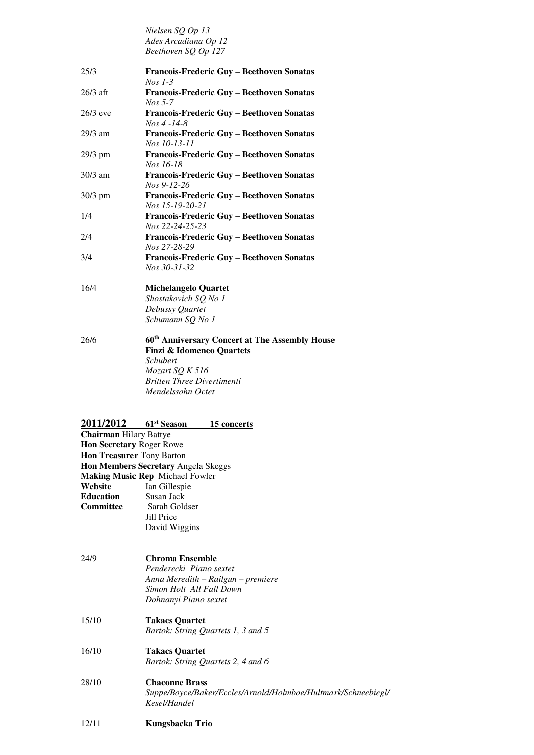*Nielsen SQ Op 13*
*Ades Arcadiana Op 12*
*Beethoven SQ Op 127*

25/3 **Francois-Frederic Guy – Beethoven Sonatas**
*Nos 1-3*

26/3 aft **Francois-Frederic Guy – Beethoven Sonatas**
*Nos 5-7*

26/3 eve **Francois-Frederic Guy – Beethoven Sonatas**
*Nos 4 -14-8*

29/3 am **Francois-Frederic Guy – Beethoven Sonatas**
*Nos 10-13-11*

29/3 pm **Francois-Frederic Guy – Beethoven Sonatas**
*Nos 16-18*

30/3 am **Francois-Frederic Guy – Beethoven Sonatas**
*Nos 9-12-26*

30/3 pm **Francois-Frederic Guy – Beethoven Sonatas**
*Nos 15-19-20-21*

1/4 **Francois-Frederic Guy – Beethoven Sonatas**
*Nos 22-24-25-23*

2/4 **Francois-Frederic Guy – Beethoven Sonatas**
*Nos 27-28-29*

3/4 **Francois-Frederic Guy – Beethoven Sonatas**
*Nos 30-31-32*

16/4 **Michelangelo Quartet**
*Shostakovich SQ No 1*
*Debussy Quartet*
*Schumann SQ No 1*

26/6 **60th Anniversary Concert at The Assembly House**
**Finzi & Idomeneo Quartets**
*Schubert*
*Mozart SQ K 516*
*Britten Three Divertimenti*
*Mendelssohn Octet*

## 2011/2012 61st Season 15 concerts

**Chairman** Hilary Battye
**Hon Secretary** Roger Rowe
**Hon Treasurer** Tony Barton
**Hon Members Secretary** Angela Skeggs
**Making Music Rep** Michael Fowler
**Website** Ian Gillespie
**Education** Susan Jack
**Committee** Sarah Goldser
Jill Price
David Wiggins

24/9 **Chroma Ensemble**
*Penderecki Piano sextet*
*Anna Meredith – Railgun – premiere*
*Simon Holt All Fall Down*
*Dohnanyi Piano sextet*

15/10 **Takacs Quartet**
*Bartok: String Quartets 1, 3 and 5*

16/10 **Takacs Quartet**
*Bartok: String Quartets 2, 4 and 6*

28/10 **Chaconne Brass**
*Suppe/Boyce/Baker/Eccles/Arnold/Holmboe/Hultmark/Schneebiegl/Kesel/Handel*

12/11 **Kungsbacka Trio**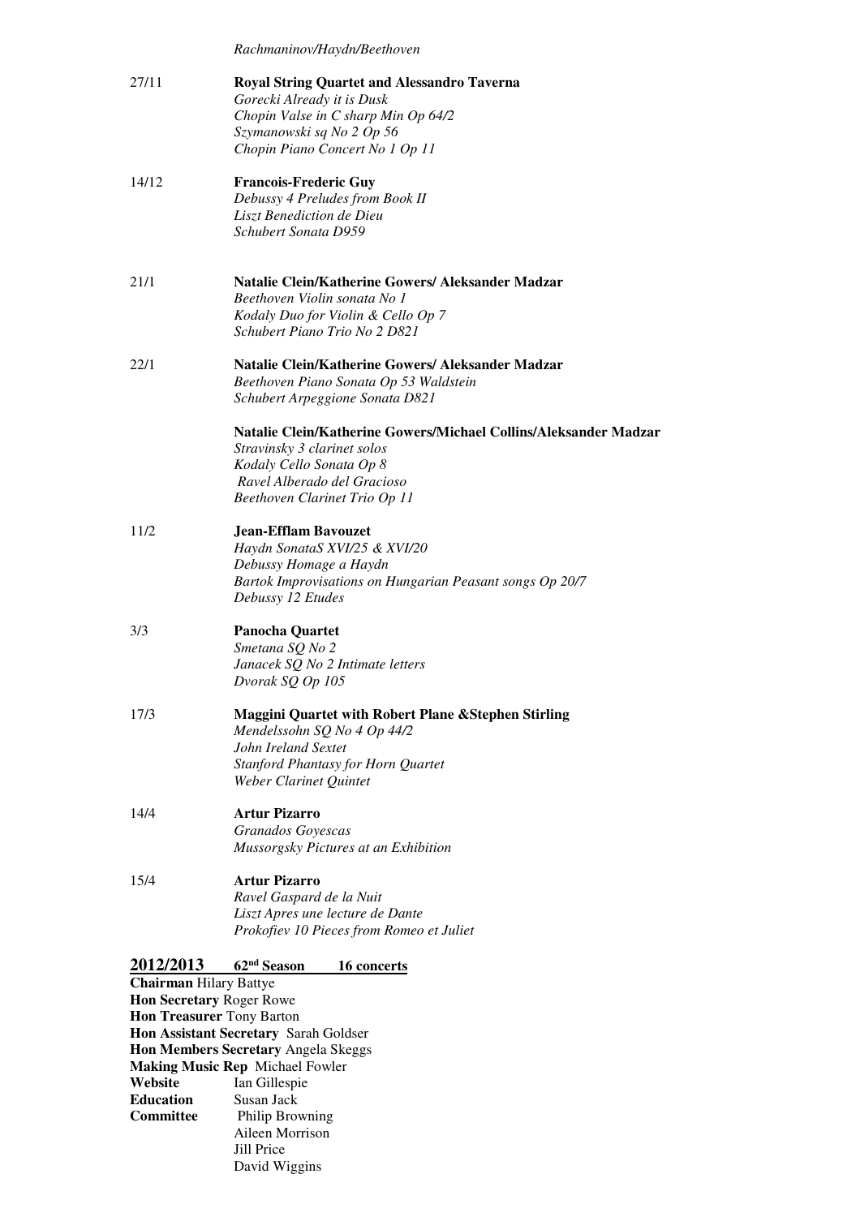*Rachmaninov/Haydn/Beethoven*

27/11 **Royal String Quartet and Alessandro Taverna**
*Gorecki Already it is Dusk*
*Chopin Valse in C sharp Min Op 64/2*
*Szymanowski sq No 2 Op 56*
*Chopin Piano Concert No 1 Op 11*

14/12 **Francois-Frederic Guy**
*Debussy 4 Preludes from Book II*
*Liszt Benediction de Dieu*
*Schubert Sonata D959*

21/1 **Natalie Clein/Katherine Gowers/ Aleksander Madzar**
*Beethoven Violin sonata No 1*
*Kodaly Duo for Violin & Cello Op 7*
*Schubert Piano Trio No 2 D821*

22/1 **Natalie Clein/Katherine Gowers/ Aleksander Madzar**
*Beethoven Piano Sonata Op 53 Waldstein*
*Schubert Arpeggione Sonata D821*

**Natalie Clein/Katherine Gowers/Michael Collins/Aleksander Madzar**
*Stravinsky 3 clarinet solos*
*Kodaly Cello Sonata Op 8*
*Ravel Alberado del Gracioso*
*Beethoven Clarinet Trio Op 11*

11/2 **Jean-Efflam Bavouzet**
*Haydn SonataS XVI/25 & XVI/20*
*Debussy Homage a Haydn*
*Bartok Improvisations on Hungarian Peasant songs Op 20/7*
*Debussy 12 Etudes*

3/3 **Panocha Quartet**
*Smetana SQ No 2*
*Janacek SQ No 2 Intimate letters*
*Dvorak SQ Op 105*

17/3 **Maggini Quartet with Robert Plane &Stephen Stirling**
*Mendelssohn SQ No 4 Op 44/2*
*John Ireland Sextet*
*Stanford Phantasy for Horn Quartet*
*Weber Clarinet Quintet*

14/4 **Artur Pizarro**
*Granados Goyescas*
*Mussorgsky Pictures at an Exhibition*

15/4 **Artur Pizarro**
*Ravel Gaspard de la Nuit*
*Liszt Apres une lecture de Dante*
*Prokofiev 10 Pieces from Romeo et Juliet*

## 2012/2013 62nd Season 16 concerts

**Chairman** Hilary Battye
**Hon Secretary** Roger Rowe
**Hon Treasurer** Tony Barton
**Hon Assistant Secretary** Sarah Goldser
**Hon Members Secretary** Angela Skeggs
**Making Music Rep** Michael Fowler
**Website** Ian Gillespie
**Education** Susan Jack
**Committee** Philip Browning
Aileen Morrison
Jill Price
David Wiggins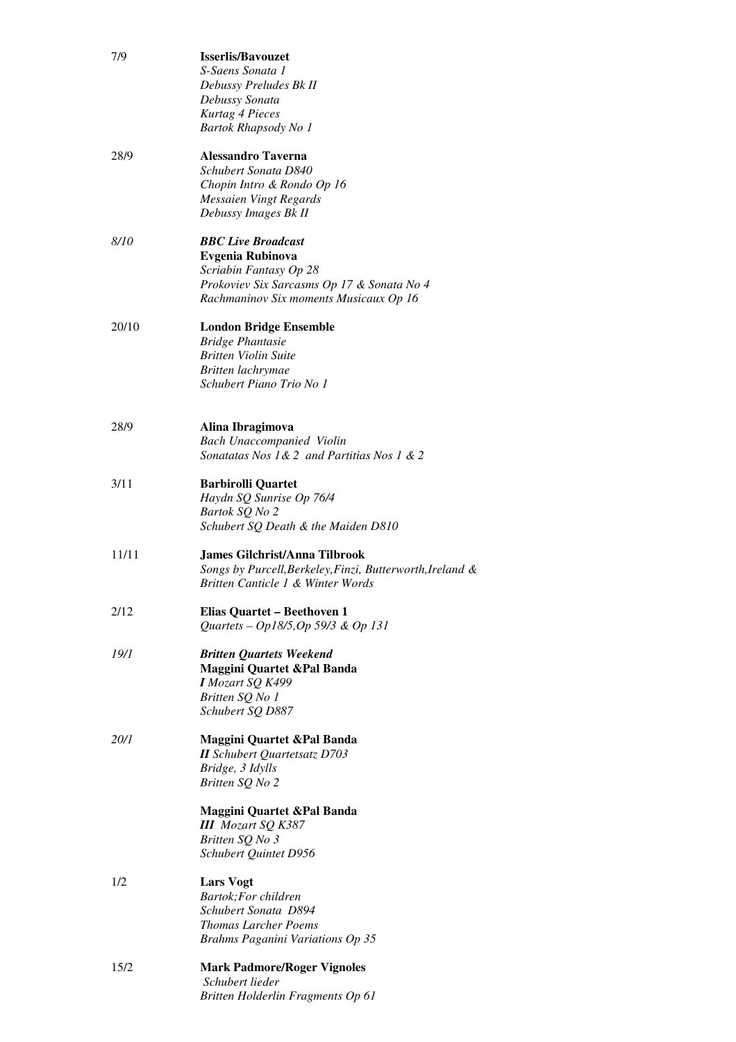7/9 **Isserlis/Bavouzet**
*S-Saens Sonata 1*
*Debussy Preludes Bk II*
*Debussy Sonata*
*Kurtag 4 Pieces*
*Bartok Rhapsody No 1*

28/9 **Alessandro Taverna**
*Schubert Sonata D840*
*Chopin Intro & Rondo Op 16*
*Messaien Vingt Regards*
*Debussy Images Bk II*

*8/10* ***BBC Live Broadcast***
**Evgenia Rubinova**
*Scriabin Fantasy Op 28*
*Prokoviev Six Sarcasms Op 17 & Sonata No 4*
*Rachmaninov Six moments Musicaux Op 16*

20/10 **London Bridge Ensemble**
*Bridge Phantasie*
*Britten Violin Suite*
*Britten lachrymae*
*Schubert Piano Trio No 1*

28/9 **Alina Ibragimova**
*Bach Unaccompanied Violin*
*Sonatatas Nos 1& 2 and Partitias Nos 1 & 2*

3/11 **Barbirolli Quartet**
*Haydn SQ Sunrise Op 76/4*
*Bartok SQ No 2*
*Schubert SQ Death & the Maiden D810*

11/11 **James Gilchrist/Anna Tilbrook**
*Songs by Purcell,Berkeley,Finzi, Butterworth,Ireland &*
*Britten Canticle 1 & Winter Words*

2/12 **Elias Quartet – Beethoven 1**
*Quartets – Op18/5,Op 59/3 & Op 131*

*19/1* ***Britten Quartets Weekend***
**Maggini Quartet &Pal Banda**
***I*** *Mozart SQ K499*
*Britten SQ No 1*
*Schubert SQ D887*

*20/1* **Maggini Quartet &Pal Banda**
***II*** *Schubert Quartetsatz D703*
*Bridge, 3 Idylls*
*Britten SQ No 2*

**Maggini Quartet &Pal Banda**
***III*** *Mozart SQ K387*
*Britten SQ No 3*
*Schubert Quintet D956*

1/2 **Lars Vogt**
*Bartok;For children*
*Schubert Sonata D894*
*Thomas Larcher Poems*
*Brahms Paganini Variations Op 35*

15/2 **Mark Padmore/Roger Vignoles**
*Schubert lieder*
*Britten Holderlin Fragments Op 61*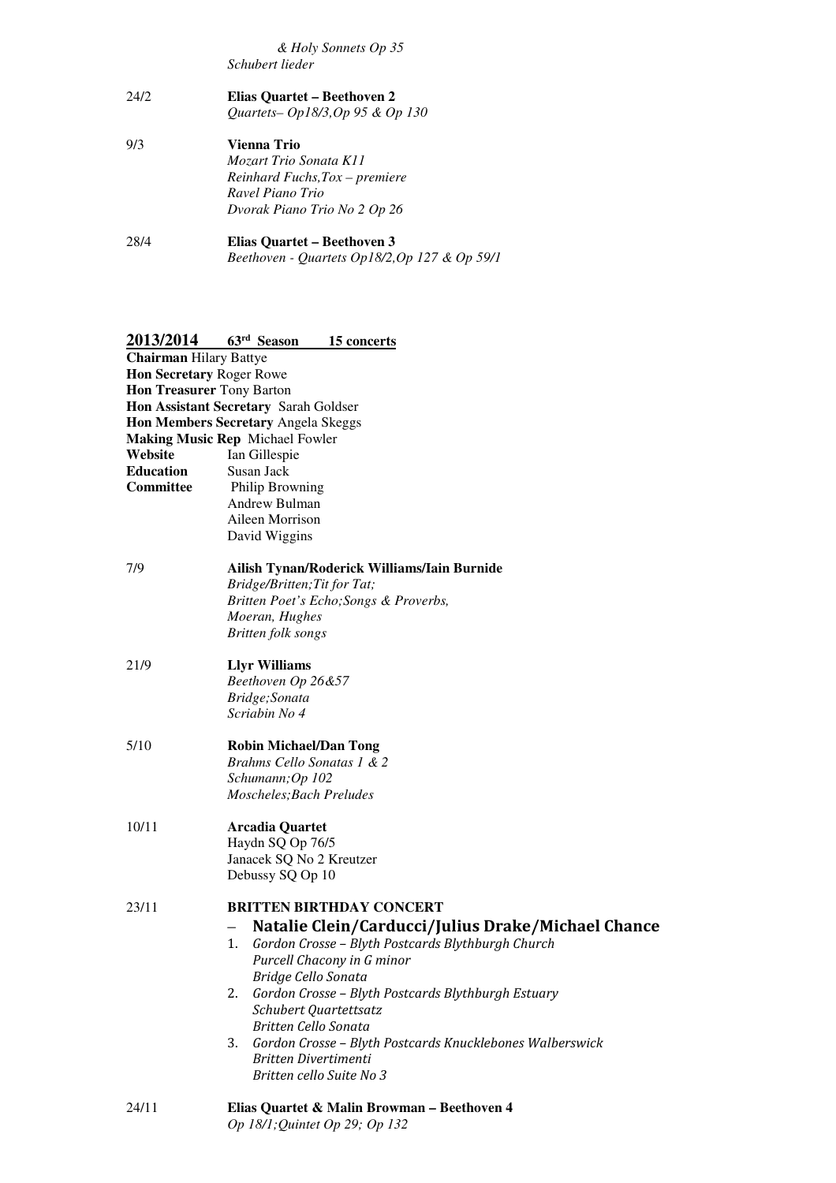*& Holy Sonnets Op 35*
*Schubert lieder*

24/2 **Elias Quartet – Beethoven 2**
*Quartets– Op18/3,Op 95 & Op 130*

9/3 **Vienna Trio**
*Mozart Trio Sonata K11*
*Reinhard Fuchs,Tox – premiere*
*Ravel Piano Trio*
*Dvorak Piano Trio No 2 Op 26*

28/4 **Elias Quartet – Beethoven 3**
*Beethoven - Quartets Op18/2,Op 127 & Op 59/1*

## 2013/2014 63rd Season 15 concerts

**Chairman** Hilary Battye
**Hon Secretary** Roger Rowe
**Hon Treasurer** Tony Barton
**Hon Assistant Secretary** Sarah Goldser
**Hon Members Secretary** Angela Skeggs
**Making Music Rep** Michael Fowler
**Website** Ian Gillespie
**Education** Susan Jack
**Committee** Philip Browning
Andrew Bulman
Aileen Morrison
David Wiggins

7/9 **Ailish Tynan/Roderick Williams/Iain Burnide**
*Bridge/Britten;Tit for Tat;*
*Britten Poet's Echo;Songs & Proverbs,*
*Moeran, Hughes*
*Britten folk songs*

21/9 **Llyr Williams**
*Beethoven Op 26&57*
*Bridge;Sonata*
*Scriabin No 4*

5/10 **Robin Michael/Dan Tong**
*Brahms Cello Sonatas 1 & 2*
*Schumann;Op 102*
*Moscheles;Bach Preludes*

10/11 **Arcadia Quartet**
Haydn SQ Op 76/5
Janacek SQ No 2 Kreutzer
Debussy SQ Op 10

23/11 **BRITTEN BIRTHDAY CONCERT**

– **Natalie Clein/Carducci/Julius Drake/Michael Chance**

1. *Gordon Crosse – Blyth Postcards Blythburgh Church*
   *Purcell Chacony in G minor*
   *Bridge Cello Sonata*
2. *Gordon Crosse – Blyth Postcards Blythburgh Estuary*
   *Schubert Quartettsatz*
   *Britten Cello Sonata*
3. *Gordon Crosse – Blyth Postcards Knucklebones Walberswick*
   *Britten Divertimenti*
   *Britten cello Suite No 3*

24/11 **Elias Quartet & Malin Browman – Beethoven 4**
*Op 18/1;Quintet Op 29; Op 132*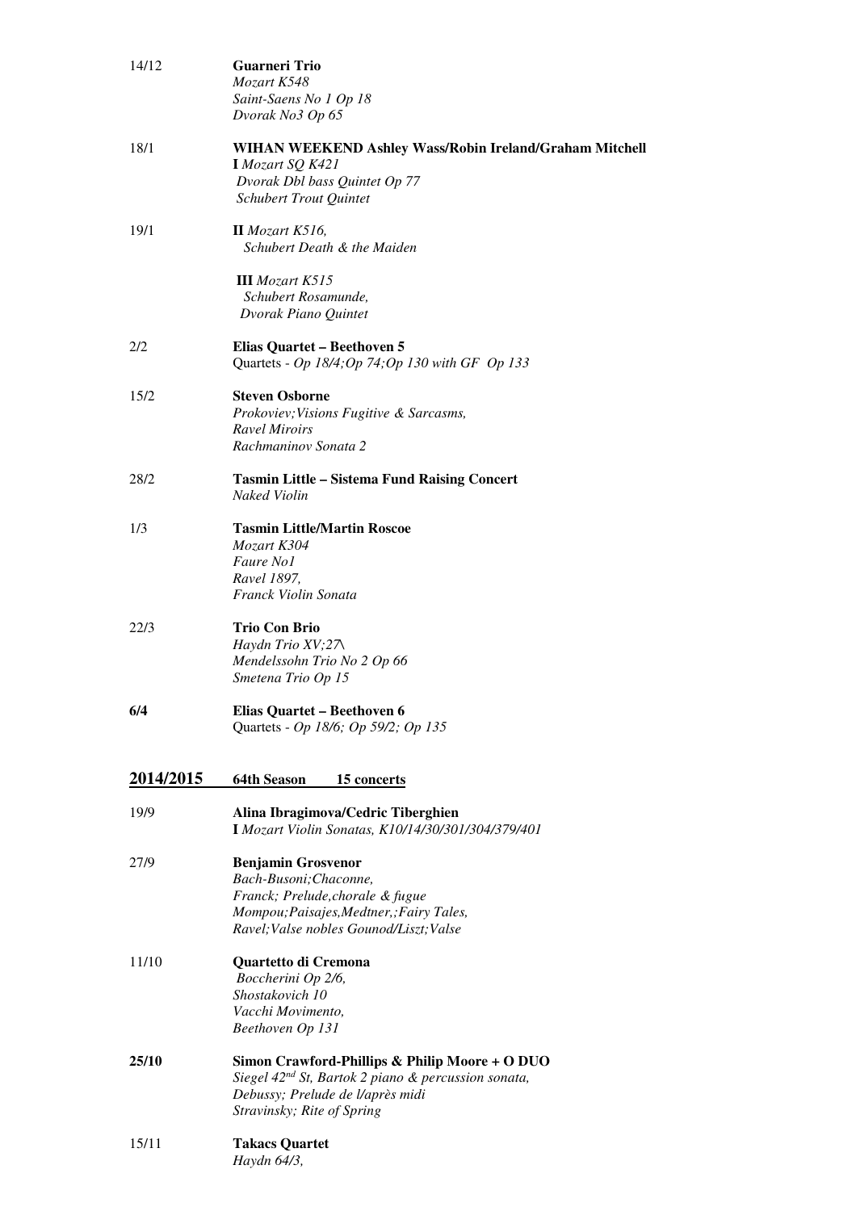14/12 **Guarneri Trio**
*Mozart K548*
*Saint-Saens No 1 Op 18*
*Dvorak No3 Op 65*

18/1 **WIHAN WEEKEND Ashley Wass/Robin Ireland/Graham Mitchell**
**I** *Mozart SQ K421*
*Dvorak Dbl bass Quintet Op 77*
*Schubert Trout Quintet*

19/1 **II** *Mozart K516,*
*Schubert Death & the Maiden*

**III** *Mozart K515*
*Schubert Rosamunde,*
*Dvorak Piano Quintet*

2/2 **Elias Quartet – Beethoven 5**
Quartets - *Op 18/4;Op 74;Op 130 with GF Op 133*

15/2 **Steven Osborne**
*Prokoviev;Visions Fugitive & Sarcasms,*
*Ravel Miroirs*
*Rachmaninov Sonata 2*

28/2 **Tasmin Little – Sistema Fund Raising Concert**
*Naked Violin*

1/3 **Tasmin Little/Martin Roscoe**
*Mozart K304*
*Faure No1*
*Ravel 1897,*
*Franck Violin Sonata*

22/3 **Trio Con Brio**
*Haydn Trio XV;27\*
*Mendelssohn Trio No 2 Op 66*
*Smetena Trio Op 15*

**6/4** **Elias Quartet – Beethoven 6**
Quartets - *Op 18/6; Op 59/2; Op 135*

## 2014/2015 64th Season 15 concerts

19/9 **Alina Ibragimova/Cedric Tiberghien**
**I** *Mozart Violin Sonatas, K10/14/30/301/304/379/401*

27/9 **Benjamin Grosvenor**
*Bach-Busoni;Chaconne,*
*Franck; Prelude,chorale & fugue*
*Mompou;Paisajes,Medtner,;Fairy Tales,*
*Ravel;Valse nobles Gounod/Liszt;Valse*

11/10 **Quartetto di Cremona**
*Boccherini Op 2/6,*
*Shostakovich 10*
*Vacchi Movimento,*
*Beethoven Op 131*

**25/10** **Simon Crawford-Phillips & Philip Moore + O DUO**
*Siegel 42nd St, Bartok 2 piano & percussion sonata,*
*Debussy; Prelude de l/après midi*
*Stravinsky; Rite of Spring*

15/11 **Takacs Quartet**
*Haydn 64/3,*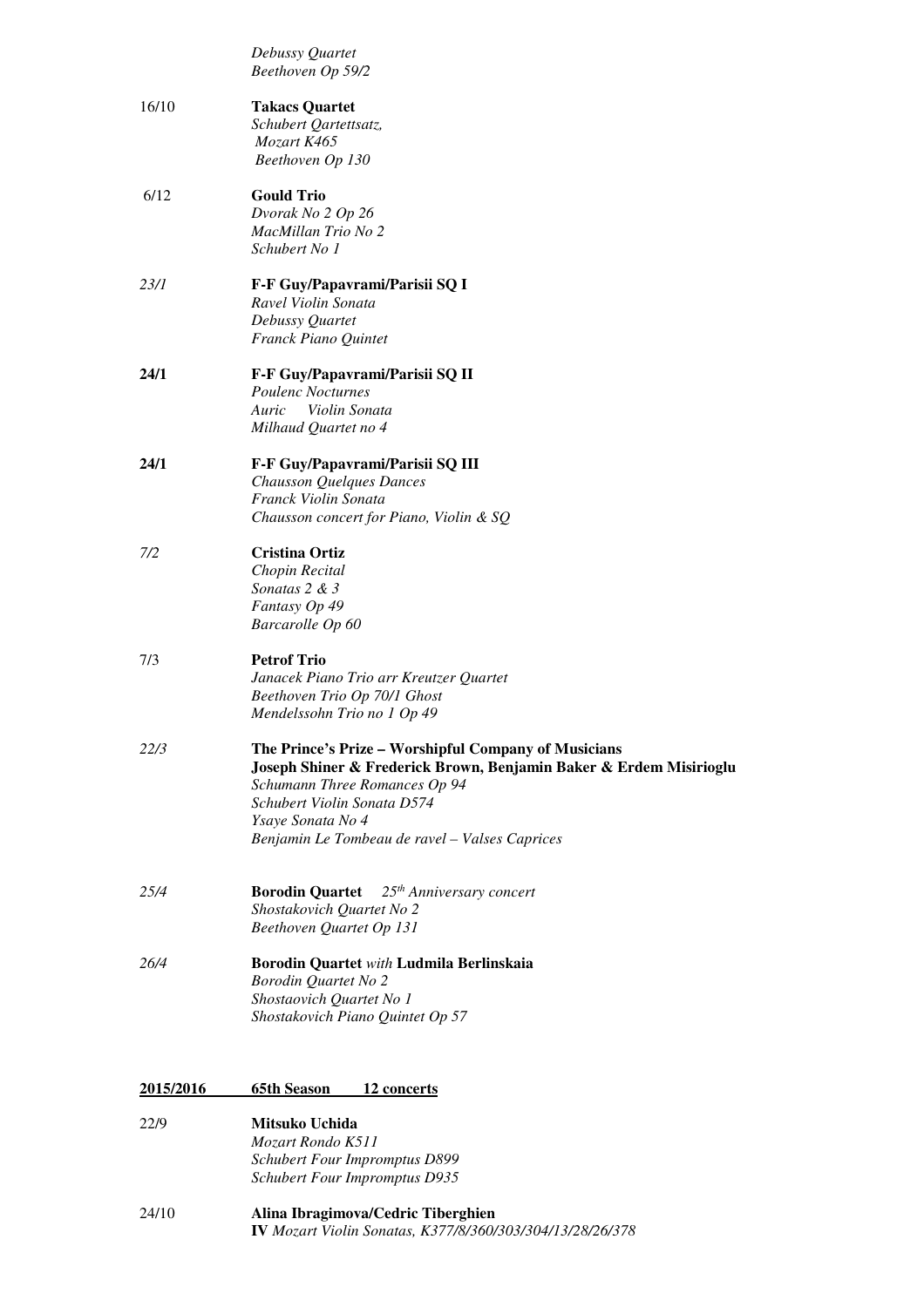*Debussy Quartet*
*Beethoven Op 59/2*

16/10 **Takacs Quartet**
*Schubert Qartettsatz,*
*Mozart K465*
*Beethoven Op 130*

6/12 **Gould Trio**
*Dvorak No 2 Op 26*
*MacMillan Trio No 2*
*Schubert No 1*

*23/1* **F-F Guy/Papavrami/Parisii SQ I**
*Ravel Violin Sonata*
*Debussy Quartet*
*Franck Piano Quintet*

**24/1** **F-F Guy/Papavrami/Parisii SQ II**
*Poulenc Nocturnes*
*Auric Violin Sonata*
*Milhaud Quartet no 4*

**24/1** **F-F Guy/Papavrami/Parisii SQ III**
*Chausson Quelques Dances*
*Franck Violin Sonata*
*Chausson concert for Piano, Violin & SQ*

*7/2* **Cristina Ortiz**
*Chopin Recital*
*Sonatas 2 & 3*
*Fantasy Op 49*
*Barcarolle Op 60*

7/3 **Petrof Trio**
*Janacek Piano Trio arr Kreutzer Quartet*
*Beethoven Trio Op 70/1 Ghost*
*Mendelssohn Trio no 1 Op 49*

*22/3* **The Prince's Prize – Worshipful Company of Musicians**
**Joseph Shiner & Frederick Brown, Benjamin Baker & Erdem Misirioglu**
*Schumann Three Romances Op 94*
*Schubert Violin Sonata D574*
*Ysaye Sonata No 4*
*Benjamin Le Tombeau de ravel – Valses Caprices*

*25/4* **Borodin Quartet** *25th Anniversary concert*
*Shostakovich Quartet No 2*
*Beethoven Quartet Op 131*

*26/4* **Borodin Quartet** *with* **Ludmila Berlinskaia**
*Borodin Quartet No 2*
*Shostaovich Quartet No 1*
*Shostakovich Piano Quintet Op 57*

## 2015/2016 65th Season 12 concerts

22/9 **Mitsuko Uchida**
*Mozart Rondo K511*
*Schubert Four Impromptus D899*
*Schubert Four Impromptus D935*

24/10 **Alina Ibragimova/Cedric Tiberghien**
**IV** *Mozart Violin Sonatas, K377/8/360/303/304/13/28/26/378*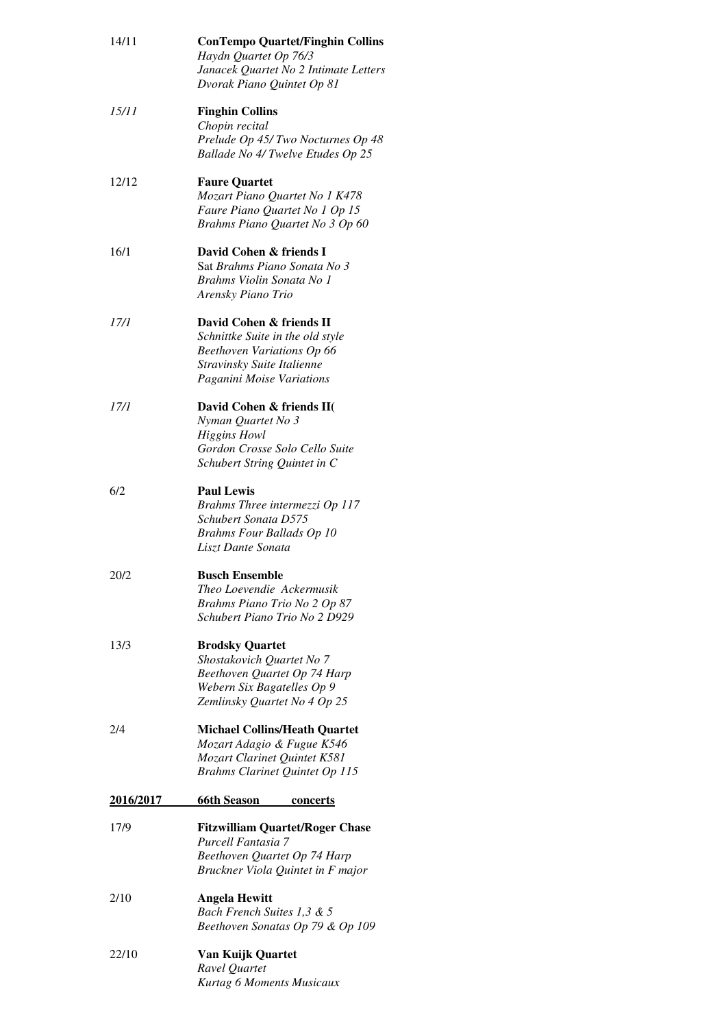14/11 **ConTempo Quartet/Finghin Collins**
*Haydn Quartet Op 76/3*
*Janacek Quartet No 2 Intimate Letters*
*Dvorak Piano Quintet Op 81*

*15/11* **Finghin Collins**
*Chopin recital*
*Prelude Op 45/ Two Nocturnes Op 48*
*Ballade No 4/ Twelve Etudes Op 25*

12/12 **Faure Quartet**
*Mozart Piano Quartet No 1 K478*
*Faure Piano Quartet No 1 Op 15*
*Brahms Piano Quartet No 3 Op 60*

16/1 **David Cohen & friends I**
Sat *Brahms Piano Sonata No 3*
*Brahms Violin Sonata No 1*
*Arensky Piano Trio*

*17/1* **David Cohen & friends II**
*Schnittke Suite in the old style*
*Beethoven Variations Op 66*
*Stravinsky Suite Italienne*
*Paganini Moise Variations*

*17/1* **David Cohen & friends II(**
*Nyman Quartet No 3*
*Higgins Howl*
*Gordon Crosse Solo Cello Suite*
*Schubert String Quintet in C*

6/2 **Paul Lewis**
*Brahms Three intermezzi Op 117*
*Schubert Sonata D575*
*Brahms Four Ballads Op 10*
*Liszt Dante Sonata*

20/2 **Busch Ensemble**
*Theo Loevendie Ackermusik*
*Brahms Piano Trio No 2 Op 87*
*Schubert Piano Trio No 2 D929*

13/3 **Brodsky Quartet**
*Shostakovich Quartet No 7*
*Beethoven Quartet Op 74 Harp*
*Webern Six Bagatelles Op 9*
*Zemlinsky Quartet No 4 Op 25*

2/4 **Michael Collins/Heath Quartet**
*Mozart Adagio & Fugue K546*
*Mozart Clarinet Quintet K581*
*Brahms Clarinet Quintet Op 115*

**2016/2017 66th Season concerts**

17/9 **Fitzwilliam Quartet/Roger Chase**
*Purcell Fantasia 7*
*Beethoven Quartet Op 74 Harp*
*Bruckner Viola Quintet in F major*

2/10 **Angela Hewitt**
*Bach French Suites 1,3 & 5*
*Beethoven Sonatas Op 79 & Op 109*

22/10 **Van Kuijk Quartet**
*Ravel Quartet*
*Kurtag 6 Moments Musicaux*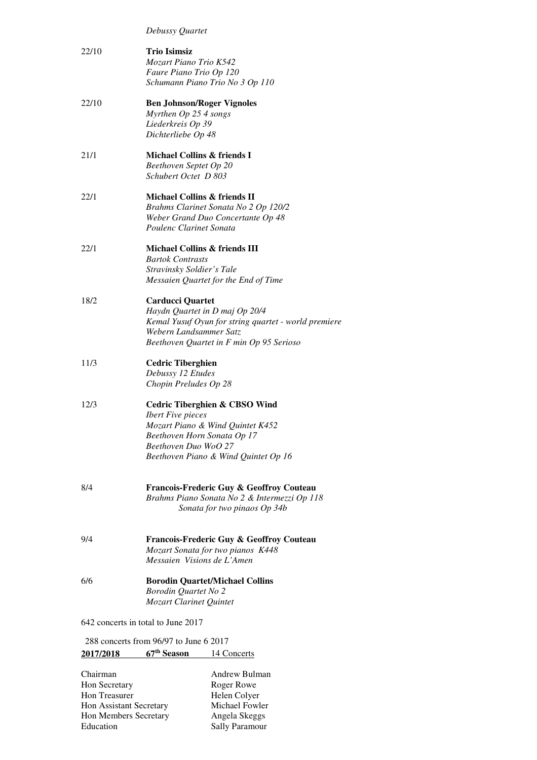*Debussy Quartet*

22/10 **Trio Isimsiz**
*Mozart Piano Trio K542*
*Faure Piano Trio Op 120*
*Schumann Piano Trio No 3 Op 110*

22/10 **Ben Johnson/Roger Vignoles**
*Myrthen Op 25 4 songs*
*Liederkreis Op 39*
*Dichterliebe Op 48*

21/1 **Michael Collins & friends I**
*Beethoven Septet Op 20*
*Schubert Octet D 803*

22/1 **Michael Collins & friends II**
*Brahms Clarinet Sonata No 2 Op 120/2*
*Weber Grand Duo Concertante Op 48*
*Poulenc Clarinet Sonata*

22/1 **Michael Collins & friends III**
*Bartok Contrasts*
*Stravinsky Soldier's Tale*
*Messaien Quartet for the End of Time*

18/2 **Carducci Quartet**
*Haydn Quartet in D maj Op 20/4*
*Kemal Yusuf Oyun for string quartet - world premiere*
*Webern Landsammer Satz*
*Beethoven Quartet in F min Op 95 Serioso*

11/3 **Cedric Tiberghien**
*Debussy 12 Etudes*
*Chopin Preludes Op 28*

12/3 **Cedric Tiberghien & CBSO Wind**
*Ibert Five pieces*
*Mozart Piano & Wind Quintet K452*
*Beethoven Horn Sonata Op 17*
*Beethoven Duo WoO 27*
*Beethoven Piano & Wind Quintet Op 16*

8/4 **Francois-Frederic Guy & Geoffroy Couteau**
*Brahms Piano Sonata No 2 & Intermezzi Op 118*
*Sonata for two pinaos Op 34b*

9/4 **Francois-Frederic Guy & Geoffroy Couteau**
*Mozart Sonata for two pianos K448*
*Messaien Visions de L'Amen*

6/6 **Borodin Quartet/Michael Collins**
*Borodin Quartet No 2*
*Mozart Clarinet Quintet*

642 concerts in total to June 2017

288 concerts from 96/97 to June 6 2017

**2017/2018** **67th Season** 14 Concerts

| | |
|---|---|
| Chairman | Andrew Bulman |
| Hon Secretary | Roger Rowe |
| Hon Treasurer | Helen Colyer |
| Hon Assistant Secretary | Michael Fowler |
| Hon Members Secretary | Angela Skeggs |
| Education | Sally Paramour |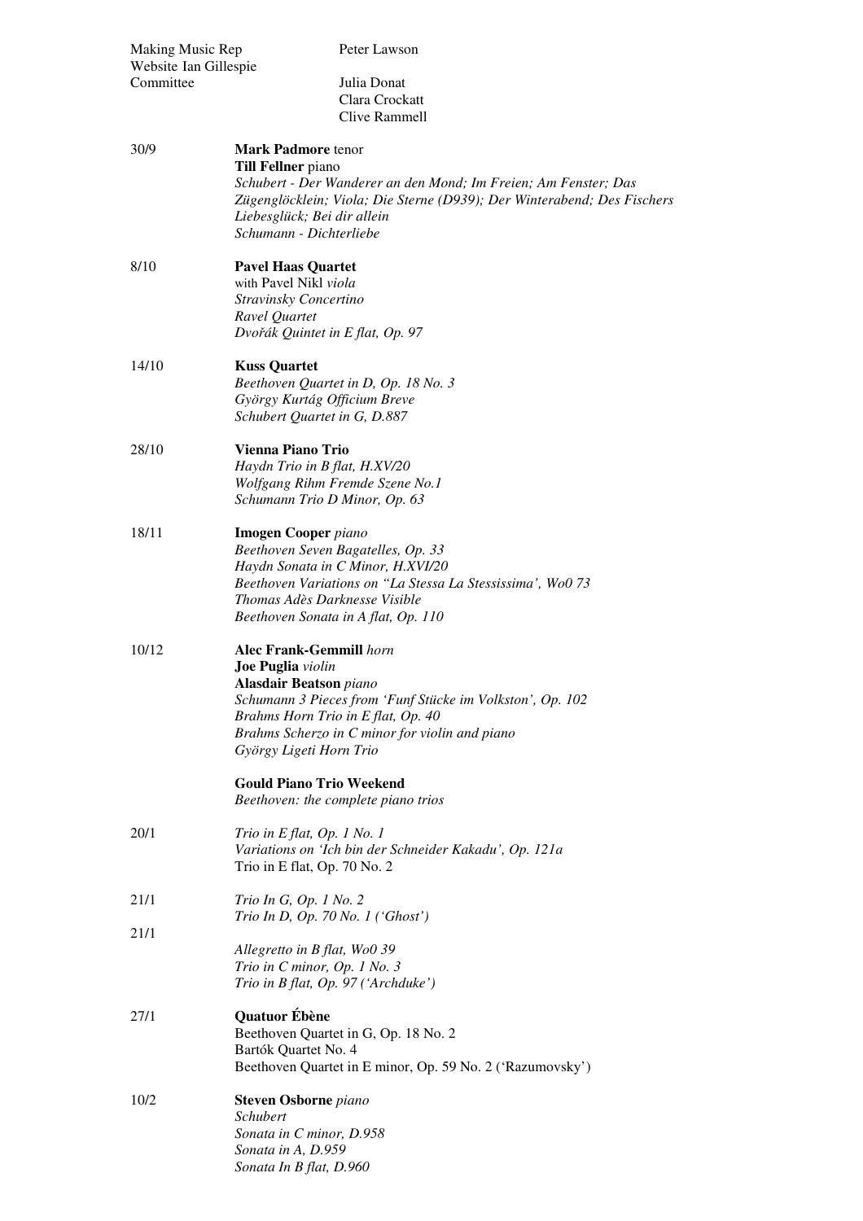Making Music Rep — Peter Lawson
Website Ian Gillespie
Committee — Julia Donat
Clara Crockatt
Clive Rammell

30/9 **Mark Padmore** tenor
**Till Fellner** piano
*Schubert - Der Wanderer an den Mond; Im Freien; Am Fenster; Das Zügenglöcklein; Viola; Die Sterne (D939); Der Winterabend; Des Fischers Liebesglück; Bei dir allein*
*Schumann - Dichterliebe*

8/10 **Pavel Haas Quartet**
with Pavel Nikl *viola*
*Stravinsky Concertino*
*Ravel Quartet*
*Dvořák Quintet in E flat, Op. 97*

14/10 **Kuss Quartet**
*Beethoven Quartet in D, Op. 18 No. 3*
*György Kurtág Officium Breve*
*Schubert Quartet in G, D.887*

28/10 **Vienna Piano Trio**
*Haydn Trio in B flat, H.XV/20*
*Wolfgang Rihm Fremde Szene No.1*
*Schumann Trio D Minor, Op. 63*

18/11 **Imogen Cooper** *piano*
*Beethoven Seven Bagatelles, Op. 33*
*Haydn Sonata in C Minor, H.XVI/20*
*Beethoven Variations on "La Stessa La Stessissima', Wo0 73*
*Thomas Adès Darknesse Visible*
*Beethoven Sonata in A flat, Op. 110*

10/12 **Alec Frank-Gemmill** *horn*
**Joe Puglia** *violin*
**Alasdair Beatson** *piano*
*Schumann 3 Pieces from 'Funf Stücke im Volkston', Op. 102*
*Brahms Horn Trio in E flat, Op. 40*
*Brahms Scherzo in C minor for violin and piano*
*György Ligeti Horn Trio*

**Gould Piano Trio Weekend**
*Beethoven: the complete piano trios*

20/1 *Trio in E flat, Op. 1 No. 1*
*Variations on 'Ich bin der Schneider Kakadu', Op. 121a*
Trio in E flat, Op. 70 No. 2

21/1 *Trio In G, Op. 1 No. 2*
*Trio In D, Op. 70 No. 1 ('Ghost')*

21/1 *Allegretto in B flat, Wo0 39*
*Trio in C minor, Op. 1 No. 3*
*Trio in B flat, Op. 97 ('Archduke')*

27/1 **Quatuor Ébène**
Beethoven Quartet in G, Op. 18 No. 2
Bartók Quartet No. 4
Beethoven Quartet in E minor, Op. 59 No. 2 ('Razumovsky')

10/2 **Steven Osborne** *piano*
*Schubert*
*Sonata in C minor, D.958*
*Sonata in A, D.959*
*Sonata In B flat, D.960*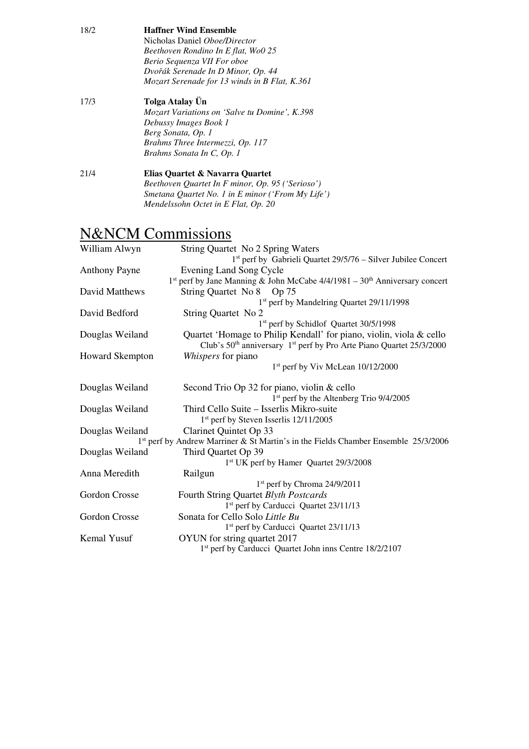18/2 **Haffner Wind Ensemble**
Nicholas Daniel *Oboe/Director*
*Beethoven Rondino In E flat, Wo0 25*
*Berio Sequenza VII For oboe*
*Dvořák Serenade In D Minor, Op. 44*
*Mozart Serenade for 13 winds in B Flat, K.361*

17/3 **Tolga Atalay Ün**
*Mozart Variations on 'Salve tu Domine', K.398*
*Debussy Images Book 1*
*Berg Sonata, Op. 1*
*Brahms Three Intermezzi, Op. 117*
*Brahms Sonata In C, Op. 1*

21/4 **Elias Quartet & Navarra Quartet**
*Beethoven Quartet In F minor, Op. 95 ('Serioso')*
*Smetana Quartet No. 1 in E minor ('From My Life')*
*Mendelssohn Octet in E Flat, Op. 20*

# N&NCM Commissions

| | |
|---|---|
| William Alwyn | String Quartet No 2 Spring Waters<br>1st perf by Gabrieli Quartet 29/5/76 – Silver Jubilee Concert |
| Anthony Payne | Evening Land Song Cycle<br>1st perf by Jane Manning & John McCabe 4/4/1981 – 30th Anniversary concert |
| David Matthews | String Quartet No 8 Op 75<br>1st perf by Mandelring Quartet 29/11/1998 |
| David Bedford | String Quartet No 2<br>1st perf by Schidlof Quartet 30/5/1998 |
| Douglas Weiland | Quartet 'Homage to Philip Kendall' for piano, violin, viola & cello<br>Club's 50th anniversary 1st perf by Pro Arte Piano Quartet 25/3/2000 |
| Howard Skempton | *Whispers* for piano<br>1st perf by Viv McLean 10/12/2000 |
| Douglas Weiland | Second Trio Op 32 for piano, violin & cello<br>1st perf by the Altenberg Trio 9/4/2005 |
| Douglas Weiland | Third Cello Suite – Isserlis Mikro-suite<br>1st perf by Steven Isserlis 12/11/2005 |
| Douglas Weiland | Clarinet Quintet Op 33<br>1st perf by Andrew Marriner & St Martin's in the Fields Chamber Ensemble 25/3/2006 |
| Douglas Weiland | Third Quartet Op 39<br>1st UK perf by Hamer Quartet 29/3/2008 |
| Anna Meredith | Railgun<br>1st perf by Chroma 24/9/2011 |
| Gordon Crosse | Fourth String Quartet *Blyth Postcards*<br>1st perf by Carducci Quartet 23/11/13 |
| Gordon Crosse | Sonata for Cello Solo *Little Bu*<br>1st perf by Carducci Quartet 23/11/13 |
| Kemal Yusuf | OYUN for string quartet 2017<br>1st perf by Carducci Quartet John inns Centre 18/2/2107 |